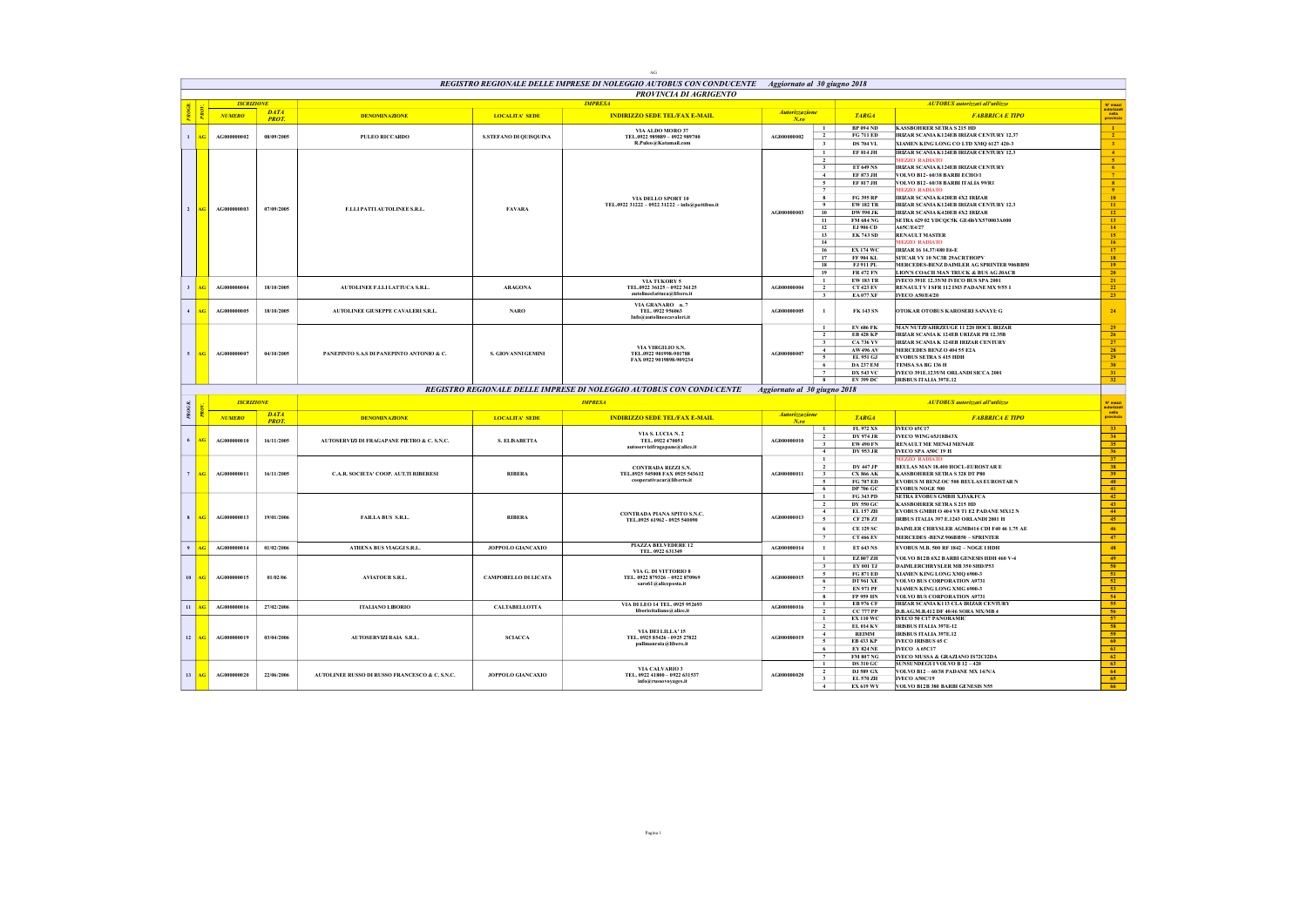# REGISTRO REGIONALE DELLE IMPRESE DI NOLEGGIO AUTOBUS CON CONDUCENTE — Aggiornato al 30 giugno 2018

## PROVINCIA DI AGRIGENTO

| PROGR. | PROV. | ISCRIZIONE NUMERO | ISCRIZIONE DATA PROT. | DENOMINAZIONE | LOCALITA' SEDE | INDIRIZZO SEDE TEL/FAX E-MAIL | Autorizzazione N.ro | | TARGA | FABBRICA E TIPO | N° mezzi autorizzati nella provincia |
|---|---|---|---|---|---|---|---|---|---|---|---|
| 1 | AG | AG000000002 | 08/09/2005 | PULEO RICCARDO | S.STEFANO DI QUISQUINA | VIA ALDO MORO 37 TEL.0922 989089 – 0922 989700 R.Puleo@Katamail.com | AG000000002 | 1 | BP 094 ND | KASSBOHRER SETRA S 215 HD | 1 |
| | | | | | | | | 2 | FG 713 ED | IRIZAR SCANIA K124EB IRIZAR CENTURY 12.37 | 2 |
| | | | | | | | | 3 | DS 704 VL | XIAMEN KING LONG CO LTD XMQ 6127 420-3 | 3 |
| 2 | AG | AG000000003 | 07/09/2005 | F.LLI PATTI AUTOLINEE S.R.L. | FAVARA | VIA DELLO SPORT 10 TEL.0922 31222 – 0922 31222 - info@pattibus.it | AG000000003 | 1 | EF 814 JH | IRIZAR SCANIA K124EB IRIZAR CENTURY 12.3 | 4 |
| | | | | | | | | 2 | | MEZZO RADIATO | 5 |
| | | | | | | | | 3 | ET 649 NS | IRIZAR SCANIA K124EB IRIZAR CENTURY | 6 |
| | | | | | | | | 4 | EF 873 JH | VOLVO B12- 60/38 BARBI ECHO/1 | 7 |
| | | | | | | | | 5 | EF 817 JH | VOLVO B12- 60/38 BARBI ITALIA 99/R1 | 8 |
| | | | | | | | | 7 | | MEZZO RADIATO | 9 |
| | | | | | | | | 8 | FG 395 RP | IRIZAR SCANIA K420EB 4X2 IRIZAR | 10 |
| | | | | | | | | 9 | EW 182 TR | IRIZAR SCANIA K124EB IRIZAR CENTURY 12.3 | 11 |
| | | | | | | | | 10 | DW 590 JK | IRIZAR SCANIA K420EB 4X2 IRIZAR | 12 |
| | | | | | | | | 11 | FM 684 NG | SETRA 629 02 YDCQC5K GE4I6YX570003A000 | 13 |
| | | | | | | | | 12 | EJ 906 CD | A65C/E4/27 | 14 |
| | | | | | | | | 13 | EK 743 SD | RENAULT MASTER | 15 |
| | | | | | | | | 14 | | MEZZO RADIATO | 16 |
| | | | | | | | | 16 | EX 174 WC | IRIZAR 16 14.37/480 E6-E | 17 |
| | | | | | | | | 17 | FF 904 KL | SITCAR VY 10 NC3B 29ACRTHOPV | 18 |
| | | | | | | | | 18 | FJ 911 PL | MERCEDES-BENZ DAIMLER AG SPRINTER 906BB50 | 19 |
| | | | | | | | | 19 | FR 472 FN | LION'S COACH MAN TRUCK & BUS AG R0ACB | 20 |
| 3 | AG | AG000000004 | 18/10/2005 | AUTOLINEE F.LLI LATTUCA S.R.L. | ARAGONA | VIA TUKORY 5 TEL.0922 36125 – 0922 36125 autolineelattuca@libero.it | AG000000004 | 1 | EW 183 TR | IVECO 391E 12.35/M IVECO BUS SPA 2001 | 21 |
| | | | | | | | | 2 | CT 423 EV | RENAULT V ISFR 112 IM3 PADANE MX 9/55 I | 22 |
| | | | | | | | | 3 | EA 077 XF | IVECO A50/E4/20 | 23 |
| 4 | AG | AG000000005 | 18/10/2005 | AUTOLINEE GIUSEPPE CAVALERI S.R.L. | NARO | VIA GRANARO n. 7 TEL. 0922 956063 Info@autolineecavaleri.it | AG000000005 | 1 | FK 143 SN | OTOKAR OTOBUS KAROSERI SANAYI G | 24 |
| 5 | AG | AG000000007 | 04/10/2005 | PANEPINTO S.A.S DI PANEPINTO ANTONIO & C. | S. GIOVANNI GEMINI | VIA VIRGILIO S.N. TEL.0922 901998-901788 FAX 0922 9019898-909234 | AG000000007 | 1 | EV 686 FK | MAN NUTZFAHRZEUGE 11 220 HOCL IRIZAR | 25 |
| | | | | | | | | 2 | EB 428 KP | IRIZAR SCANIA K 124EB URIZAR PB 12.35B | 26 |
| | | | | | | | | 3 | CA 736 YV | IRIZAR SCANIA K 124EB IRIZAR CENTURY | 27 |
| | | | | | | | | 4 | AW 496 AV | MERCEDES BENZ O 404 55 E2A | 28 |
| | | | | | | | | 5 | EL 951 GJ | EVOBUS SETRA S 415 HDH | 29 |
| | | | | | | | | 6 | DA 237 EM | TEMSA SA BG 136 H | 30 |
| | | | | | | | | 7 | DX 543 VC | IVECO 391E.12.35/M ORLANDI SICCA 2001 | 31 |
| | | | | | | | | 8 | EV 399 DC | IRISBUS ITALIA 397E.12 | 32 |
| 6 | AG | AG000000010 | 16/11/2005 | AUTOSERVIZI DI FRAGAPANE PIETRO & C. S.N.C. | S. ELISABETTA | VIA S. LUCIA N. 2 TEL. 0922 478051 autoservizifragapane@alice.it | AG000000010 | 1 | EL 972 XS | IVECO 65C17 | 33 |
| | | | | | | | | 2 | DY 974 JR | IVECO WING 65J18B43X | 34 |
| | | | | | | | | 3 | EW 490 FN | RENAULT ME MEN4J MEN4JE | 35 |
| | | | | | | | | 4 | DY 953 JR | IVECO SPA A50C 19 H | 36 |
| 7 | AG | AG000000011 | 16/11/2005 | C.A.R. SOCIETA' COOP. AUT.TI RIBERESI | RIBERA | CONTRADA RIZZI S.N. TEL.0925 545008 FAX 0925 543612 cooperativacar@libero.it | AG000000011 | 1 | | MEZZO RADIATO | 37 |
| | | | | | | | | 2 | DY 447 JP | BEULAS MAN 18.400 HOCL-EUROSTAR E | 38 |
| | | | | | | | | 3 | CX 866 AK | KASSBOHRER SETRA S 328 DT P80 | 39 |
| | | | | | | | | 5 | FG 787 ED | EVOBUS M BENZ OC 500 BEULAS EUROSTAR N | 40 |
| | | | | | | | | 6 | DP 706 GC | EVOBUS NOGE 500 | 41 |
| 8 | AG | AG000000013 | 19/01/2006 | FAILLA BUS S.R.L. | RIBERA | CONTRADA PIANA SPITO S.N.C. TEL.0925 61962 - 0925 540090 | AG000000013 | 1 | FG 343 PD | SETRA EVOBUS GMBH XJ3AKFCA | 42 |
| | | | | | | | | 2 | DY 550 GC | KASSBOHRER SETRA S 215 HD | 43 |
| | | | | | | | | 4 | EL 157 ZH | EVOBUS GMBH O 404 V8 TI E2 PADANE MX12 N | 44 |
| | | | | | | | | 5 | CF 278 ZT | IRIBUS ITALIA 397 E.1243 ORLANDI 2001 H | 45 |
| | | | | | | | | 6 | CE 129 SC | DAIMLER CHRYSLER AGMB416 CDI F40 46 1.75 AE | 46 |
| | | | | | | | | 7 | CT 466 EV | MERCEDES -BENZ 906BB50 – SPRINTER | 47 |
| 9 | AG | AG000000014 | 01/02/2006 | ATHENA BUS VIAGGI S.R.L. | JOPPOLO GIANCAXIO | PIAZZA BELVEDERE 12 TEL. 0922 631349 | AG000000014 | 1 | ET 643 NS | EVOBUS M.B. 500 RF 1842 – NOGE 1 HDH | 48 |
| 10 | AG | AG000000015 | 01/02/06 | AVIATOUR S.R.L. | CAMPOBELLO DI LICATA | VIA G. DI VITTORIO 8 TEL. 0922 879326 – 0922 879969 saro61@alicepostа.it | AG000000015 | 1 | EZ 807 ZH | VOLVO B12B 6X2 BARBI GENESIS HDH 460 V-4 | 49 |
| | | | | | | | | 3 | EY 001 TJ | DAIMLERCHRYSLER MB 350 SHD/P53 | 50 |
| | | | | | | | | 5 | FG 873 ED | XIAMEN KING LONG XMQ 6900-3 | 51 |
| | | | | | | | | 6 | DT 961 XE | VOLVO BUS CORPORATION A9731 | 52 |
| | | | | | | | | 7 | EN 971 PF | XIAMEN KING LONG XMQ 6900-3 | 53 |
| | | | | | | | | 8 | FP 959 HN | VOLVO BUS CORPORATION A9731 | 54 |
| 11 | AG | AG000000016 | 27/02/2006 | ITALIANO LIBORIO | CALTABELLOTTA | VIA DI LEO 14 TEL. 0925 952693 liborioitaliano@alice.it | AG000000016 | 1 | EB 976 CF | IRIZAR SCANIA K113 CLA IRIZAR CENTURY | 55 |
| | | | | | | | | 2 | CC 777 PP | D.B.AG.M.B.412 DF 40/46 SORA MX/MB 4 | 56 |
| 12 | AG | AG000000019 | 03/04/2006 | AUTOSERVIZI RAIA S.R.L. | SCIACCA | VIA DEI LILLA' 15 TEL. 0925 85426 - 0925 27822 pullmanraia@libero.it | AG000000019 | 1 | EX 110 WC | IVECO 50 C17 PANORAMIC | 57 |
| | | | | | | | | 2 | EL 014 KY | IRISBUS ITALIA 397E-12 | 58 |
| | | | | | | | | 4 | REIMM | IRISBUS ITALIA 397E.12 | 59 |
| | | | | | | | | 5 | EB 433 KP | IVECO IRISBUS 65 C | 60 |
| | | | | | | | | 6 | EY 824 NE | IVECO A 65C17 | 61 |
| | | | | | | | | 7 | FM 807 NG | IVECO MUSSA & GRAZIANO IS72CI2DA | 62 |
| 13 | AG | AG000000020 | 22/06/2006 | AUTOLINEE RUSSO DI RUSSO FRANCESCO & C. S.N.C. | JOPPOLO GIANCAXIO | VIA CALVARIO 3 TEL. 0922 41800 – 0922 631537 info@russovoyages.it | AG000000020 | 1 | DS 310 GC | SUNSUNDEGUI VOLVO B 12 – 420 | 63 |
| | | | | | | | | 2 | DJ 589 GX | VOLVO B12 – 60/38 PADANE MX 14/N/A | 64 |
| | | | | | | | | 3 | EL 570 JH | IVECO A50C/19 | 65 |
| | | | | | | | | 4 | EX 619 WY | VOLVO B12B 380 BARBI GENESIS N55 | 66 |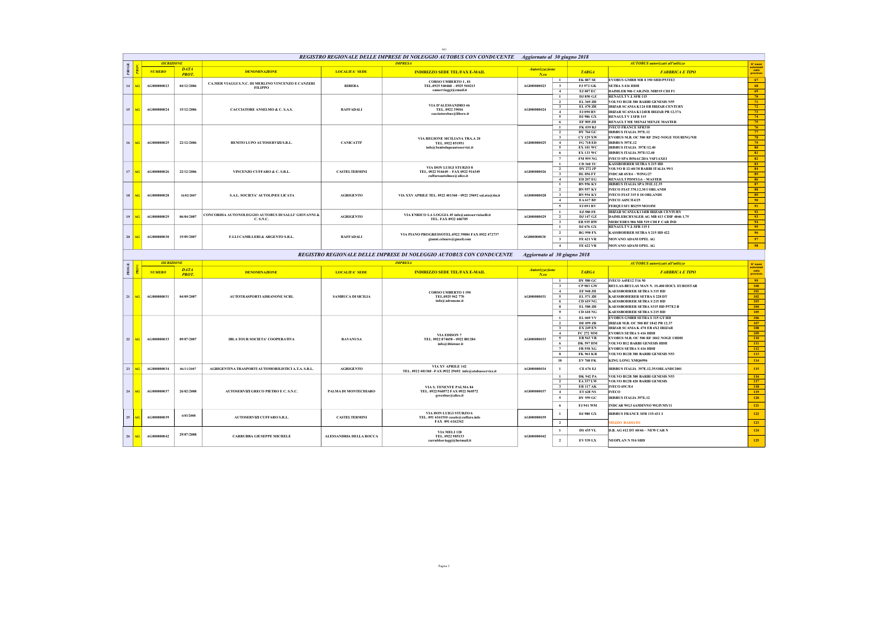## REGISTRO REGIONALE DELLE IMPRESE DI NOLEGGIO AUTOBUS CON CONDUCENTE — Aggiornato al 30 giugno 2018

| PROGR. | PROV. | ISCRIZIONE NUMERO | ISCRIZIONE DATA PROT. | DENOMINAZIONE | LOCALITA' SEDE | INDIRIZZO SEDE TEL/FAX E-MAIL | Autorizzazione N.ro | | TARGA | FABBRICA E TIPO | N° mezzi autorizzati nella provincia |
|---|---|---|---|---|---|---|---|---|---|---|---|
| 14 | AG | AG000000023 | 04/12/2006 | CA.MER VIAGGI S.N.C. DI MERLINO VINCENZO E CANZERI FILIPPO | RIBERA | CORSO UMBERTO 1 , 81 TEL.0925 540468 – 0925 540213 camerviaggi@gmail.it | AG000000023 | 1 | EK 887 SE | EVOBUS GMBH MB 0 350 SHD/P53TE3 | 67 |
| | | | | | | | | 3 | FJ 972 GK | SETRA S416 HDH | 68 |
| | | | | | | | | 4 | EJ 007 EC | DAIMLER 906 CAR.IND. MB519 CDI F1 | 69 |
| 15 | AG | AG000000024 | 15/12/2006 | CACCIATORE ANSELMO & C. S.A.S. | RAFFADALI | VIA D'ALESSANDRO 46 TEL. 0922 39016 cacciatorebus@libero.it | AG000000024 | 1 | DJ 850 GZ | RENAULT V.I. SFR 115 | 70 |
| | | | | | | | | 2 | EL 369 ZH | VOLVO B12B 380 BARBI GENESIS N55 | 71 |
| | | | | | | | | 3 | EL 478 ZH | IRIZAR SCANIA K124 EB IRIZAR CENTURY | 72 |
| | | | | | | | | 4 | FJ 090 RV | IRIZAR SCANIA K124EB IRIZAR PB 12.37A | 73 |
| | | | | | | | | 5 | DJ 986 GX | RENAULT V I SFR 115 | 74 |
| | | | | | | | | 6 | EF 909 JH | RENAULT ME MEN4J MENJE MASTER | 75 |
| 16 | AG | AG000000025 | 22/12/2006 | BENITO LUPO AUTOSERVIZI S.R.L. | CANICATTI' | VIA REGIONE SICILIANA TRA.A 20 TEL. 0922 851951 info@benitolupoautoservizi.it | AG000000025 | 1 | FK 659 RJ | IVECO FRANCE SFR310 | 76 |
| | | | | | | | | 2 | DY 764 GC | IRISBUS ITALIA 397E.12 | 77 |
| | | | | | | | | 3 | CY 129 XW | EVOBUS M.B. OC 500 RF 2542-NOGE TOURING/NH | 78 |
| | | | | | | | | 4 | FG 718 ED | IRISBUS 397E.12 | 79 |
| | | | | | | | | 5 | EX 101 WC | IRISBUS ITALIA 397E/12.40 | 80 |
| | | | | | | | | 6 | EX 133 WC | IRISBUS ITALIA 397E/12.40 | 81 |
| | | | | | | | | 7 | FM 995 NG | IVECO SPA B56AC2DA Y6F1AXE1 | 82 |
| 17 | AG | AG000000026 | 22/12/2006 | VINCENZO CUFFARO & C. S.R.L. | CASTELTERMINI | VIA DON LUIGI STURZO 8 TEL. 0922 916649 – FAX 0922 916349 cuffaroautolinee@alice.it | AG000000026 | 1 | CD 368 TC | KASSBOHRER SETRA S 215 HD | 83 |
| | | | | | | | | 2 | DY 272 FP | VOLVO B 12-60/38 BARBI ITALIA 99/1 | 84 |
| | | | | | | | | 3 | DL 056 FT | INDCAR 65/E4 – WING/27 | 85 |
| | | | | | | | | 4 | ED 207 EG | RENAULT PDMYL6 – MASTER | 86 |
| 18 | AG | AG000000028 | 16/02/2007 | S.A.L. SOCIETA' AUTOLINEE LICATA | AGRIGENTO | VIA XXV APRILE TEL. 0922 401360 - 0922 29692 sal.ata@tin.it | AG000000028 | 1 | BN 956 KY | IRISBUS ITALIA SPA 391E.12.35 | 87 |
| | | | | | | | | 2 | BN 957 KY | IVECO FIAT 370.12.30 I ORLANDI | 88 |
| | | | | | | | | 3 | BN 954 KY | IVECO FIAT 315 8 18 ORLANDI | 89 |
| | | | | | | | | 4 | EA 617 BF | IVECO A65C/E4/25 | 90 |
| | | | | | | | | 5 | FJ 091 RV | FERQUI SF1 BS259 MO10M | 91 |
| 19 | AG | AG000000029 | 06/04/2007 | CONCORDIA AUTONOLEGGIO AUTOBUS DI SALLI' GIOVANNI & C. S.N.C. | AGRIGENTO | VIA ENRICO LA LOGGIA 45 info@autoservizisalli.it TEL. FAX 0922 606705 | AG000000029 | 1 | EZ 580 FE | IRIZAR SCANIA K114EB IRIZAR CENTURY | 92 |
| | | | | | | | | 2 | DJ 147 GZ | DAIMLERCRYSLER AG MB 413 CDIF 4046 1.75 | 93 |
| | | | | | | | | 3 | ER 935 HW | MERCEDES 906 MB 519 CDI F CAR IND | 94 |
| 20 | AG | AG000000030 | 15/05/2007 | F.LLI CAMILLERI & ARGENTO S.R.L. | RAFFADALI | VIA PIANO PROGRESSO TEL.0922 39084 FAX 0922 472737 gianni.celauro@gmail.com | AG000000030 | 1 | DJ 676 GX | RENAULT V.I. SFR 115 I | 95 |
| | | | | | | | | 2 | BG 990 FX | KASSBOHRER SETRA S 215 HD 422 | 96 |
| | | | | | | | | 3 | FE 621 VR | MOVANO ADAM OPEL AG | 97 |
| | | | | | | | | 4 | FE 622 VR | MOVANO ADAM OPEL AG | 98 |

## REGISTRO REGIONALE DELLE IMPRESE DI NOLEGGIO AUTOBUS CON CONDUCENTE — Aggiornato al 30 giugno 2018

| PROGR. | PROV. | ISCRIZIONE NUMERO | ISCRIZIONE DATA PROT. | DENOMINAZIONE | LOCALITA' SEDE | INDIRIZZO SEDE TEL/FAX E-MAIL | Autorizzazione N.ro | | TARGA | FABBRICA E TIPO | N° mezzi autorizzati nella provincia |
|---|---|---|---|---|---|---|---|---|---|---|---|
| 21 | AG | AG000000031 | 04/09/2007 | AUTOTRASPORTI ADRANONE SCRL | SAMBUCA DI SICILIA | CORSO UMBERTO I 190 TEL.0925 942 770 info@adranone.it | AG000000031 | 1 | DY 580 GC | IVECO A45E12 T16 50 | 99 |
| | | | | | | | | 3 | CP 983 GW | BEULAS-BEULAS MAN N. 18.400 HOCL EUROSTAR | 100 |
| | | | | | | | | 4 | EF 948 JH | KAESSBOHRER SETRA S 315 HD | 101 |
| | | | | | | | | 5 | EL 571 ZH | KAESSBOHERER SETRA S 228 DT | 102 |
| | | | | | | | | 6 | CD 619 NG | KAESSBOHRER SETRA S 215 HD | 103 |
| | | | | | | | | 8 | EL 580 ZH | KAESSBOHRER SETRA S315 HD P57E2 B | 104 |
| | | | | | | | | 9 | CD 618 NG | KAESSBOHRER SETRA S 215 HD | 105 |
| 22 | AG | AG000000033 | 09/07/2007 | IBLA TOUR SOCIETA' COOPERATIVA | RAVANUSA | VIA EDISON 7 TEL. 0922 874058 – 0922 881284 info@iblatour.it | AG000000033 | 1 | EL 069 VV | EVOBUS GMBH SETRA S 315 GT HD | 106 |
| | | | | | | | | 2 | DE 059 ZB | IRIZAR M.B. OC 500 RF 1842 PR 12.37 | 107 |
| | | | | | | | | 3 | EX 249 EN | IRIZAR SCANIA K 470 EB 4X2 IRIZAR | 108 |
| | | | | | | | | 4 | FC 272 MM | EVOBUS SETRA S 416 HDH | 109 |
| | | | | | | | | 5 | EB 563 VB | EVOBUS M.B. OC 500 RF 1842 NOGE I HDH | 110 |
| | | | | | | | | 6 | DK 597 HM | VOLVO B12 BARBI GENESIS HDH | 111 |
| | | | | | | | | 7 | FB 558 XG | EVOBUS SETRA S 416 HDH | 112 |
| | | | | | | | | 8 | FK 961 KR | VOLVO B12B 380 BARBI GENESIS N53 | 113 |
| | | | | | | | | 10 | EV 768 FK | KING LONG XMQ6996 | 114 |
| 23 | AG | AG000000034 | 06/11/2007 | AGRIGENTINA TRASPORTI AUTOMOBILISTICI A.T.A. S.R.L. | AGRIGENTO | VIA XV APRILE 142 TEL. 0922 401360 –FAX 0922 29692 info@atabusservice.it | AG000000034 | 1 | CE 676 EJ | IRISBUS ITALIA 397E.12.35/ORLANDI 2001 | 115 |
| 24 | AG | AG000000037 | 26/02/2008 | AUTOSERVIZI GRECO PIETRO E C. S.N.C. | PALMA DI MONTECHIARO | VIA S. TENENTE PALMA 84 TEL. 0922/960572 FAX 0922 960572 grecobus@alice.it | AG000000037 | 1 | DK 942 PA | VOLVO B12B 380 BARBI GENESIS N53 | 116 |
| | | | | | | | | 2 | EA 337 LW | VOLVO B12B 420 BARBI GENESIS | 117 |
| | | | | | | | | 3 | ER 117 AK | IVECO 65C/E4 | 118 |
| | | | | | | | | 4 | ET 628 NS | IVECO | 119 |
| | | | | | | | | 5 | DY 559 GC | IRISBUS ITALIA 397E.12 | 120 |
| | | | | | | | | 6 | FJ 941 WM | INDCAR WG3 6A5DINNO WGIVMY11 | 121 |
| 25 | AG | AG000000039 | 6/03/2008 | AUTOSERVIZI CUFFARO S.R.L. | CASTELTERMINI | VIA DON LUIGI STURZO 6 TEL. 091 6161510 casale@cuffaro.info FAX 091 6162342 | AG000000039 | 1 | DJ 980 GX | IRISBUS FRANCE SFR 115-431 I | 122 |
| | | | | | | | | 2 | | MEZZO RADIATO | 123 |
| 26 | AG | AG000000042 | 29/07/2008 | CARRUBBA GIUSEPPE MICHELE | ALESSANDRIA DELLA ROCCA | VIA MELI 120 TEL. 0922 985133 carrubbaviaggi@hotmail.it | AG000000042 | 1 | DS 435 VL | D.B. AG 412 DT 40/46 – NEW CAR N | 124 |
| | | | | | | | | 2 | EV 539 LX | NEOPLAN N 516 SHD | 125 |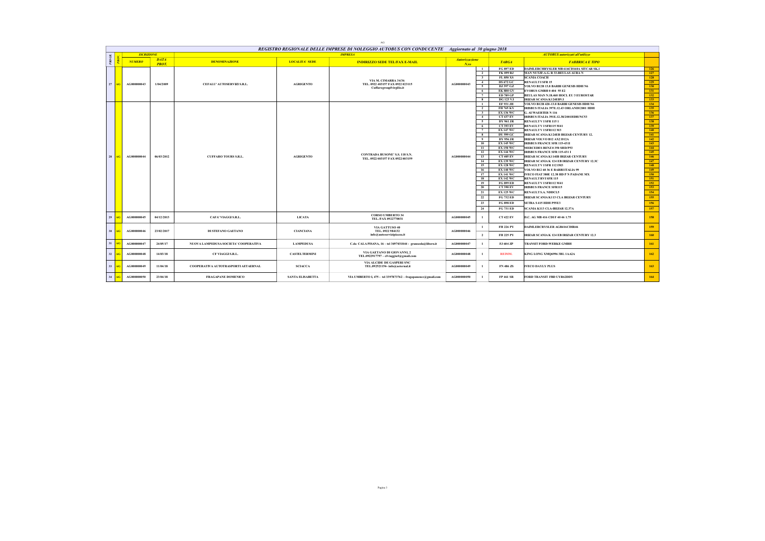## REGISTRO REGIONALE DELLE IMPRESE DI NOLEGGIO AUTOBUS CON CONDUCENTE Aggiornato al 30 giugno 2018

| PROGR. | PROV. | ISCRIZIONE NUMERO | ISCRIZIONE DATA PROT. | IMPRESA DENOMINAZIONE | LOCALITA' SEDE | INDIRIZZO SEDE TEL/FAX E-MAIL | Autorizzazione N.ro | | AUTOBUS autorizzati all'utilizzo TARGA | FABBRICA E TIPO | |
|---|---|---|---|---|---|---|---|---|---|---|---|
| 27 | AG | AG000000043 | 1/04/2009 | CEFALU' AUTOSERVIZI S.R.L. | AGRIGENTO | VIA M. CIMARRA 34/36 TEL. 0922 403157 FAX 0922 023115 Cuffarogroup@virgilio.it | AGI00000043 | 1 | FG 897 ED | DAIMLERCHRYSLER MB 616CD160A SITCAR SK.1 | 126 |
| | | | | | | | | 2 | FK 099 RJ | MAN NUTZF.A.G. R 33-BEULAS AURA N | 127 |
| | | | | | | | | 3 | FL 850 XS | SCANIA COACH | 128 |
| | | | | | | | | 4 | DS 672 GC | RENAULT I SFR 15 | 129 |
| | | | | | | | | 5 | DJ 397 GZ | VOLVO B12B 13.8 BARBI GENESIS HDH N6 | 130 |
| | | | | | | | | 6 | EK 880 GV | EVOBUS GMBH 0 404 55 E2 | 131 |
| | | | | | | | | 7 | ED 789 GP | BEULAS MAN N.18.460 HOCL EU 3 EUROSTAR | 132 |
| | | | | | | | | 8 | DG 123 VJ | IRIZAR SCANIA K124EBVJ | 133 |
| 28 | AG | AG000000044 | 06/03/2012 | CUFFARO TOURS S.R.L. | AGRIGENTO | CONTRADA BUSONE' S.S. 118 S.N. TEL. 0922/403157 FAX 0922/403159 | AGI00000044 | 1 | EF 931 JH | VOLVO B12B 420-13.8 BARBI GENESIS HDH N6 | 134 |
| | | | | | | | | 2 | FH 765 KY | IRISBUS ITALIA 397E.12.43 ORLANDI 2001 HDH | 135 |
| | | | | | | | | 3 | EX 136 WC | G. AUWAERTER N 116 | 136 |
| | | | | | | | | 4 | CT 437 EV | IRISBUS ITALIA 391E.12.38/2001HDHNC53 | 137 |
| | | | | | | | | 5 | DY 961 JR | RENAULT V I SFR 115 1 | 138 |
| | | | | | | | | 6 | CT 393 EV | RENAULT V I SFR115 M41 | 139 |
| | | | | | | | | 7 | EX 147 WC | RENAULT V I SFR112 M3 | 140 |
| | | | | | | | | 8 | DY 599 GC | IRIZAR SCANIA K124EB IRIZAR CENTURY 12. | 141 |
| | | | | | | | | 9 | DY 956 JR | IRIZAR VOLVO B12 AX2 D12A | 142 |
| | | | | | | | | 10 | EX 145 WC | IRISBUS FRANCE SFR 115-431I | 143 |
| | | | | | | | | 11 | EX 150 WC | MERCEDES BENZ 0 350 SHD/P53 | 144 |
| | | | | | | | | 12 | EX 144 WC | IRISBUS FRANCE SFR 115-431 I | 145 |
| | | | | | | | | 13 | CT 405 EV | IRIZAR SCANIA K114EB IRIZAR CENTURY | 146 |
| | | | | | | | | 14 | EX 139 WC | IRIZAR SCANIA K 124 EB IRIZAR CENTURY 12.3C | 147 |
| | | | | | | | | 15 | EX 128 WC | RENAULT V I SFR 112 IM3 | 148 |
| | | | | | | | | 16 | EX 140 WC | VOLVO B12 60 36 E BARBI ITALIA 99 | 149 |
| | | | | | | | | 17 | EX 141 WC | IVECO FIAT 380E 12.38 HD P N PADANE MX | 150 |
| | | | | | | | | 18 | EX 142 WC | RENAULT RVI SFR 115 | 151 |
| | | | | | | | | 19 | FG 899 ED | RENAULT V I SFR112 M41 | 152 |
| | | | | | | | | 20 | CT 390 EV | IRISBUS FRANCE SFR115 | 153 |
| | | | | | | | | 21 | EX 125 WC | RENAULT S.A. NDDCL5 | 154 |
| | | | | | | | | 22 | FG 732 ED | IRIZAR SCANIA K113 CLA IRIZAR CENTURY | 155 |
| | | | | | | | | 23 | FG 898 ED | SETRA S 415 HDH P55E3 | 156 |
| | | | | | | | | 24 | FG 731 ED | SCANIA K113 CLA-IRIZAR 12.37A | 157 |
| 29 | AG | AG000000045 | 04/12/2013 | CAFA' VIAGGI S.R.L. | LICATA | CORSO UMBERTO 34 TEL./FAX 0922770031 | AGI00000045 | 1 | CT 422 EV | D.C. AG MB 416 CDI F 40 46 1.75 | 158 |
| 30 | AG | AG000000046 | 23/02/2017 | DI STEFANO GAETANO | CIANCIANA | VIA GATTUSO 40 TEL. 0922 984132 info@autoservizipiazza.it | AGI00000046 | 1 | FH 226 PY | DAIMLERCRYSLER AGB416CDIR46 | 159 |
| | | | | | | | | 2 | FH 225 PY | IRIZAR SCANIA K 124 EB IRIZAR CENTURY 12.3 | 160 |
| 31 | AG | AG000000047 | 24/05/17 | NUOVA LAMPEDUSA SOCIETA' COOPERATIVA | LAMPEDUSA | C.da CALA PISANA, 16 – tel 3497031844 - granscola@libero.it | AGI00000047 | 1 | FJ 604 ZP | TRANSIT FORD-WERKE GMBH | 161 |
| 32 | AG | AG000000048 | 14/03/18 | CF VIAGGI S.R.L. | CASTELTERMINI | VIA GAETANO DI GIOVANNI, 2 TEL.0922917797 – cfviaggisrl@gmail.com | AGI00000048 | 1 | REIMM. | KING LONG XMQ6996 5BL 1AA2A | 162 |
| 33 | AG | AG000000049 | 11/04/18 | COOPERATIVA AUTOTRASPORTI AETAERNAL | SCIACCA | VIA ALCIDE DE GASPERI SNC TEL.092521154- info@aeternal.it | AGI00000049 | 1 | FN 486 ZS | IVECO DAYLY PLUS | 163 |
| 34 | AG | AG000000050 | 23/04/18 | FRAGAPANE DOMENICO | SANTA ELISABETTA | VIA UMBERTO I, 475 - tel 3397873762 – fragapanenco@gmail.com | AGI00000050 | 1 | FP 461 SR | FORD TRANSIT FBD UYR62DDY | 164 |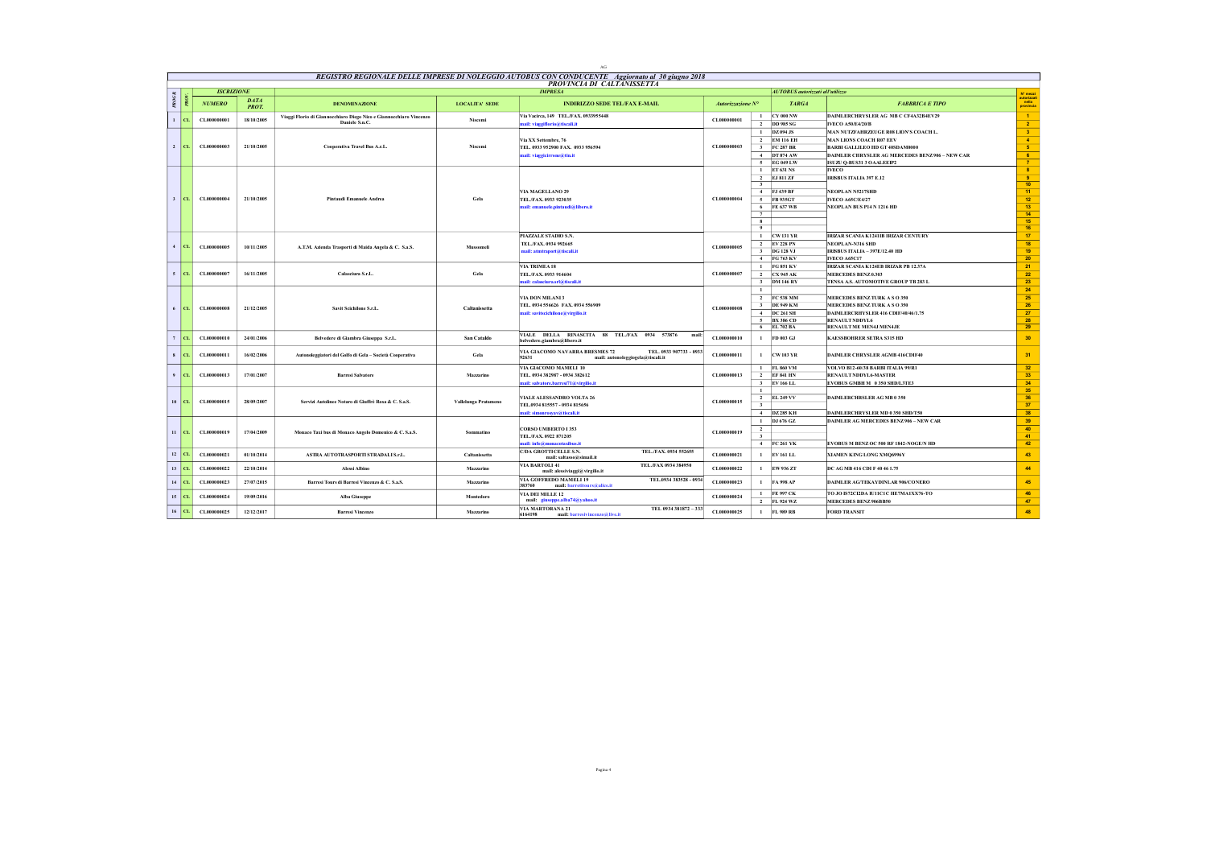AG

# REGISTRO REGIONALE DELLE IMPRESE DI NOLEGGIO AUTOBUS CON CONDUCENTE Aggiornato al 30 giugno 2018

## PROVINCIA DI CALTANISSETTA

| PROGR. | PROV. | ISCRIZIONE | | IMPRESA | | | | AUTOBUS autorizzati all'utilizzo | | | N° mezzi autorizzati nella provincia |
|---|---|---|---|---|---|---|---|---|---|---|---|
| | | NUMERO | DATA PROT. | DENOMINAZIONE | LOCALITA' SEDE | INDIRIZZO SEDE TEL/FAX E-MAIL | Autorizzazione N° | | TARGA | FABBRICA E TIPO | |
| 1 | CL | CL000000001 | 18/10/2005 | Viaggi Florio di Giannocchiaro Diego Nico e Giannocchiaro Vincenzo Daniele S.n.C. | Niscemi | Via Vacirca, 149 TEL./FAX. 0933955448 mail: viaggiflorio@tiscali.it | CL000000001 | 1 | CY 000 NW | DAIMLERCHRYSLER AG MB C CF4A32B4EV29 | 1 |
| | | | | | | | | 2 | DD 985 SG | IVECO A50/E4/20/B | 2 |
| 2 | CL | CL000000003 | 21/10/2005 | Cooperativa Travel Bus A.r.L. | Niscemi | Via XX Settembre, 76 TEL. 0933 952900 FAX. 0933 956594 mail: viaggicirrone@tin.it | CL000000003 | 1 | DZ 094 JS | MAN NUTZFAHRZEUGE R08 LION'S COACH L. | 3 |
| | | | | | | | | 2 | EM 116 EH | MAN LIONS COACH R07 EEV | 4 |
| | | | | | | | | 3 | FC 287 BR | BARBI GALLILEO HD GT 60SDAM0000 | 5 |
| | | | | | | | | 4 | DT 874 AW | DAIMLER CHRYSLER AG MERCEDES BENZ 906 – NEW CAR | 6 |
| | | | | | | | | 5 | EG 049 LW | ISUZU Q-BUS31 3 OAALEEIP2 | 7 |
| 3 | CL | CL000000004 | 21/10/2005 | Pintaudi Emanuele Andrea | Gela | VIA MAGELLANO 29 TEL./FAX. 0933 923035 mail: emanuele.pintaudi@libero.it | CL000000004 | 1 | ET 631 NS | IVECO | 8 |
| | | | | | | | | 2 | EJ 811 ZF | IRISBUS ITALIA 397 E.12 | 9 |
| | | | | | | | | 3 | | | 10 |
| | | | | | | | | 4 | EJ 439 BF | NEOPLAN N5217SHD | 11 |
| | | | | | | | | 5 | FB 935GT | IVECO A65C/E4/27 | 12 |
| | | | | | | | | 6 | FE 637 WB | NEOPLAN BUS P14 N 1216 HD | 13 |
| | | | | | | | | 7 | | | 14 |
| | | | | | | | | 8 | | | 15 |
| | | | | | | | | 9 | | | 16 |
| 4 | CL | CL000000005 | 10/11/2005 | A.T.M. Azienda Trasporti di Maida Angela & C. S.a.S. | Mussomeli | PIAZZALE STADIO S.N. TEL./FAX. 0934 992665 mail: atmtraport@tiscali.it | CL000000005 | 1 | CW 131 YR | IRIZAR SCANIA K124IB IRIZAR CENTURY | 17 |
| | | | | | | | | 2 | EY 228 PN | NEOPLAN-N316 SHD | 18 |
| | | | | | | | | 3 | DG 128 VJ | IRISBUS ITALIA – 397E/12.40 HD | 19 |
| | | | | | | | | 4 | FG 763 KV | IVECO A65C17 | 20 |
| 5 | CL | CL000000007 | 16/11/2005 | Calasciura S.r.L. | Gela | VIA TRIMEA 18 TEL./FAX. 0933 914604 mail: calasciurasrl@tiscali.it | CL000000007 | 1 | FG 851 KV | IRIZAR SCANIA K124EB IRIZAR PB 12.37A | 21 |
| | | | | | | | | 2 | CX 945 AK | MERCEDES BENZ 0.303 | 22 |
| | | | | | | | | 3 | DM 146 RY | TENSA A.S. AUTOMOTIVE GROUP TB 283 L | 23 |
| 6 | CL | CL000000008 | 21/12/2005 | Savit Scichilone S.r.L. | Caltanissetta | VIA DON MILANI 3 TEL. 0934 556626 FAX. 0934 556909 mail: savitscichilone@virgilio.it | CL000000008 | 1 | | | 24 |
| | | | | | | | | 2 | FC 538 MM | MERCEDES BENZ TURK A S O 350 | 25 |
| | | | | | | | | 3 | DE 949 KM | MERCEDES BENZ TURK A S O 350 | 26 |
| | | | | | | | | 4 | DC 261 SH | DAIMLERCHRYSLER 416 CDIF/40/46/1.75 | 27 |
| | | | | | | | | 5 | BX 386 CD | RENAULT NDDYL6 | 28 |
| | | | | | | | | 6 | EL 702 BA | RENAULT ME MEN4J MEN4JE | 29 |
| 7 | CL | CL000000010 | 24/01/2006 | Belvedere di Giambra Giuseppe S.r.L. | San Cataldo | VIALE DELLA RINASCITA 88 TEL./FAX 0934 573876 mail: belvedere.giambra@libero.it | CL000000010 | 1 | FD 003 GJ | KAESSBOHRER SETRA S315 HD | 30 |
| 8 | CL | CL000000011 | 16/02/2006 | Autonoleggiatori del Golfo di Gela – Società Cooperativa | Gela | VIA GIACOMO NAVARRA BRESMES 72 TEL. 0933 907733 - 0933 92631 mail: autonoleggiogela@tiscali.it | CL000000011 | 1 | CW 103 YR | DAIMLER CHRYSLER AGMB 416CDIF40 | 31 |
| 9 | CL | CL000000013 | 17/01/2007 | Barresi Salvatore | Mazzarino | VIA GIACOMO MAMELI 10 TEL. 0934 382987 - 0934 382612 mail: salvatore.barresi71@virgilio.it | CL000000013 | 1 | FL 860 VM | VOLVO B12-60/38 BARBI ITALIA 99/R1 | 32 |
| | | | | | | | | 2 | EF 841 HN | RENAULT NDDYL6-MASTER | 33 |
| | | | | | | | | 3 | EY 166 LL | EVOBUS GMBH M 0 350 SHD/L3TE3 | 34 |
| 10 | CL | CL000000015 | 28/09/2007 | Servizi Autolinee Notaro di Giuffrè Rosa & C. S.a.S. | Vallelunga Pratameno | VIALE ALESSANDRO VOLTA 26 TEL.0934 815557 - 0934 815656 mail: simonrosyav@tiscali.it | CL000000015 | 1 | | | 35 |
| | | | | | | | | 2 | EL 249 VV | DAIMLERCHRSLER AG MB 0 350 | 36 |
| | | | | | | | | 3 | | | 37 |
| | | | | | | | | 4 | DZ 285 KH | DAIMLERCHRYSLER MD 0 350 SHD/T50 | 38 |
| 11 | CL | CL000000019 | 17/04/2009 | Monaco Taxi bus di Monaco Angelo Domenico & C. S.a.S. | Sommatino | CORSO UMBERTO I 353 TEL./FAX. 0922 871205 mail: info@monacotaxibus.it | CL000000019 | 1 | DJ 676 GZ | DAIMLER AG MERCEDES BENZ 906 – NEW CAR | 39 |
| | | | | | | | | 2 | | | 40 |
| | | | | | | | | 3 | | | 41 |
| | | | | | | | | 4 | FC 261 YK | EVOBUS M BENZ OC 500 RF 1842-NOGE/N HD | 42 |
| 12 | CL | CL000000021 | 01/10/2014 | ASTRA AUTOTRASPORTI STRADALI S.r.L. | Caltanissetta | C/DA GROTTICELLE S.N. TEL./FAX. 0934 552655 mail: saltrasso@simail.it | CL000000021 | 1 | EV 161 LL | XIAMEN KING LONG XMQ6996Y | 43 |
| 13 | CL | CL000000022 | 22/10/2014 | Alessi Albino | Mazzarino | VIA BARTOLI 41 TEL./FAX 0934 384950 mail: alessiviaggi@virgilio.it | CL000000022 | 1 | EW 936 ZT | DC AG MB 416 CDI F 40 46 1.75 | 44 |
| 14 | CL | CL000000023 | 27/07/2015 | Barresi Tours di Barresi Vincenzo & C. S.a.S. | Mazzarino | VIA GOFFREDO MAMELI 19 TEL.0934 383528 - 0934 383760 mail: barresitours@alice.it | CL000000023 | 1 | FA 998 AP | DAIMLER AGTEKAYDINLAR 906/CONERO | 45 |
| 15 | CL | CL000000024 | 19/09/2016 | Alba Giuseppe | Montedoro | VIA DEI MILLE 12 mail: giuseppe.alba74@yahoo.it | CL000000024 | 1 | FE 997 CK | TO JO IS72CI2DA IU1C1C HE7MA1XX76-TO | 46 |
| | | | | | | | | 2 | FL 924 WZ | MERCEDES BENZ 906BB50 | 47 |
| 16 | CL | CL000000025 | 12/12/2017 | Barresi Vincenzo | Mazzarino | VIA MARTORANA 21 TEL 0934 381872 – 333 6164198 mail: barresivincenzo@live.it | CL000000025 | 1 | FL 989 RB | FORD TRANSIT | 48 |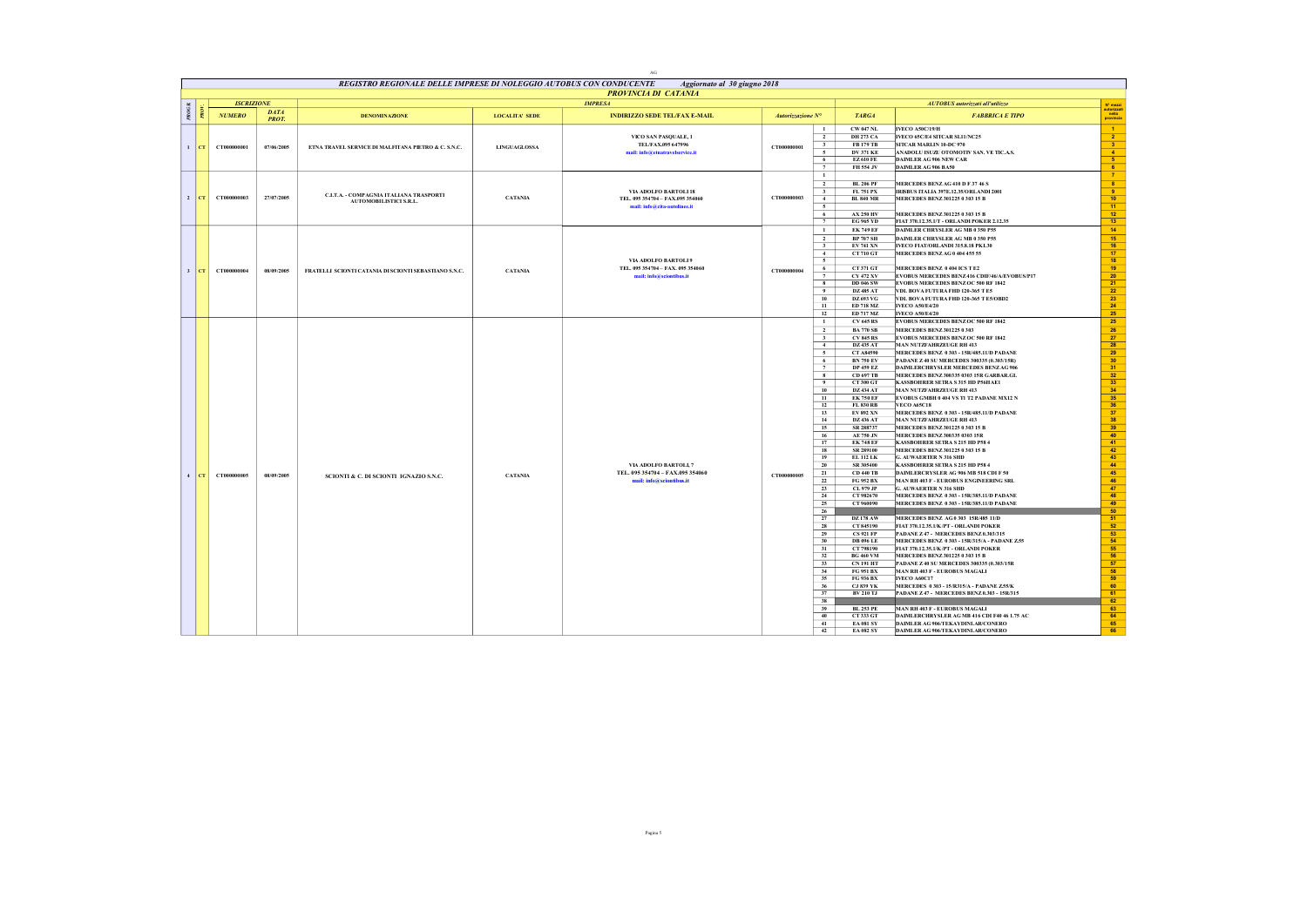## REGISTRO REGIONALE DELLE IMPRESE DI NOLEGGIO AUTOBUS CON CONDUCENTE Aggiornato al 30 giugno 2018

### PROVINCIA DI CATANIA

| PROGR. | PROV. | ISCRIZIONE NUMERO | ISCRIZIONE DATA PROT. | IMPRESA DENOMINAZIONE | LOCALITA' SEDE | INDIRIZZO SEDE TEL/FAX E-MAIL | Autorizzazione N° | | TARGA | FABBRICA E TIPO | N° mezzi autorizzati nella provincia |
|---|---|---|---|---|---|---|---|---|---|---|---|
| 1 | CT | CT000000001 | 07/06/2005 | ETNA TRAVEL SERVICE DI MALFITANA PIETRO & C. S.N.C. | LINGUAGLOSSA | VICO SAN PASQUALE, 1 TEL/FAX.095 647996 mail: info@etnatravelservice.it | CT000000001 | 1 | CW 047 NL | IVECO A50C/19/H | 1 |
| | | | | | | | | 2 | DH 273 CA | IVECO 65C/E4 SITCAR SL11/NC25 | 2 |
| | | | | | | | | 3 | FB 179 TB | SITCAR MARLIN 10-DC 970 | 3 |
| | | | | | | | | 5 | DV 371 KE | ANADOLU ISUZU OTOMOTIV SAN. VE TIC.A.S. | 4 |
| | | | | | | | | 6 | EZ 610 FE | DAIMLER AG 906 NEW CAR | 5 |
| | | | | | | | | 7 | FH 554 JV | DAIMLER AG 906 BA50 | 6 |
| 2 | CT | CT000000003 | 27/07/2005 | C.I.T.A. - COMPAGNIA ITALIANA TRASPORTI AUTOMOBILISTICI S.R.L. | CATANIA | VIA ADOLFO BARTOLI 18 TEL. 095 354704 – FAX.095 354060 mail: info@cita-autolinee.it | CT000000003 | 1 | | | 7 |
| | | | | | | | | 2 | BL 206 PF | MERCEDES BENZ AG 410 D F 37 46 S | 8 |
| | | | | | | | | 3 | FL 751 PX | IRISBUS ITALIA 397E.12.35/ORLANDI 2001 | 9 |
| | | | | | | | | 4 | BL 840 MR | MERCEDES BENZ 301225 0 303 15 B | 10 |
| | | | | | | | | 5 | | | 11 |
| | | | | | | | | 6 | AX 250 HV | MERCEDES BENZ 301225 0 303 15 B | 12 |
| | | | | | | | | 7 | EG 965 YD | FIAT 370.12.35.1/T - ORLANDI POKER 2.12.35 | 13 |
| 3 | CT | CT000000004 | 08/09/2005 | FRATELLI SCIONTI CATANIA DI SCIONTI SEBASTIANO S.N.C. | CATANIA | VIA ADOLFO BARTOLI 9 TEL. 095 354704 – FAX. 095 354060 mail: info@scionti​bus.it | CT000000004 | 1 | EK 749 EF | DAIMLER CHRYSLER AG MB 0 350 P55 | 14 |
| | | | | | | | | 2 | BP 707 SH | DAIMLER CHRYSLER AG MB 0 350 P55 | 15 |
| | | | | | | | | 3 | EV 741 XN | IVECO FIAT/ORLANDI 315.8.18 PK1.30 | 16 |
| | | | | | | | | 4 | CT 710 GT | MERCEDES BENZ AG 0 404 455 55 | 17 |
| | | | | | | | | 5 | | | 18 |
| | | | | | | | | 6 | CT 371 GT | MERCEDES BENZ 0 404 ICS T E2 | 19 |
| | | | | | | | | 7 | CY 472 XV | EVOBUS MERCEDES BENZ 416 CDIF/46/A/EVOBUS/P17 | 20 |
| | | | | | | | | 8 | DD 046 SW | EVOBUS MERCEDES BENZ OC 500 RF 1842 | 21 |
| | | | | | | | | 9 | DZ 485 AT | VDL BOVA FUTURA FHD 120-365 T E5 | 22 |
| | | | | | | | | 10 | DZ 693 VG | VDL BOVA FUTURA FHD 120-365 T E5/OBD2 | 23 |
| | | | | | | | | 11 | ED 718 MZ | IVECO A50/E4/20 | 24 |
| | | | | | | | | 12 | ED 717 MZ | IVECO A50/E4/20 | 25 |
| 4 | CT | CT000000005 | 08/09/2005 | SCIONTI & C. DI SCIONTI IGNAZIO S.N.C. | CATANIA | VIA ADOLFO BARTOLI, 7 TEL. 095 354704 – FAX.095 354060 mail: info@scionti​bus.it | CT000000005 | 1 | CV 645 RS | EVOBUS MERCEDES BENZ OC 500 RF 1842 | 25 |
| | | | | | | | | 2 | BA 770 SB | MERCEDES BENZ 301225 0 303 | 26 |
| | | | | | | | | 3 | CY 845 RS | EVOBUS MERCEDES BENZ OC 500 RF 1842 | 27 |
| | | | | | | | | 4 | DZ 435 AT | MAN NUTZFAHRZEUGE RH 413 | 28 |
| | | | | | | | | 5 | CT A84590 | MERCEDES BENZ 0 303 - 15R/485.11/D PADANE | 29 |
| | | | | | | | | 6 | BN 750 EV | PADANE Z 40 SU MERCEDES 300335 (0.303/15R) | 30 |
| | | | | | | | | 7 | DP 459 EZ | DAIMLERCHRYSLER MERCEDES BENZ AG 906 | 31 |
| | | | | | | | | 8 | CD 697 TB | MERCEDES BENZ 300335 0303 15R GARBAR.GL | 32 |
| | | | | | | | | 9 | CT 300 GT | KASSBOHRER SETRA S 315 HD P56HAE1 | 33 |
| | | | | | | | | 10 | DZ 434 AT | MAN NUTZFAHRZEUGE RH 413 | 34 |
| | | | | | | | | 11 | EK 750 EF | EVOBUS GMBH 0 404 VS TI T2 PADANE MX12 N | 35 |
| | | | | | | | | 12 | FL 830 RB | VECO A65C18 | 36 |
| | | | | | | | | 13 | EV 892 XN | MERCEDES BENZ 0 303 - 15R/485.11/D PADANE | 37 |
| | | | | | | | | 14 | DZ 436 AT | MAN NUTZFAHRZEUGE RH 413 | 38 |
| | | | | | | | | 15 | SR 288737 | MERCEDES BENZ 301225 0 303 15 B | 39 |
| | | | | | | | | 16 | AE 750 JN | MERCEDES BENZ 300335 0303 15R | 40 |
| | | | | | | | | 17 | EK 748 EF | KASSBOHRER SETRA S 215 HD P58 4 | 41 |
| | | | | | | | | 18 | SR 289100 | MERCEDES BENZ 301225 0 303 15 B | 42 |
| | | | | | | | | 19 | EL 112 LK | G. AUWAERTER N 316 SHD | 43 |
| | | | | | | | | 20 | SR 305400 | KASSBOHRER SETRA S 215 HD P58 4 | 44 |
| | | | | | | | | 21 | CD 440 TB | DAIMLERCRYSLER AG 906 MB 518 CDI F 50 | 45 |
| | | | | | | | | 22 | FG 952 BX | MAN RH 403 F - EUROBUS ENGINEERING SRL | 46 |
| | | | | | | | | 23 | CL 979 JP | G. AUWAERTER N 316 SHD | 47 |
| | | | | | | | | 24 | CT 982670 | MERCEDES BENZ 0 303 - 15R/385.11/D PADANE | 48 |
| | | | | | | | | 25 | CT 960090 | MERCEDES BENZ 0 303 - 15R/385.11/D PADANE | 49 |
| | | | | | | | | 26 | | | 50 |
| | | | | | | | | 27 | DZ 178 AW | MERCEDES BENZ AG 0 303 15R/485 11/D | 51 |
| | | | | | | | | 28 | CT 845190 | FIAT 370.12.35.1/K/PT - ORLANDI POKER | 52 |
| | | | | | | | | 29 | CS 921 FP | PADANE Z 47 - MERCEDES BENZ 0.303/315 | 53 |
| | | | | | | | | 30 | DB 096 LE | MERCEDES BENZ 0 303 - 15R/315/A - PADANE Z.55 | 54 |
| | | | | | | | | 31 | CT 798190 | FIAT 370.12.35.1/K/PT - ORLANDI POKER | 55 |
| | | | | | | | | 32 | BG 460 VM | MERCEDES BENZ 301225 0 303 15 B | 56 |
| | | | | | | | | 33 | CN 191 HT | PADANE Z 40 SU MERCEDES 300335 (0.303/15R | 57 |
| | | | | | | | | 34 | FG 951 BX | MAN RH 403 F - EUROBUS MAGALI | 58 |
| | | | | | | | | 35 | FG 936 BX | IVECO A60C17 | 59 |
| | | | | | | | | 36 | CJ 839 YK | MERCEDES 0 303 - 15/R315/A - PADANE Z.55/K | 60 |
| | | | | | | | | 37 | BV 210 TJ | PADANE Z 47 - MERCEDES BENZ 0.303 - 15R/315 | 61 |
| | | | | | | | | 38 | | | 62 |
| | | | | | | | | 39 | BL 253 PE | MAN RH 403 F - EUROBUS MAGALI | 63 |
| | | | | | | | | 40 | CT 333 GT | DAIMLERCHRYSLER AG MB 416 CDI F40 46 1.75 AC | 64 |
| | | | | | | | | 41 | EA 081 SY | DAIMLER AG 906/TEKAYDINLAR/CONERO | 65 |
| | | | | | | | | 42 | EA 082 SY | DAIMLER AG 906/TEKAYDINLAR/CONERO | 66 |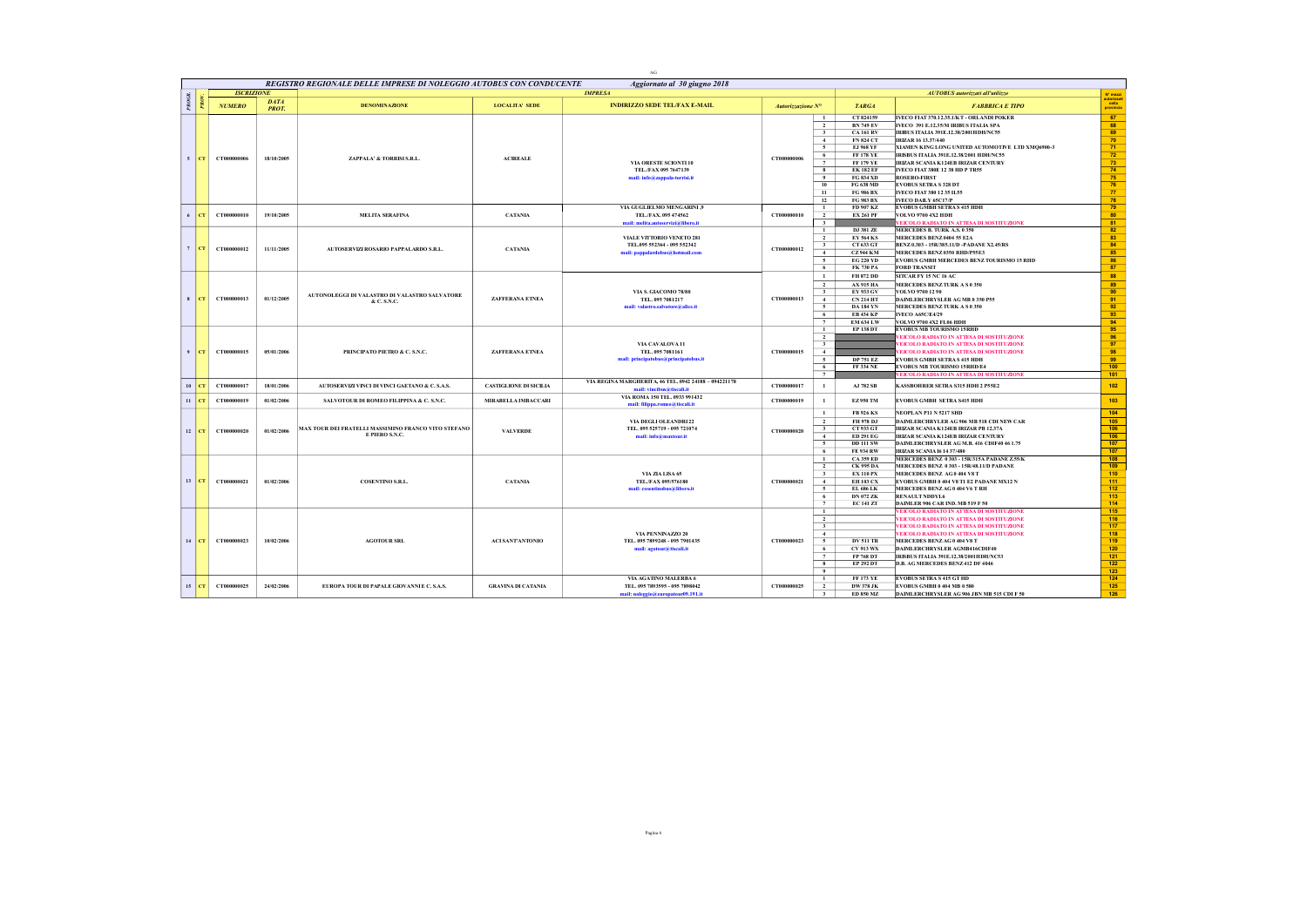AG

# REGISTRO REGIONALE DELLE IMPRESE DI NOLEGGIO AUTOBUS CON CONDUCENTE — Aggiornato al 30 giugno 2018

| PROGR. | PROV. | ISCRIZIONE NUMERO | DATA PROT. | DENOMINAZIONE | LOCALITA' SEDE | INDIRIZZO SEDE TEL/FAX E-MAIL | Autorizzazione N° | | TARGA | FABBRICA E TIPO | N° mezzi autorizzati nella provincia |
|---|---|---|---|---|---|---|---|---|---|---|---|
| 5 | CT | CT000000006 | 18/10/2005 | ZAPPALA' & TORRISI S.R.L. | ACIREALE | VIA ORESTE SCIONTI 10 TEL./FAX 095 7647139 mail: info@zappala-torrisi.it | CT000000006 | 1 | CT 824159 | IVECO FIAT 370.12.35.1/KT - ORLANDI POKER | 67 |
| | | | | | | | | 2 | BN 749 EV | IVECO 391 E.12.35/M IRIBUS ITALIA SPA | 68 |
| | | | | | | | | 3 | CA 161 RV | IRIBUS ITALIA 391E.12.38/2001HDH/NC55 | 69 |
| | | | | | | | | 4 | FN 824 CT | IRIZAR 16 13.37/440 | 70 |
| | | | | | | | | 5 | EJ 968 YF | XIAMEN KING LONG UNITED AUTOMOTIVE LTD XMQ6900-3 | 71 |
| | | | | | | | | 6 | FF 178 YE | IRISBUS ITALIA 391E.12.38/2001 HDH/NC55 | 72 |
| | | | | | | | | 7 | FF 179 YE | IRIZAR SCANIA K124EB IRIZAR CENTURY | 73 |
| | | | | | | | | 8 | EK 182 EF | IVECO FIAT 380E 12 38 HD P TR55 | 74 |
| | | | | | | | | 9 | FG 834 XD | ROSERO-FIRST | 75 |
| | | | | | | | | 10 | FG 638 MD | EVOBUS SETRA S 328 DT | 76 |
| | | | | | | | | 11 | FG 986 BX | IVECO FIAT 380 12 35 H.55 | 77 |
| | | | | | | | | 12 | FG 983 BX | IVECO DAILY 65C17/P | 78 |
| 6 | CT | CT000000010 | 19/10/2005 | MELITA SERAFINA | CATANIA | VIA GUGLIELMO MENGARINI ,9 TEL./FAX. 095 474562 mail: melita.autoservizi@libero.it | CT000000010 | 1 | FD 907 KZ | EVOBUS GMBH SETRA S 415 HDH | 79 |
| | | | | | | | | 2 | EX 261 PF | VOLVO 9700 4X2 HDH | 80 |
| | | | | | | | | 3 | | VEICOLO RADIATO IN ATTESA DI SOSTITUZIONE | 81 |
| 7 | CT | CT000000012 | 11/11/2005 | AUTOSERVIZI ROSARIO PAPPALARDO S.R.L. | CATANIA | VIALE VITTORIO VENETO 281 TEL.095 552364 - 095 552342 mail: pappalardobus@hotmail.com | CT000000012 | 1 | DJ 381 ZE | MERCEDES B. TURK A.S. 0 350 | 82 |
| | | | | | | | | 2 | EY 564 KS | MERCEDES BENZ 0404 55 E2A | 83 |
| | | | | | | | | 3 | CT 633 GT | BENZ 0.303 - 15R/385.11/D - PADANE X2.45/RS | 84 |
| | | | | | | | | 4 | CZ 944 KM | MERCEDES BENZ 0350 RHD/P55E3 | 85 |
| | | | | | | | | 5 | EG 220 YD | EVOBUS GMBH MERCEDES BENZ TOURISMO 15 RHD | 86 |
| | | | | | | | | 6 | FK 730 PA | FORD TRANSIT | 87 |
| 8 | CT | CT000000013 | 01/12/2005 | AUTONOLEGGI DI VALASTRO DI VALASTRO SALVATORE & C. S.N.C. | ZAFFERANA ETNEA | VIA S. GIACOMO 78/80 TEL. 095 7081217 mail: valastro.salvatore@alice.it | CT000000013 | 1 | FH 872 DD | SITCAR FY 15 NC 16 AC | 88 |
| | | | | | | | | 2 | AX 915 HA | MERCEDES BENZ TURK A S 0 350 | 89 |
| | | | | | | | | 3 | EY 933 GV | VOLVO 9700 12 90 | 90 |
| | | | | | | | | 4 | CN 214 HT | DAIMLERCHRYSLER AG MB 0 350 P55 | 91 |
| | | | | | | | | 5 | DA 184 VN | MERCEDES BENZ TURK A S 0 350 | 92 |
| | | | | | | | | 6 | EB 434 KP | IVECO A65C/E4/29 | 93 |
| | | | | | | | | 7 | EM 634 LW | VOLVO 9700 4X2 FL06 HDH | 94 |
| 9 | CT | CT000000015 | 05/01/2006 | PRINCIPATO PIETRO & C. S.N.C. | ZAFFERANA ETNEA | VIA CAVALOVA 11 TEL. 095 7081161 mail: principatobus@principatobus.it | CT000000015 | 1 | EP 138 DT | EVOBUS MB TOURISMO 15RHD | 95 |
| | | | | | | | | 2 | | VEICOLO RADIATO IN ATTESA DI SOSTITUZIONE | 96 |
| | | | | | | | | 3 | | VEICOLO RADIATO IN ATTESA DI SOSTITUZIONE | 97 |
| | | | | | | | | 4 | | VEICOLO RADIATO IN ATTESA DI SOSTITUZIONE | 98 |
| | | | | | | | | 5 | DP 751 EZ | EVOBUS GMBH SETRA S 415 HDH | 99 |
| | | | | | | | | 6 | FF 334 NE | EVOBUS MB TOURISMO 15RHD/E4 | 100 |
| | | | | | | | | 7 | | VEICOLO RADIATO IN ATTESA DI SOSTITUZIONE | 101 |
| 10 | CT | CT000000017 | 18/01/2006 | AUTOSERVIZI VINCI DI VINCI GAETANO & C. S.A.S. | CASTIGLIONE DI SICILIA | VIA REGINA MARGHERITA, 46 TEL. 0942 24188 – 094221178 mail: vincibus@tiscali.it | CT000000017 | 1 | AJ 782 SB | KASSBOHRER SETRA S315 HDH 2 P55E2 | 102 |
| 11 | CT | CT000000019 | 01/02/2006 | SALVOTOUR DI ROMEO FILIPPINA & C. S.N.C. | MIRABELLA IMBACCARI | VIA ROMA 150 TEL. 0933 991432 mail: filippa.romeo@tiscali.it | CT000000019 | 1 | EZ 950 TM | EVOBUS GMBH SETRA S415 HDH | 103 |
| 12 | CT | CT000000020 | 01/02/2006 | MAX TOUR DEI FRATELLI MASSIMINO FRANCO VITO STEFANO E PIERO S.N.C. | VALVERDE | VIA DEGLI OLEANDRI 22 TEL. 095 525719 - 095 721074 mail: info@maxtour.it | CT000000020 | 1 | FB 926 KS | NEOPLAN P11 N 5217 SHD | 104 |
| | | | | | | | | 2 | FH 978 DJ | DAIMLERCHRYLER AG 906 MB 518 CDI NEW CAR | 105 |
| | | | | | | | | 3 | CT 933 GT | IRIZAR SCANIA K124EB IRIZAR PB 12.37A | 106 |
| | | | | | | | | 4 | ED 291 EG | IRIZAR SCANIA K124EB IRIZAR CENTURY | 106 |
| | | | | | | | | 5 | DD 111 SW | DAIMLERCHRYSLER AG M.B. 416 CDIF40 46 1.75 | 107 |
| | | | | | | | | 6 | FE 934 RW | IRIZAR SCANIA I6 14 37/480 | 107 |
| 13 | CT | CT000000021 | 01/02/2006 | COSENTINO S.R.L. | CATANIA | VIA ZIA LISA 65 TEL./FAX 095/576180 mail: cosentinobus@libero.it | CT000000021 | 1 | CA 359 ED | MERCEDES BENZ 0 303 - 15R/315A PADANE Z.55/K | 108 |
| | | | | | | | | 2 | CK 995 DA | MERCEDES BENZ 0 303 - 15R/48.11/D PADANE | 109 |
| | | | | | | | | 3 | EX 110 PX | MERCEDES BENZ AG 0 404 V8 T | 110 |
| | | | | | | | | 4 | EH 103 CX | EVOBUS GMBH 0 404 V8 T1 E2 PADANE MX12 N | 111 |
| | | | | | | | | 5 | EL 686 LK | MERCEDES BENZ AG 0 404 V6 T RH | 112 |
| | | | | | | | | 6 | DN 072 ZK | RENAULT NDDYL6 | 113 |
| | | | | | | | | 7 | EC 141 ZT | DAIMLER 906 CAR IND. MB 519 F 50 | 114 |
| 14 | CT | CT000000023 | 10/02/2006 | AGOTOUR SRL | ACI SANT'ANTONIO | VIA PENNINAZZO 20 TEL. 095 7899248 - 095 7901435 mail: agotour@tiscali.it | CT000000023 | 1 | | VEICOLO RADIATO IN ATTESA DI SOSTITUZIONE | 115 |
| | | | | | | | | 2 | | VEICOLO RADIATO IN ATTESA DI SOSTITUZIONE | 116 |
| | | | | | | | | 3 | | VEICOLO RADIATO IN ATTESA DI SOSTITUZIONE | 117 |
| | | | | | | | | 4 | | VEICOLO RADIATO IN ATTESA DI SOSTITUZIONE | 118 |
| | | | | | | | | 5 | DV 511 TR | MERCEDES BENZ AG 0 404 V8 T | 119 |
| | | | | | | | | 6 | CV 913 WX | DAIMLERCHRYSLER AGMB416CDIF40 | 120 |
| | | | | | | | | 7 | FF 768 DT | IRISBUS ITALIA 391E.12.38/2001HDH/NC53 | 121 |
| | | | | | | | | 8 | EP 292 DT | D.B. AG MERCEDES BENZ 412 DF 4046 | 122 |
| | | | | | | | | 9 | | | 123 |
| 15 | CT | CT000000025 | 24/02/2006 | EUROPA TOUR DI PAPALE GIOVANNI E C. S.A.S. | GRAVINA DI CATANIA | VIA AGATINO MALERBA 6 TEL. 095 7893595 - 095 7898042 mail: noleggio@europatour69.191.it | CT000000025 | 1 | FF 173 VE | EVOBUS SETRA S 415 GT HD | 124 |
| | | | | | | | | 2 | DW 378 JK | EVOBUS GMBH 0 404 MB 0 580 | 125 |
| | | | | | | | | 3 | ED 850 MZ | DAIMLERCHRYSLER AG 906 JBN MB 515 CDI F 50 | 126 |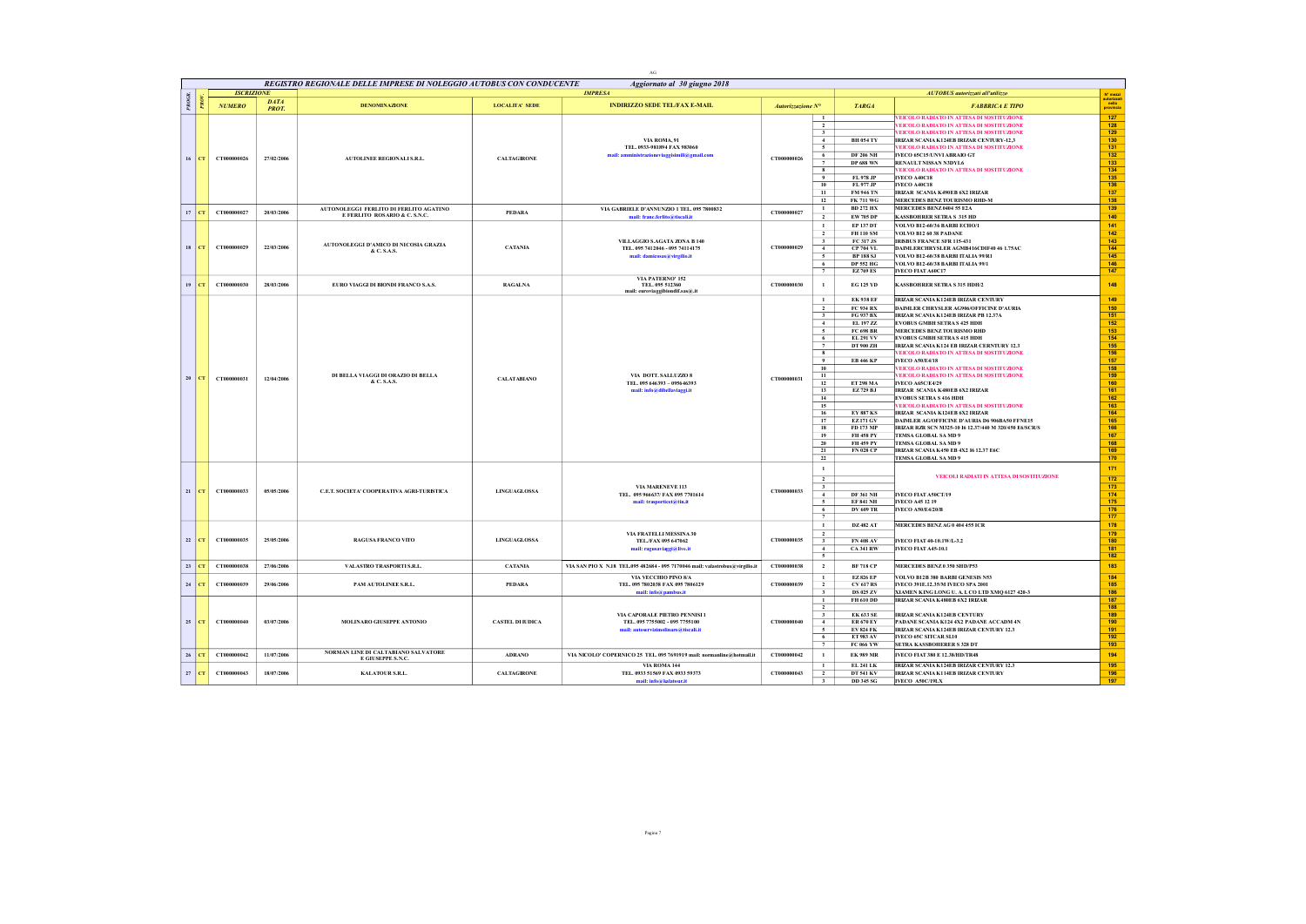# REGISTRO REGIONALE DELLE IMPRESE DI NOLEGGIO AUTOBUS CON CONDUCENTE — Aggiornato al 30 giugno 2018

| PROGR. | PROV. | ISCRIZIONE NUMERO | ISCRIZIONE DATA PROT. | DENOMINAZIONE | LOCALITA' SEDE | INDIRIZZO SEDE TEL/FAX E-MAIL | Autorizzazione N° | | TARGA | FABBRICA E TIPO | N° mezzi autorizzati nella provincia |
|---|---|---|---|---|---|---|---|---|---|---|---|
| 16 | CT | CT000000026 | 27/02/2006 | AUTOLINEE REGIONALI S.R.L. | CALTAGIRONE | VIA ROMA, 91 TEL. 0933-981894 FAX 983060 mail: amministrazioneviaggisimili@gmail.com | CT000000026 | 1 | | VEICOLO RADIATO IN ATTESA DI SOSTITUZIONE | 127 |
| | | | | | | | | 2 | | VEICOLO RADIATO IN ATTESA DI SOSTITUZIONE | 128 |
| | | | | | | | | 3 | | VEICOLO RADIATO IN ATTESA DI SOSTITUZIONE | 129 |
| | | | | | | | | 4 | BH 054 TY | IRIZAR SCANIA K124EB IRIZAR CENTURY-12,3 | 130 |
| | | | | | | | | 5 | | VEICOLO RADIATO IN ATTESA DI SOSTITUZIONE | 131 |
| | | | | | | | | 6 | DF 206 NH | IVECO 65C15/UNVI ABRAIO GT | 132 |
| | | | | | | | | 7 | DP 688 WN | RENAULT NISSAN NJDYL6 | 133 |
| | | | | | | | | 8 | | VEICOLO RADIATO IN ATTESA DI SOSTITUZIONE | 134 |
| | | | | | | | | 9 | FL 978 JP | IVECO A40C18 | 135 |
| | | | | | | | | 10 | FL 977 JP | IVECO A40C18 | 136 |
| | | | | | | | | 11 | FM 946 TN | IRIZAR SCANIA K490EB 6X2 IRIZAR | 137 |
| | | | | | | | | 12 | FK 711 WG | MERCEDES BENZ TOURISMO RHD-M | 138 |
| 17 | CT | CT000000027 | 20/03/2006 | AUTONOLEGGI FERLITO DI FERLITO AGATINO E FERLITO ROSARIO & C. S.N.C. | PEDARA | VIA GABRIELE D'ANNUNZIO 1 TEL. 095 7800832 mail: franc.ferlito@tiscali.it | CT000000027 | 1 | BD 272 HX | MERCEDES BENZ 0404 55 E2A | 139 |
| | | | | | | | | 2 | EW 705 DP | KASSBOHRER SETRA S 315 HD | 140 |
| 18 | CT | CT000000029 | 22/03/2006 | AUTONOLEGGI D'AMICO DI NICOSIA GRAZIA & C. S.A.S. | CATANIA | VILLAGGIO S.AGATA ZONA B 140 TEL. 095 7412046 - 095 74114175 mail: damicosas@virgilio.it | CT000000029 | 1 | EP 137 DT | VOLVO B12-60/36 BARBI ECHO/1 | 141 |
| | | | | | | | | 2 | FH 110 SM | VOLVO B12 60 38 PADANE | 142 |
| | | | | | | | | 3 | FC 317 JS | IRISBUS FRANCE SFR 115-431 | 143 |
| | | | | | | | | 4 | CP 704 VL | DAIMLERCHRYSLER AGMB416CDIF40 46 L75AC | 144 |
| | | | | | | | | 5 | BP 188 SJ | VOLVO B12-60/38 BARBI ITALIA 99/R1 | 145 |
| | | | | | | | | 6 | DP 552 HG | VOLVO B12-60/38 BARBI ITALIA 99/1 | 146 |
| | | | | | | | | 7 | EZ 769 ES | IVECO FIAT A60C17 | 147 |
| 19 | CT | CT000000030 | 28/03/2006 | EURO VIAGGI DI BIONDI FRANCO S.A.S. | RAGALNA | VIA PATERNO' 152 TEL. 095 512360 mail: euroviaggibiondif.sas@.it | CT000000030 | 1 | EG 125 YD | KASSBOHRER SETRA S 315 HDH/2 | 148 |
| 20 | CT | CT000000031 | 12/04/2006 | DI BELLA VIAGGI DI ORAZIO DI BELLA & C. S.A.S. | CALATABIANO | VIA DOTT. SALLUZZO 8 TEL. 095 646393 – 0956 46393 mail: info@dibellaviaggi.it | CT000000031 | 1 | EK 938 EF | IRIZAR SCANIA K124EB IRIZAR CENTURY | 149 |
| | | | | | | | | 2 | FC 934 RX | DAIMLER CHRYSLER AG906/OFFICINE D'AURIA | 150 |
| | | | | | | | | 3 | FG 937 BX | IRIZAR SCANIA K124EB IRIZAR PB 12.37A | 151 |
| | | | | | | | | 4 | EL 197 ZZ | EVOBUS GMBH SETRA S 425 HDH | 152 |
| | | | | | | | | 5 | FC 698 BR | MERCEDES BENZ TOURISMO RHD | 153 |
| | | | | | | | | 6 | EL 291 VV | EVOBUS GMBH SETRA S 415 HDH | 154 |
| | | | | | | | | 7 | DT 900 ZH | IRIZAR SCANIA K124 EB IRIZAR CERNTURY 12.3 | 155 |
| | | | | | | | | 8 | | VEICOLO RADIATO IN ATTESA DI SOSTITUZIONE | 156 |
| | | | | | | | | 9 | EB 446 KP | IVECO A50/E4/18 | 157 |
| | | | | | | | | 10 | | VEICOLO RADIATO IN ATTESA DI SOSTITUZIONE | 158 |
| | | | | | | | | 11 | | VEICOLO RADIATO IN ATTESA DI SOSTITUZIONE | 159 |
| | | | | | | | | 12 | ET 298 MA | IVECO A65C/E4/29 | 160 |
| | | | | | | | | 13 | EZ 729 BJ | IRIZAR SCANIA K400EB 6X2 IRIZAR | 161 |
| | | | | | | | | 14 | | EVOBUS SETRA S 416 HDH | 162 |
| | | | | | | | | 15 | | VEICOLO RADIATO IN ATTESA DI SOSTITUZIONE | 163 |
| | | | | | | | | 16 | EY 887 KS | IRIZAR SCANIA K124EB 6X2 IRIZAR | 164 |
| | | | | | | | | 17 | EZ 171 GV | DAIMLER AG/OFFICINE D'AURIA D6 906BA50 FFNE15 | 165 |
| | | | | | | | | 18 | FD 173 MP | IRIZAR RZR SCN M325-10 I6 12.37/440 M 320/450 E6/SCR/S | 166 |
| | | | | | | | | 19 | FH 458 PY | TEMSA GLOBAL SA MD 9 | 167 |
| | | | | | | | | 20 | FH 459 PY | TEMSA GLOBAL SA MD 9 | 168 |
| | | | | | | | | 21 | FN 028 CP | IRIZAR SCANIA K450 EB 4X2 I6 12.37 E6C | 169 |
| | | | | | | | | 22 | | TEMSA GLOBAL SA MD 9 | 170 |
| 21 | CT | CT000000033 | 05/05/2006 | C.E.T. SOCIETA' COOPERATIVA AGRI-TURISTICA | LINGUAGLOSSA | VIA MARENEVE 113 TEL. 095 966637/ FAX 095 7701614 mail: trasportcet@tin.it | CT000000033 | 1 | | VEICOLI RADIATI IN ATTESA DI SOSTITUZIONE | 171 |
| | | | | | | | | 2 | | | 172 |
| | | | | | | | | 3 | | | 173 |
| | | | | | | | | 4 | DF 361 NH | IVECO FIAT A50CT/19 | 174 |
| | | | | | | | | 5 | EF 841 NH | IVECO A45 12 19 | 175 |
| | | | | | | | | 6 | DV 609 TR | IVECO A50/E4/20/B | 176 |
| | | | | | | | | 7 | | | 177 |
| 22 | CT | CT000000035 | 25/05/2006 | RAGUSA FRANCO VITO | LINGUAGLOSSA | VIA FRATELLI MESSINA 30 TEL./FAX 095 647062 mail: ragusaviagg@live.it | CT000000035 | 1 | DZ 482 AT | MERCEDES BENZ AG 0 404 455 ICR | 178 |
| | | | | | | | | 2 | | | 179 |
| | | | | | | | | 3 | FN 408 AV | IVECO FIAT 40-10.1W/L-3.2 | 180 |
| | | | | | | | | 4 | CA 341 RW | IVECO FIAT A45-10.1 | 181 |
| | | | | | | | | 5 | | | 182 |
| 23 | CT | CT000000038 | 27/06/2006 | VALASTRO TRASPORTI S.R.L. | CATANIA | VIA SAN PIO X N.18 TEL.095 482684 - 095 7170466 mail: valastrobus@virgilio.it | CT000000038 | 2 | BF 718 CP | MERCEDES BENZ 0 350 SHD/P53 | 183 |
| 24 | CT | CT000000039 | 29/06/2006 | PAM AUTOLINEE S.R.L. | PEDARA | VIA VECCHIO PINO 8/A TEL. 095 7802038 FAX 095 7806129 mail: info@pambus.it | CT000000039 | 1 | EZ 826 EP | VOLVO B12B 380 BARBI GENESIS N53 | 184 |
| | | | | | | | | 2 | CV 617 RS | IVECO 391E.12.35/M IVECO SPA 2001 | 185 |
| | | | | | | | | 3 | DS 025 ZV | XIAMEN KING LONG U. A. L CO LTD XMQ 6127 420-3 | 186 |
| 25 | CT | CT000000040 | 03/07/2006 | MOLINARO GIUSEPPE ANTONIO | CASTEL DI IUDICA | VIA CAPORALE PIETRO PENNISI 1 TEL. 095 7755002 - 095 7755100 mail: autoservizimolinaro@tiscali.it | CT000000040 | 1 | FH 610 DD | IRIZAR SCANIA K400EB 6X2 IRIZAR | 187 |
| | | | | | | | | 2 | | | 188 |
| | | | | | | | | 3 | EK 633 SE | IRIZAR SCANIA K124EB CENTURY | 189 |
| | | | | | | | | 4 | ER 870 EY | PADANE SCANIA K124 4X2 PADANE ACCADM 4N | 190 |
| | | | | | | | | 5 | EV 824 FK | IRIZAR SCANIA K124EB IRIZAR CENTURY 12,3 | 191 |
| | | | | | | | | 6 | ET 983 AV | IVECO 65C SITCAR SL10 | 192 |
| | | | | | | | | 7 | FC 066 YW | SETRA KASSBOHERER S 328 DT | 193 |
| 26 | CT | CT000000042 | 11/07/2006 | NORMAN LINE DI CALTABIANO SALVATORE E GIUSEPPE S.N.C. | ADRANO | VIA NICOLO' COPERNICO 25 TEL. 095 7691919 mail: normanline@hotmail.it | CT000000042 | 1 | EK 989 MR | IVECO FIAT 380 E 12.38/HD/TR48 | 194 |
| 27 | CT | CT000000043 | 18/07/2006 | KALATOUR S.R.L. | CALTAGIRONE | VIA ROMA 144 TEL. 0933 51569 FAX 0933 59373 mail: info@kalatour.it | CT000000043 | 1 | EL 241 LK | IRIZAR SCANIA K124EB IRIZAR CENTURY 12,3 | 195 |
| | | | | | | | | 2 | DT 541 KV | IRIZAR SCANIA K114EB IRIZAR CENTURY | 196 |
| | | | | | | | | 3 | DD 345 SG | IVECO A50C/19LX | 197 |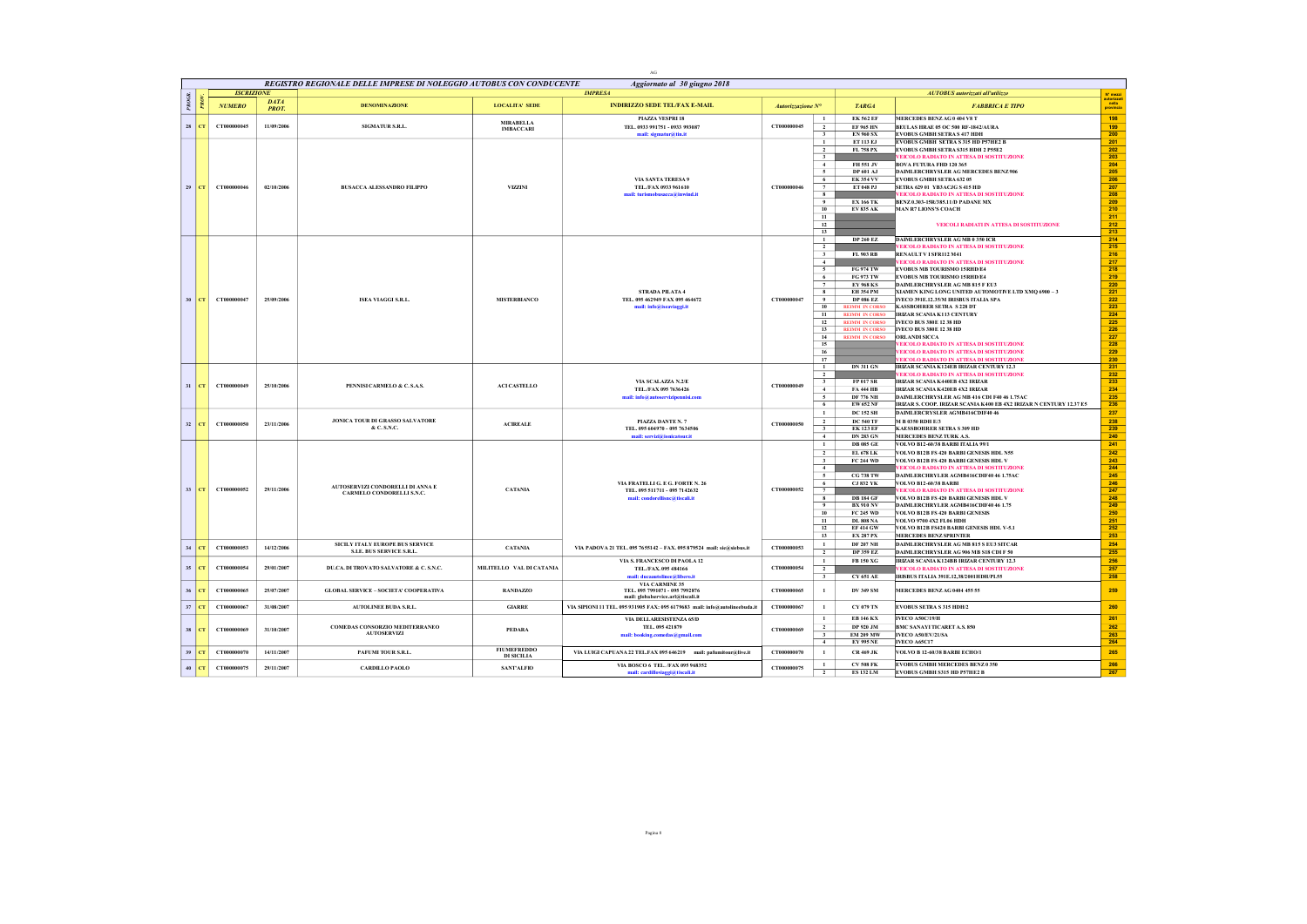# REGISTRO REGIONALE DELLE IMPRESE DI NOLEGGIO AUTOBUS CON CONDUCENTE — Aggiornato al 30 giugno 2018

| PROGR. | PROV. | ISCRIZIONE NUMERO | ISCRIZIONE DATA PROT. | DENOMINAZIONE | LOCALITA' SEDE | INDIRIZZO SEDE TEL/FAX E-MAIL | Autorizzazione N° | | TARGA | FABBRICA E TIPO | N° mezzi autorizzati nella provincia |
|---|---|---|---|---|---|---|---|---|---|---|---|
| 28 | CT | CT000000045 | 11/09/2006 | SIGMATUR S.R.L. | MIRABELLA IMBACCARI | PIAZZA VESPRI 18 TEL. 0933 991751 - 0933 993087 mail: sigmatur@tin.it | CT000000045 | 1 | EK 562 EF | MERCEDES BENZ AG 0 404 V8 T | 198 |
| | | | | | | | | 2 | EF 965 HN | BEULAS IBRAE 05 OC 500 RF-1842/AURA | 199 |
| | | | | | | | | 3 | EN 960 SX | EVOBUS GMBH SETRA S 417 HDH | 200 |
| 29 | CT | CT000000046 | 02/10/2006 | BUSACCA ALESSANDRO FILIPPO | VIZZINI | VIA SANTA TERESA 9 TEL./FAX 0933 961610 mail: turismobusacca@inwind.it | CT000000046 | 1 | ET 113 EJ | EVOBUS GMBH SETRA S 315 HD P57HE2 B | 201 |
| | | | | | | | | 2 | FL 758 PX | EVOBUS GMBH SETRA S315 HDH 2 P55E2 | 202 |
| | | | | | | | | 3 | | VEICOLO RADIATO IN ATTESA DI SOSTITUZIONE | 203 |
| | | | | | | | | 4 | FH 551 JV | BOVA FUTURA FHD 120 365 | 204 |
| | | | | | | | | 5 | DP 601 AJ | DAIMLERCHRYSLER AG MERCEDES BENZ 906 | 205 |
| | | | | | | | | 6 | EK 354 VV | EVOBUS GMBH SETRA 632 05 | 206 |
| | | | | | | | | 7 | ET 048 PJ | SETRA 629 01 YB3AC2G S 415 HD | 207 |
| | | | | | | | | 8 | | VEICOLO RADIATO IN ATTESA DI SOSTITUZIONE | 208 |
| | | | | | | | | 9 | EX 166 TK | BENZ 0.303-15R/385.11/D PADANE MX | 209 |
| | | | | | | | | 10 | EV 835 AK | MAN R7 LIONS'S COACH | 210 |
| | | | | | | | | 11 | | VEICOLI RADIATI IN ATTESA DI SOSTITUZIONE | 211 |
| | | | | | | | | 12 | | | 212 |
| | | | | | | | | 13 | | | 213 |
| 30 | CT | CT000000047 | 25/09/2006 | ISEA VIAGGI S.R.L. | MISTERBIANCO | STRADA PILATA 4 TEL. 095 462949 FAX 095 464672 mail: info@iseaviaggi.it | CT000000047 | 1 | DP 260 EZ | DAIMLERCHRYSLER AG MB 0 350 ICR | 214 |
| | | | | | | | | 2 | | VEICOLO RADIATO IN ATTESA DI SOSTITUZIONE | 215 |
| | | | | | | | | 3 | FL 903 RB | RENAULT V I SFR112 M41 | 216 |
| | | | | | | | | 4 | | VEICOLO RADIATO IN ATTESA DI SOSTITUZIONE | 217 |
| | | | | | | | | 5 | FG 974 TW | EVOBUS MB TOURISMO 15RHD/E4 | 218 |
| | | | | | | | | 6 | FG 973 TW | EVOBUS MB TOURISMO 15RHD/E4 | 219 |
| | | | | | | | | 7 | EY 968 KS | DAIMLERCHRYSLER AG MB 815 F EU3 | 220 |
| | | | | | | | | 8 | EH 354 PM | XIAMEN KING LONG UNITED AUTOMOTIVE LTD XMQ 6900 – 3 | 221 |
| | | | | | | | | 9 | DP 086 EZ | IVECO 391E.12.35/M IRISBUS ITALIA SPA | 222 |
| | | | | | | | | 10 | REIMM. IN CORSO | KASSBOHRER SETRA S 228 DT | 223 |
| | | | | | | | | 11 | REIMM. IN CORSO | IRIZAR SCANIA K113 CENTURY | 224 |
| | | | | | | | | 12 | REIMM. IN CORSO | IVECO BUS 380E 12 38 HD | 225 |
| | | | | | | | | 13 | REIMM. IN CORSO | IVECO BUS 380E 12 38 HD | 226 |
| | | | | | | | | 14 | REIMM. IN CORSO | ORLANDI SICCA | 227 |
| | | | | | | | | 15 | | VEICOLO RADIATO IN ATTESA DI SOSTITUZIONE | 228 |
| | | | | | | | | 16 | | VEICOLO RADIATO IN ATTESA DI SOSTITUZIONE | 229 |
| | | | | | | | | 17 | | VEICOLO RADIATO IN ATTESA DI SOSTITUZIONE | 230 |
| 31 | CT | CT000000049 | 25/10/2006 | PENNISI CARMELO & C. S.A.S. | ACI CASTELLO | VIA SCALAZZA N.2/E TEL./FAX 095 7636426 mail: info@autoservizipennisi.com | CT000000049 | 1 | DN 311 GN | IRIZAR SCANIA K124EB IRIZAR CENTURY 12.3 | 231 |
| | | | | | | | | 2 | | VEICOLO RADIATO IN ATTESA DI SOSTITUZIONE | 232 |
| | | | | | | | | 3 | FP 017 SR | IRIZAR SCANIA K440EB 4X2 IRIZAR | 233 |
| | | | | | | | | 4 | FA 444 HB | IRIZAR SCANIA K420EB 4X2 IRIZAR | 234 |
| | | | | | | | | 5 | DF 776 NH | DAIMLERCHRYSLER AG MB 416 CDI F40 46 1.75AC | 235 |
| | | | | | | | | 6 | EW 652 NF | IRIZAR S. COOP. IRIZAR SCANIA K400 EB 4X2 IRIZAR N CENTURY 12.37 E5 | 236 |
| 32 | CT | CT000000050 | 23/11/2006 | JONICA TOUR DI GRASSO SALVATORE & C. S.N.C. | ACIREALE | PIAZZA DANTE N. 7 TEL. 095 604970 - 095 7634506 mail: servizi@jonicatour.it | CT000000050 | 1 | DC 152 SH | DAIMLERCRYSLER AGMB416CDIF40 46 | 237 |
| | | | | | | | | 2 | DC 540 TF | M B 0350 RDH E/3 | 238 |
| | | | | | | | | 3 | EK 123 EF | KAESSBOHRER SETRA S 309 HD | 239 |
| | | | | | | | | 4 | DN 283 GN | MERCEDES BENZ TURK A.S. | 240 |
| 33 | CT | CT000000052 | 29/11/2006 | AUTOSERVIZI CONDORELLI DI ANNA E CARMELO CONDORELLI S.N.C. | CATANIA | VIA FRATELLI G. E G. FORTE N. 26 TEL. 095 511711 - 095 7142632 mail: condorellinc@tiscali.it | CT000000052 | 1 | DB 085 GE | VOLVO B12-60/38 BARBI ITALIA 99/1 | 241 |
| | | | | | | | | 2 | EL 678 LK | VOLVO B12B FS 420 BARBI GENESIS HDL N55 | 242 |
| | | | | | | | | 3 | FC 244 WD | VOLVO B12B FS 420 BARBI GENESIS HDL V | 243 |
| | | | | | | | | 4 | | VEICOLO RADIATO IN ATTESA DI SOSTITUZIONE | 244 |
| | | | | | | | | 5 | CG 738 TW | DAIMLERCHRYLER AGMB416CDIF40 46 1.75AC | 245 |
| | | | | | | | | 6 | CJ 832 YK | VOLVO B12-60/38 BARBI | 246 |
| | | | | | | | | 7 | | VEICOLO RADIATO IN ATTESA DI SOSTITUZIONE | 247 |
| | | | | | | | | 8 | DB 184 GF | VOLVO B12B FS 420 BARBI GENESIS HDL V | 248 |
| | | | | | | | | 9 | BX 910 NV | DAIMLERCHRYLER AGMB416CDIF40 46 1.75 | 249 |
| | | | | | | | | 10 | FC 245 WD | VOLVO B12B FS 420 BARBI GENESIS | 250 |
| | | | | | | | | 11 | DL 808 NA | VOLVO 9700 4X2 FL06 HDH | 251 |
| | | | | | | | | 12 | EF 414 GW | VOLVO B12B FS420 BARBI GENESIS HDL V-5.1 | 252 |
| | | | | | | | | 13 | EX 287 PX | MERCEDES BENZ SPRINTER | 253 |
| 34 | CT | CT000000053 | 14/12/2006 | SICILY ITALY EUROPE BUS SERVICE S.I.E. BUS SERVICE S.R.L. | CATANIA | VIA PADOVA 21 TEL. 095 7655142 – FAX. 095 879524 mail: sie@siebus.it | CT000000053 | 1 | DF 207 NH | DAIMLERCHRYSLER AG MB 815 S EU3 SITCAR | 254 |
| | | | | | | | | 2 | DP 359 EZ | DAIMLERCHRYSLER AG 906 MB 518 CDI F 50 | 255 |
| 35 | CT | CT000000054 | 29/01/2007 | DU.CA. DI TROVATO SALVATORE & C. S.N.C. | MILITELLO VAL DI CATANIA | VIA S. FRANCESCO DI PAOLA 12 TEL./FAX 095 484166 mail: ducaautolinee@libero.it | CT000000054 | 1 | FB 150 XG | IRIZAR SCANIA K124EB IRIZAR CENTURY 12.3 | 256 |
| | | | | | | | | 2 | | VEICOLO RADIATO IN ATTESA DI SOSTITUZIONE | 257 |
| | | | | | | | | 3 | CY 651 AE | IRISBUS ITALIA 391E.12.38/2001HDH/PL55 | 258 |
| 36 | CT | CT000000065 | 25/07/2007 | GLOBAL SERVICE – SOCIETA' COOPERATIVA | RANDAZZO | VIA CARMINE 35 TEL. 095 7991071 - 095 7992876 mail: globalservice.arl@tiscali.it | CT000000065 | 1 | DV 349 SM | MERCEDES BENZ AG 0404 455 55 | 259 |
| 37 | CT | CT000000067 | 31/08/2007 | AUTOLINEE BUDA S.R.L. | GIARRE | VIA SIPIONI 11 TEL. 095 931905 FAX: 095 6179683 mail: info@autolineebuda.it | CT000000067 | 1 | CY 079 TN | EVOBUS SETRA S 315 HDH/2 | 260 |
| 38 | CT | CT000000069 | 31/10/2007 | COMEDAS CONSORZIO MEDITERRANEO AUTOSERVIZI | PEDARA | VIA DELLARESISTENZA 65/D TEL. 095 421879 mail: booking.comedas@gmail.com | CT000000069 | 1 | EB 146 KX | IVECO A50C/19/H | 261 |
| | | | | | | | | 2 | DP 920 JM | BMC SANAYI TICARET A.S. 850 | 262 |
| | | | | | | | | 3 | EM 209 MW | IVECO A50/EV/21/SA | 263 |
| | | | | | | | | 4 | EY 995 NE | IVECO A65C17 | 264 |
| 39 | CT | CT000000070 | 14/11/2007 | PAFUMI TOUR S.R.L. | FIUMEFREDDO DI SICILIA | VIA LUIGI CAPUANA 22 TEL.FAX 095 646219 mail: pafumitour@live.it | CT000000070 | 1 | CR 469 JK | VOLVO B 12-60/38 BARBI ECHO/1 | 265 |
| 40 | CT | CT000000075 | 29/11/2007 | CARDILLO PAOLO | SANT'ALFIO | VIA BOSCO 6 TEL. /FAX 095 968352 mail: cardilloviaggi@tiscali.it | CT000000075 | 1 | CV 508 FK | EVOBUS GMBH MERCEDES BENZ 0 350 | 266 |
| | | | | | | | | 2 | ES 132 LM | EVOBUS GMBH S315 HD P57HE2 B | 267 |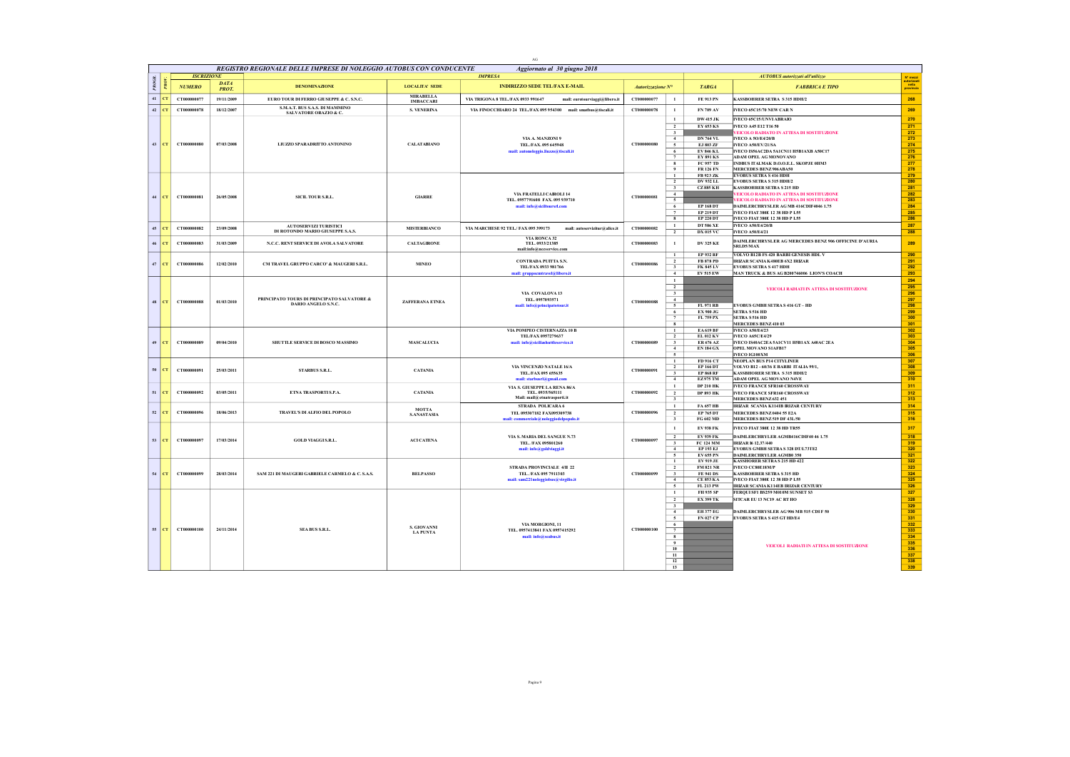AG

## REGISTRO REGIONALE DELLE IMPRESE DI NOLEGGIO AUTOBUS CON CONDUCENTE — Aggiornato al 30 giugno 2018

| PROGR. | PROV. | ISCRIZIONE NUMERO | ISCRIZIONE DATA PROT. | IMPRESA DENOMINAZIONE | LOCALITA' SEDE | INDIRIZZO SEDE TEL/FAX E-MAIL | Autorizzazione N° | | AUTOBUS TARGA | FABBRICA E TIPO | N° mezzi autorizzati nella provincia |
|---|---|---|---|---|---|---|---|---|---|---|---|
| 41 | CT | CT000000077 | 19/11/2009 | EURO TOUR DI FERRO GIUSEPPE & C. S.N.C. | MIRABELLA IMBACCARI | VIA TRIGONA 8 TEL./FAX 0933 991647 mail: eurotourviaggi@libero.it | CT000000077 | 1 | FE 913 PN | KASSBOHRER SETRA S 315 HDH/2 | 268 |
| 42 | CT | CT000000078 | 18/12/2007 | S.M.A.T. BUS S.A.S. DI MAMMINO SALVATORE ORAZIO & C. | S. VENERINA | VIA FINOCCHIARO 24 TEL./FAX 095 954300 mail: smatbus@tiscali.it | CT000000078 | 1 | FN 709 AV | IVECO 65C15/70 NEW CAR N | 269 |
| 43 | CT | CT000000080 | 07/03/2008 | LIUZZO SPARADRITTO ANTONINO | CALATABIANO | VIA A. MANZONI 9 TEL./FAX 095 645948 mail: autonoleggio.liuzzo@tiscali.it | CT000000080 | 1 | DW 415 JK | IVECO 65C15/UNVI ABRAIO | 270 |
| | | | | | | | | 2 | EY 653 KS | IVECO A45 E12 T16 50 | 271 |
| | | | | | | | | 3 | | VEICOLO RADIATO IN ATTESA DI SOSTITUZIONE | 272 |
| | | | | | | | | 4 | DN 764 VL | IVECO A 5O/E4/20/B | 273 |
| | | | | | | | | 5 | EJ 803 ZF | IVECO A50/EV/21/SA | 274 |
| | | | | | | | | 6 | EV 846 KL | IVECO IS84AC2DA 5A1CN11 H5B1AXB A50C17 | 275 |
| | | | | | | | | 7 | EY 891 KS | ADAM OPEL AG MONOVANO | 276 |
| | | | | | | | | 8 | FC 957 TD | INDBUS ITALMAK D.O.O.E.L. SKOPJE 0HM3 | 277 |
| | | | | | | | | 9 | FR 126 FN | MERCEDES BENZ 906AB50 | 278 |
| 44 | CT | CT000000081 | 26/05/2008 | SICIL TOUR S.R.L. | GIARRE | VIA FRATELLI CAIROLI 14 TEL. 0957791608 FAX. 095 939710 mail: info@siciltoursrl.com | CT000000081 | 1 | FB 923 ZK | EVOBUS SETRA S 416 HDH | 279 |
| | | | | | | | | 2 | DV 932 LL | EVOBUS SETRA S 315 HDH/2 | 280 |
| | | | | | | | | 3 | CZ 885 KH | KASSBOHRER SETRA S 215 HD | 281 |
| | | | | | | | | 4 | | VEICOLO RADIATO IN ATTESA DI SOSTITUZIONE | 282 |
| | | | | | | | | 5 | | VEICOLO RADIATO IN ATTESA DI SOSTITUZIONE | 283 |
| | | | | | | | | 6 | EP 168 DT | DAIMLERCHRYSLER AG MB 416CDIF4046 1.75 | 284 |
| | | | | | | | | 7 | EP 219 DT | IVECO FIAT 380E 12 38 HD P L55 | 285 |
| | | | | | | | | 8 | EP 220 DT | IVECO FIAT 380E 12 38 HD P L55 | 286 |
| 45 | CT | CT000000082 | 23/09/2008 | AUTOSERVIZI TURISTICI DI ROTONDO MARIO GIUSEPPE S.A.S. | MISTERBIANCO | VIA MARCHESE 92 TEL./ FAX 095 399173 mail: autoservizitur@alice.it | CT000000082 | 1 | DT 586 XE | IVECO A50/E4/20/B | 287 |
| | | | | | | | | 2 | DX 015 VC | IVECO A50/E4/21 | 288 |
| 46 | CT | CT000000083 | 31/03/2009 | N.C.C. RENT SERVICE DI AVOLA SALVATORE | CALTAGIRONE | VIA RONCA 32 TEL. 0933/21385 mail:info@nccservice.com | CT000000083 | 1 | DV 325 KE | DAIMLERCHRYSLER AG MERCEDES BENZ 906 OFFICINE D'AURIA SRLD5/MAX | 289 |
| 47 | CT | CT000000086 | 12/02/2010 | CM TRAVEL GRUPPO CARCO' & MAUGERI S.R.L. | MINEO | CONTRADA PUTTIA S.N. TEL./FAX 0933 981766 mail: gruppocmtravel@libero.it | CT000000086 | 1 | EP 932 RF | VOLVO B12B FS 420 BARBI GENESIS HDL V | 290 |
| | | | | | | | | 2 | FB 878 PD | IRIZAR SCANIA K480EB 6X2 IRIZAR | 291 |
| | | | | | | | | 3 | FK 845 LV | EVOBUS SETRA S 417 HDH | 292 |
| | | | | | | | | 4 | EV 515 EW | MAN TRUCK & BUS AG R200746006 LION'S COACH | 293 |
| 48 | CT | CT000000088 | 01/03/2010 | PRINCIPATO TOURS DI PRINCIPATO SALVATORE & DARIO ANGELO S.N.C. | ZAFFERANA ETNEA | VIA COVALOVA 13 TEL. 0957083571 mail: info@principatotour.it | CT000000088 | 1 | | VEICOLI RADIATI IN ATTESA DI SOSTITUZIONE | 294 |
| | | | | | | | | 2 | | | 295 |
| | | | | | | | | 3 | | | 296 |
| | | | | | | | | 4 | | | 297 |
| | | | | | | | | 5 | FL 971 RB | EVOBUS GMBH SETRA S 416 GT – HD | 298 |
| | | | | | | | | 6 | EX 900 JG | SETRA S 516 HD | 299 |
| | | | | | | | | 7 | FL 759 PX | SETRA S 516 HD | 300 |
| | | | | | | | | 8 | | MERCEDES BENZ 410 03 | 301 |
| 49 | CT | CT000000089 | 09/04/2010 | SHUTTLE SERVICE DI BOSCO MASSIMO | MASCALUCIA | VIA POMPEO CISTERNAZZA 10 B TEL/FAX 0957279637 mail: info@sicilиashuttleservice.it | CT000000089 | 1 | EA 619 BF | IVECO A50/E4/23 | 302 |
| | | | | | | | | 2 | EL 012 KV | IVECO A65C/E4/29 | 303 |
| | | | | | | | | 3 | ER 676 AZ | IVECO IS40AC2EA5A1CY11 H5B1AX A40AC 2EA | 304 |
| | | | | | | | | 4 | EN 184 GX | OPEL MOVANO S1AFB17 | 305 |
| | | | | | | | | 5 | | IVECO IG100XM | 306 |
| 50 | CT | CT000000091 | 25/03/2011 | STARBUS S.R.L. | CATANIA | VIA VINCENZO NATALE 16/A TEL./FAX 095 455635 mail: starbusrl@gmail.com | CT000000091 | 1 | FD 916 CT | NEOPLAN BUS P14 CITYLINER | 307 |
| | | | | | | | | 2 | EP 166 DT | VOLVO B12 - 60/36 E BARBI ITALIA 99/1, | 308 |
| | | | | | | | | 3 | EP 868 RF | KASSBHORER SETRA S 315 HDH/2 | 309 |
| | | | | | | | | 4 | EZ 975 TM | ADAM OPEL AG MOVANO N4VE | 310 |
| 51 | CT | CT000000092 | 03/05/2011 | ETNA TRASPORTI S.P.A. | CATANIA | VIA S. GIUSEPPE LA RENA 86/A TEL. 0935/565111 Mail: mail@etnatrasporti.it | CT000000092 | 1 | DP 210 HK | IVECO FRANCE SFR160 CROSSWAY | 311 |
| | | | | | | | | 2 | DP 893 HK | IVECO FRANCE SFR160 CROSSWAY | 312 |
| | | | | | | | | 3 | | MERCEDES BENZ 632 451 | 313 |
| 52 | CT | CT000000096 | 18/06/2013 | TRAVEL'S DI ALFIO DEL POPOLO | MOTTA S.ANASTASIA | STRADA POLICARA 6 TEL 095307182 FAX095309738 mail: commerciale@noleggiodelpopolo.it | CT000000096 | 1 | FA 657 HB | IRIZAR SCANIA K114IB IRIZAR CENTURY | 314 |
| | | | | | | | | 2 | EP 765 DT | MERCEDES BENZ 0404 55 E2A | 315 |
| | | | | | | | | 3 | FG 602 MD | MERCEDES BENZ 519 DF 43L/50 | 316 |
| 53 | CT | CT000000097 | 17/03/2014 | GOLD VIAGGI S.R.L. | ACI CATENA | VIA S. MARIA DEL SANGUE N.73 TEL. /FAX 095801260 mail: info@goldviaggi.it | CT000000097 | 1 | EV 938 FK | IVECO FIAT 380E 12 38 HD TR55 | 317 |
| | | | | | | | | 2 | EV 939 FK | DAIMLERCHRYLER AGMB416CDIF40 46 1.75 | 318 |
| | | | | | | | | 3 | FC 124 MM | IRIZAR I6 12.37/440 | 319 |
| | | | | | | | | 4 | EP 193 EJ | EVOBUS GMBH SETRA S 328 DT/L73TE2 | 320 |
| | | | | | | | | 5 | EV 655 FN | DAIMLERCHRYLER AGMB0 350 | 321 |
| 54 | CT | CT000000099 | 28/03/2014 | SAM 221 DI MAUGERI GABRIELE CARMELO & C. S.A.S. | BELPASSO | STRADA PROVINCIALE 4/II 22 TEL. /FAX 095 7911303 mail: sam221noleggiobus@virgilio.it | CT000000099 | 1 | EV 919 JE | KASSBHORER SETRA S 215 HD 422 | 322 |
| | | | | | | | | 2 | FM 821 NR | IVECO CC80E18M/P | 323 |
| | | | | | | | | 3 | FE 941 DS | KASSBOHRER SETRA S 315 HD | 324 |
| | | | | | | | | 4 | CE 853 KA | IVECO FIAT 380E 12 38 HD P L55 | 325 |
| | | | | | | | | 5 | FL 213 PW | IRIZAR SCANIA K114EB IRIZAR CENTURY | 326 |
| 55 | CT | CT000000100 | 24/11/2014 | SEA BUS S.R.L. | S. GIOVANNI LA PUNTA | VIA MORGIONI, 11 TEL. 0957413841 FAX 0957415292 mail: info@seabus.it | CT000000100 | 1 | FH 935 SP | FERQUI SF1 BS259 M010M SUNSET S3 | 327 |
| | | | | | | | | 2 | EX 399 TK | SITCAR EU 13 NC19 AC RT HO | 328 |
| | | | | | | | | 3 | | | 329 |
| | | | | | | | | 4 | EH 377 EG | DAIMLERCHRYSLER AG 906 MB 515 CDI F 50 | 330 |
| | | | | | | | | 5 | FN 027 CP | EVOBUS SETRA S 415 GT HD/E4 | 331 |
| | | | | | | | | 6 | | VEICOLI RADIATI IN ATTESA DI SOSTITUZIONE | 332 |
| | | | | | | | | 7 | | | 333 |
| | | | | | | | | 8 | | | 334 |
| | | | | | | | | 9 | | | 335 |
| | | | | | | | | 10 | | | 336 |
| | | | | | | | | 11 | | | 337 |
| | | | | | | | | 12 | | | 338 |
| | | | | | | | | 13 | | | 339 |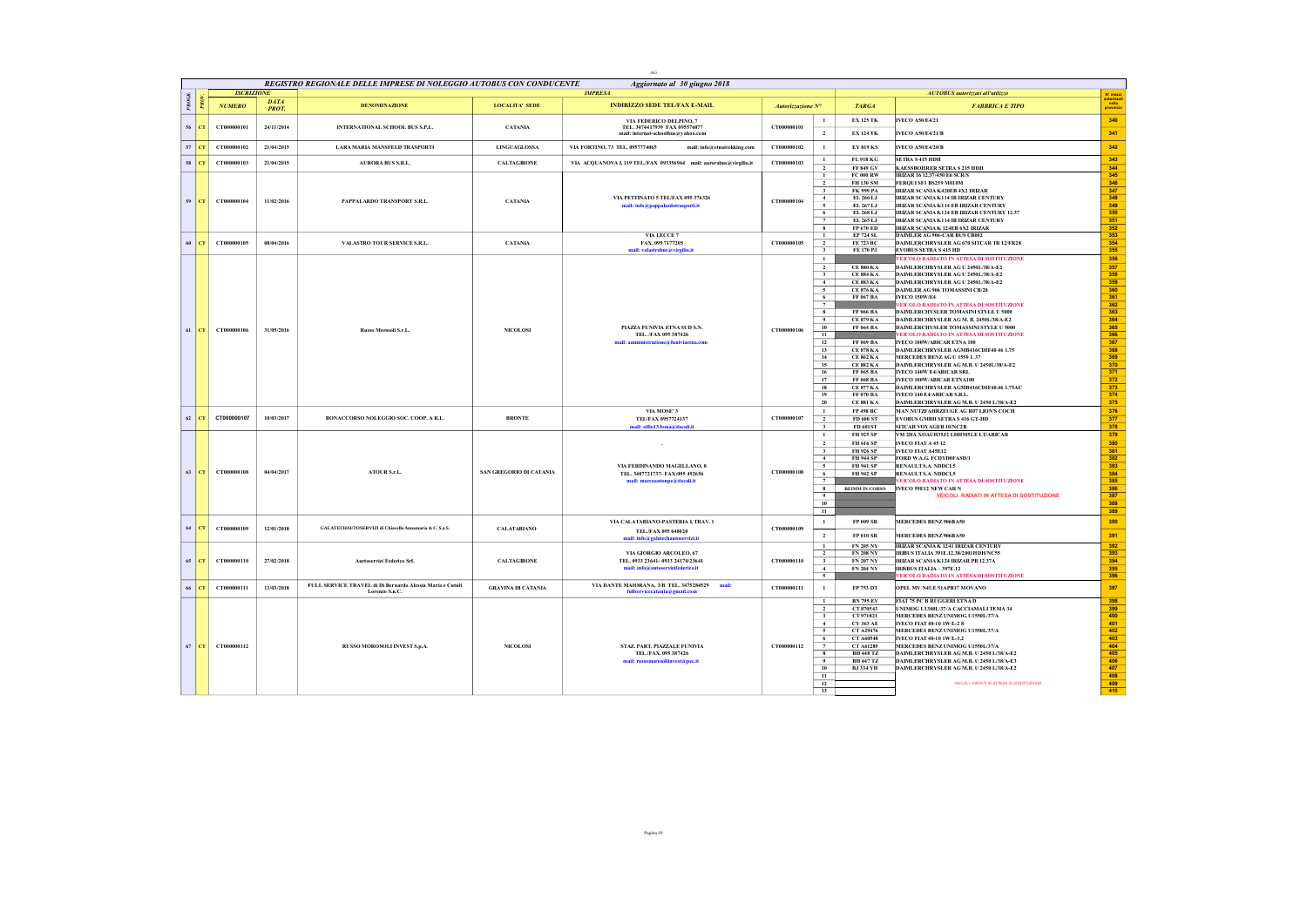REGISTRO REGIONALE DELLE IMPRESE DI NOLEGGIO AUTOBUS CON CONDUCENTE — Aggiornato al 30 giugno 2018

| PROGR. | PROV. | ISCRIZIONE NUMERO | DATA PROT. | DENOMINAZIONE | LOCALITA' SEDE | INDIRIZZO SEDE TEL/FAX E-MAIL | Autorizzazione N° | | TARGA | FABBRICA E TIPO | N° mezzi autorizzati nella provincia |
|---|---|---|---|---|---|---|---|---|---|---|---|
| 56 | CT | CT000000101 | 24/11/2014 | INTERNATIONAL SCHOOL BUS S.P.L. | CATANIA | VIA FEDERICO DELPINO, 7 TEL. 3474417939 FAX 095576077 mail: internat-schoolbus@yahoo.com | CT000000101 | 1 | EX 125 TK | IVECO A50/E4/21 | 340 |
| | | | | | | | | 2 | EX 124 TK | IVECO A50/E4/21/B | 341 |
| 57 | CT | CT000000102 | 21/04/2015 | LARA MARIA MANSFELD TRASPORTI | LINGUAGLOSSA | VIA FORTINO, 73 TEL. 0957774065 mail: info@etnatrekking.com | CT000000102 | 1 | EY 819 KS | IVECO A50/E4/20/B | 342 |
| 58 | CT | CT000000103 | 21/04/2015 | AURORA BUS S.R.L. | CALTAGIRONE | VIA ACQUANOVA I, 119 TEL./FAX 093356964 mail: aurorabus@virgilio.it | CT000000103 | 1 | FL 918 KG | SETRA S 415 HDH | 343 |
| | | | | | | | | 2 | FF 849 GV | KAESSBOHRER SETRA S 215 HDH | 344 |
| 59 | CT | CT000000104 | 11/02/2016 | PAPPALARDO TRANSPORT S.R.L. | CATANIA | VIA PETTINATO 5 TEL/FAX 095 376326 mail: info@pappalardotrasporti.it | CT000000104 | 1 | FC 000 RW | IRIZAR 16 12.37/450 E6 SCR/S | 345 |
| | | | | | | | | 2 | FH 130 SM | FERQUI SF1 BS259 M0169M | 346 |
| | | | | | | | | 3 | FK 999 PA | IRIZAR SCANIA K420EB 4X2 IRIZAR | 347 |
| | | | | | | | | 4 | EL 266 LJ | IRIZAR SCANIA K114 IB IRIZAR CENTURY | 348 |
| | | | | | | | | 5 | EL 267 LJ | IRIZAR SCANIA K114 EB IRIZAR CENTURY | 349 |
| | | | | | | | | 6 | EL 268 LJ | IRIZAR SCANIA K124 EB IRIZAR CENTURY 12.37 | 350 |
| | | | | | | | | 7 | EL 265 LJ | IRIZAR SCANIA K114 IB IRIZAR CENTURY | 351 |
| | | | | | | | | 8 | FP 670 ED | IRIZAR SCANIA K 124EB 4X2 IRIZAR | 352 |
| 60 | CT | CT000000105 | 08/04/2016 | VALASTRO TOUR SERVICE S.R.L. | CATANIA | VIA LECCE 7 FAX. 095 7173205 mail: valastrobus@virgilio.it | CT000000105 | 1 | EP 724 SL | DAIMLER AG 906-CAR BUS CB002 | 353 |
| | | | | | | | | 2 | FE 723 BC | DAIMLERCHRYSLER AG 670 SITCAR TR 12/FR28 | 354 |
| | | | | | | | | 3 | FE 170 PJ | EVOBUS SETRA S 415 HD | 355 |
| 61 | CT | CT000000106 | 31/05/2016 | Russo Morosoli S.r.L. | NICOLOSI | PIAZZA FUNIVIA ETNA SUD S.N. TEL. /FAX 095 387426 mail: amministrazione@funiviaetna.com | CT000000106 | 1 | | VEICOLO RADIATO IN ATTESA DI SOSTITUZIONE | 356 |
| | | | | | | | | 2 | CE 880 KA | DAIMLERCHRYSLER AG U 2450L/38/A-E2 | 357 |
| | | | | | | | | 3 | CE 884 KA | DAIMLERCHRYSLER AG U 2450L/38/A-E2 | 358 |
| | | | | | | | | 4 | CE 883 KA | DAIMLERCHRYSLER AG U 2450L/38/A-E2 | 359 |
| | | | | | | | | 5 | CE 876 KA | DAIMLER AG 906 TOMASSINI CB/20 | 360 |
| | | | | | | | | 6 | FF 067 BA | IVECO 150W/E4 | 361 |
| | | | | | | | | 7 | | VEICOLO RADIATO IN ATTESA DI SOSTITUZIONE | 362 |
| | | | | | | | | 8 | FF 066 BA | DAIMLERCHYSLER TOMASINI STYLE U 5000 | 363 |
| | | | | | | | | 9 | CE 879 KA | DAIMLERCHRYSLER AG M. B. 2450L/38/A-E2 | 364 |
| | | | | | | | | 10 | FF 064 BA | DAIMLERCHYSLER TOMASSINI STYLE U 5000 | 365 |
| | | | | | | | | 11 | | VEICOLO RADIATO IN ATTESA DI SOSTITUZIONE | 366 |
| | | | | | | | | 12 | FF 069 BA | IVECO 100W/ABICAR ETNA 100 | 367 |
| | | | | | | | | 13 | CE 878 KA | DAIMLERCHRYSLER AGMB416CDIF40 46 1.75 | 368 |
| | | | | | | | | 14 | CE 862 KA | MERCEDES BENZ AG U 1550 L37 | 369 |
| | | | | | | | | 15 | CE 882 KA | DAIMLERCHRYSLER AG M.B. U 2450L/38/A-E2 | 370 |
| | | | | | | | | 16 | FF 065 BA | IVECO 140W E4/ABICAR SRL | 371 |
| | | | | | | | | 17 | FF 068 BA | IVECO 100W/ABICAR ETNA100 | 372 |
| | | | | | | | | 18 | CE 877 KA | DAIMLERCHRYSLER AGMB416CDIF40.46 1.75AC | 373 |
| | | | | | | | | 19 | FF 070 BA | IVECO 140 E4/ABICAR S.R.L. | 374 |
| | | | | | | | | 20 | CE 881 KA | DAIMLERCHRYSLER AG M.B. U 2450 L/38/A-E2 | 375 |
| 62 | CT | CT000000107 | 10/03/2017 | BONACCORSO NOLEGGIO SOC. COOP. A R.L. | BRONTE | VIA MOSE' 3 TEL./FAX 0957724137 mail: alfio13.bona@tiscali.it | CT000000107 | 1 | FP 498 BC | MAN NUTZFAHRZEUGE AG R07 LION'S COCH | 376 |
| | | | | | | | | 2 | FD 600 ST | EVOBUS GMBH SETRA S 416 GT-HD | 377 |
| | | | | | | | | 3 | FD 601ST | SITCAR VOYAGER 10/NC2B | 378 |
| 63 | CT | CT000000108 | 04/04/2017 | ATOUR S.r.L. | SAN GREGORIO DI CATANIA | VIA FERDINANDO MAGELLANO, 8 TEL. 3407721737- FAX:095 492656 mail: marcoantonpe@tiscali.it | CT000000108 | 1 | FH 925 SP | VM 2DA XOAUH35J2 LHH3M5LE L'UABICAR | 379 |
| | | | | | | | | 2 | FH 616 SP | IVECO FIAT A 45 12 | 380 |
| | | | | | | | | 3 | FH 926 SP | IVECO FIAT A45E12 | 381 |
| | | | | | | | | 4 | FH 944 SP | FORD W.A.G. FCDYD6FASD/1 | 382 |
| | | | | | | | | 5 | FH 941 SP | RENAULT S.A. NDDCL5 | 383 |
| | | | | | | | | 6 | FH 942 SP | RENAULT S.A. NDDCL5 | 384 |
| | | | | | | | | 7 | | VEICOLO RADIATO IN ATTESA DI SOSTITUZIONE | 385 |
| | | | | | | | | 8 | REIMM IN CORSO | IVECO 59E12 NEW CAR N | 386 |
| | | | | | | | | 9 | | VEICOLI RADIATI IN ATTESA DI SOSTITUZIONE | 387 |
| | | | | | | | | 10 | | | 388 |
| | | | | | | | | 11 | | | 389 |
| 64 | CT | CT000000109 | 12/01/2018 | GALATECHAUTOSERVIZI di Chiavello Annamaria & C. S.a.S. | CALATABIANO | VIA CALATABIANO-PASTERIA I, TRAV. I TEL./FAX 095 640020 mail: info@galatechautoservizi.it | CT000000109 | 1 | FP 009 SR | MERCEDES BENZ 906BA50 | 390 |
| | | | | | | | | 2 | FP 010 SR | MERCEDES BENZ 906BA50 | 391 |
| 65 | CT | CT000000110 | 27/02/2018 | Autoservizi Federico Srl. | CALTAGIRONE | VIA GIORGIO ARCOLEO, 67 TEL. 0933 23641- 0933 24170/23641 mail: info@autoservizifederico.it | CT000000110 | 1 | FN 205 NY | IRIZAR SCANIA K 124I IRIZAR CENTURY | 392 |
| | | | | | | | | 2 | FN 208 NY | IRIBUS ITALIA 391E.12.38/2001HDH/NC55 | 393 |
| | | | | | | | | 3 | FN 207 NY | IRIZAR SCANIA K124 IRIZAR PB 12.37A | 394 |
| | | | | | | | | 4 | FN 204 NY | IRISBUS ITALIA – 397E.12 | 395 |
| | | | | | | | | 5 | | VEICOLO RADIATO IN ATTESA DI SOSTITUZIONE | 396 |
| 66 | CT | CT000000111 | 13/03/2018 | FULL SERVICE TRAVEL di Di Bernardo Alessia Maria e Cutuli Lorenzo S.n.C. | GRAVINA DI CATANIA | VIA DANTE MAJORANA, 3/B TEL. 3475284529 mail: fullservicecatania@gmail.com | CT000000111 | 1 | FP 753 DT | OPEL MV N4UE 51APB17 MOVANO | 397 |
| 67 | CT | CT000000112 | | RUSSO MOROSOLI INVEST S.p.A. | NICOLOSI | STAZ. PART. PIAZZALE FUNIVIA TEL./FAX 095 387426 mail: russomorosoliinvest@pec.it | CT000000112 | 1 | BN 795 EV | FIAT 75 PC B RUGGERI ETNA D | 398 |
| | | | | | | | | 2 | CT 870543 | UNIMOG U1300L/37/A CACCIAMALI TEMA 34 | 399 |
| | | | | | | | | 3 | CT 971821 | MERCEDES BENZ UNIMOG U1550L/37/A | 400 |
| | | | | | | | | 4 | CY 363 AE | IVECO FIAT 40-10 1W/L-2 8 | 401 |
| | | | | | | | | 5 | CT A29476 | MERCEDES BENZ UNIMOG U1550L/37/A | 402 |
| | | | | | | | | 6 | CT A60548 | IVECO FIAT 40-10 1W/L-3,2 | 403 |
| | | | | | | | | 7 | CT A61285 | MERCEDES BENZ UNIMOG U1550L/37/A | 404 |
| | | | | | | | | 8 | BH 448 TZ | DAIMLERCHRYSLER AG M.B. U 2450 L/38/A-E2 | 405 |
| | | | | | | | | 9 | BH 447 TZ | DAIMLERCHRYSLER AG M.B. U 2450 L/38/A-E3 | 406 |
| | | | | | | | | 10 | BJ 334 YH | DAIMLERCHRYSLER AG M.B. U 2450 L/38/A-E2 | 407 |
| | | | | | | | | 11 | | VEICOLI RADIATI IN ATTESA DI SOSTITUZIONE | 408 |
| | | | | | | | | 12 | | | 409 |
| | | | | | | | | 13 | | | 410 |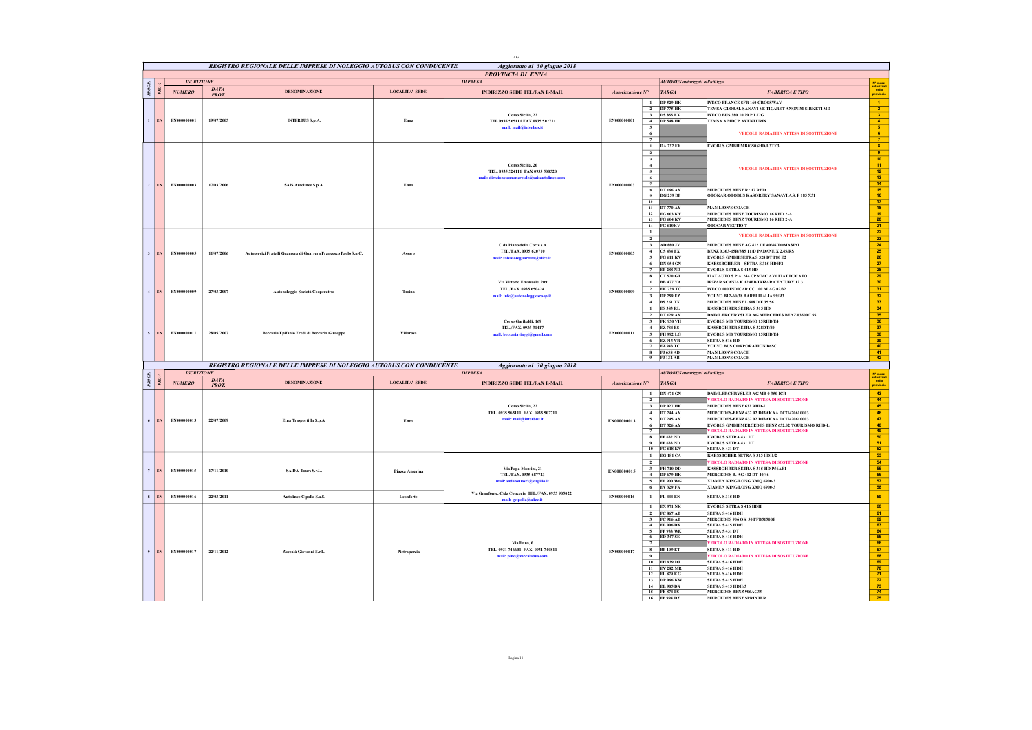## REGISTRO REGIONALE DELLE IMPRESE DI NOLEGGIO AUTOBUS CON CONDUCENTE — Aggiornato al 30 giugno 2018

### PROVINCIA DI ENNA

| PROGR. | PROV. | ISCRIZIONE NUMERO | DATA PROT. | DENOMINAZIONE | LOCALITA' SEDE | INDIRIZZO SEDE TEL/FAX E-MAIL | Autorizzazione N° | | TARGA | FABBRICA E TIPO | N° mezzi autorizzati nella provincia |
|---|---|---|---|---|---|---|---|---|---|---|---|
| 1 | EN | EN000000001 | 19/07/2005 | INTERBUS S.p.A. | Enna | Corso Sicilia, 22 TEL.0935 565111 FAX.0935 502711 mail: mail@interbus.it | EN000000001 | 1 | DP 529 HK | IVECO FRANCE SFR 160 CROSSWAY | 1 |
| | | | | | | | | 2 | DP 775 HK | TEMSA GLOBAL SANAYI VE TICARET ANONIM SIRKETI MD | 2 |
| | | | | | | | | 3 | DS 855 EX | IVECO BUS 380 10 29 F L72G | 3 |
| | | | | | | | | 4 | DP 548 HK | TEMSA A MDCP AVENTURIN | 4 |
| | | | | | | | | 5 | | | 5 |
| | | | | | | | | 6 | | VEICOLI RADIATI IN ATTESA DI SOSTITUZIONE | 6 |
| | | | | | | | | 7 | | | 7 |
| 2 | EN | EN000000003 | 17/03/2006 | SAIS Autolinee S.p.A. | Enna | Corso Sicilia, 20 TEL. 0935 524111 FAX 0935 500520 mail: direzione.commerciale@saisautolinee.com | EN000000003 | 1 | DA 232 EF | EVOBUS GMBH MB0350SHD/L3TE3 | 8 |
| | | | | | | | | 2 | | | 9 |
| | | | | | | | | 3 | | | 10 |
| | | | | | | | | 4 | | | 11 |
| | | | | | | | | 5 | | VEICOLI RADIATI IN ATTESA DI SOSTITUZIONE | 12 |
| | | | | | | | | 6 | | | 13 |
| | | | | | | | | 7 | | | 14 |
| | | | | | | | | 8 | DT 166 AY | MERCEDES BENZ R2 17 RHD | 15 |
| | | | | | | | | 9 | DG 259 DP | OTOKAR OTOBUS KASORERY SANAYI A.S. F 185 X31 | 16 |
| | | | | | | | | 10 | | | 17 |
| | | | | | | | | 11 | DT 770 AY | MAN LION'S COACH | 18 |
| | | | | | | | | 12 | FG 603 KV | MERCEDES BENZ TOURISMO 16 RHD 2-A | 19 |
| | | | | | | | | 13 | FG 604 KV | MERCEDES BENZ TOURISMO 16 RHD 2-A | 20 |
| | | | | | | | | 14 | FG 610KV | OTOCAR VECTIO T | 21 |
| 3 | EN | EN000000005 | 11/07/2006 | Autoservizi Fratelli Guarrera di Guarrera Francesco Paolo S.a.C. | Assoro | C.da Piano della Corte s.n. TEL./FAX. 0935 620710 mail: salvatoreguarrera@alice.it | EN000000005 | 1 | | VEICOLI RADIATI IN ATTESA DI SOSTITUZIONE | 22 |
| | | | | | | | | 2 | | | 23 |
| | | | | | | | | 3 | AD 880 JY | MERCEDES BENZ AG 412 DF 40/46 TOMASINI | 24 |
| | | | | | | | | 4 | CS 434 FX | BENZ 0.303-15R/385 11/D PADANE X 2.45/RS | 25 |
| | | | | | | | | 5 | FG 611 KV | EVOBUS GMBH SETRA S 328 DT P80 E2 | 26 |
| | | | | | | | | 6 | DN 054 GN | KAESSBOHRER – SETRA S 315 HDH/2 | 27 |
| | | | | | | | | 7 | EP 288 ND | EVOBUS SETRA S 415 HD | 28 |
| | | | | | | | | 8 | CT 570 GT | FIAT AUTO S.P.A. 244 CPMMC AYI FIAT DUCATO | 29 |
| 4 | EN | EN000000009 | 27/03/2007 | Autonoleggio Società Cooperativa | Troina | Via Vittorio Emanuele, 209 TEL./FAX. 0935 650424 mail: info@autonoleggiocoop.it | EN000000009 | 1 | BB 477 YA | IRIZAR SCANIA K 124EB IRIZAR CENTURY 12.3 | 30 |
| | | | | | | | | 2 | EK 735 TC | IVECO 100 INDICAR CC 100 M AG 02/32 | 31 |
| | | | | | | | | 3 | DP 259 EZ | VOLVO B12-60/38 BARBI ITALIA 99/R3 | 32 |
| | | | | | | | | 4 | BS 261 TX | MERCEDES BENZ L 608 D F 35 56 | 33 |
| 5 | EN | EN000000011 | 28/05/2007 | Beccaria Epifanio Eredi di Beccaria Giuseppe | Villarosa | Corso Garibaldi, 169 TEL./FAX. 0935 31417 mail: beccariaviaggi@gmail.com | EN000000011 | 1 | ES 383 BL | KASSBOHRER SETRA S 315 HD | 34 |
| | | | | | | | | 2 | DT 129 AY | DAIMLERCHRYSLER AG MERCEDES BENZ 03500/L55 | 35 |
| | | | | | | | | 3 | FK 950 YH | EVOBUS MB TOURISMO 15RHD/E4 | 36 |
| | | | | | | | | 4 | EZ 784 ES | KASSBOHRER SETRA S 328DT/80 | 37 |
| | | | | | | | | 5 | FH 992 LG | EVOBUS MB TOURISMO 15RHD/E4 | 38 |
| | | | | | | | | 6 | EZ 913 VR | SETRA S 516 HD | 39 |
| | | | | | | | | 7 | EZ 943 TC | VOLVO BUS CORPORATION B6SC | 40 |
| | | | | | | | | 8 | FJ 658 AD | MAN LION'S COACH | 41 |
| | | | | | | | | 9 | FJ 132 AB | MAN LION'S COACH | 42 |

## REGISTRO REGIONALE DELLE IMPRESE DI NOLEGGIO AUTOBUS CON CONDUCENTE — Aggiornato al 30 giugno 2018

| PROGR. | PROV. | ISCRIZIONE NUMERO | DATA PROT. | DENOMINAZIONE | LOCALITA' SEDE | INDIRIZZO SEDE TEL/FAX E-MAIL | Autorizzazione N° | | TARGA | FABBRICA E TIPO | N° mezzi autorizzati nella provincia |
|---|---|---|---|---|---|---|---|---|---|---|---|
| 6 | EN | EN000000013 | 22/07/2009 | Etna Trasporti In S.p.A. | Enna | Corso Sicilia, 22 TEL. 0935 565111 FAX. 0935 502711 mail: mail@interbus.it | EN000000013 | 1 | DN 471 GN | DAIMLERCHRYSLER AG MB 0 350 ICR | 43 |
| | | | | | | | | 2 | | VEICOLO RADIATO IN ATTESA DI SOSTITUZIONE | 44 |
| | | | | | | | | 3 | DP 927 HK | MERCEDES BENZ 632 RHD-L | 45 |
| | | | | | | | | 4 | DT 244 AY | MERCEDES-BENZ 632 02 DJ3AKAA DC71420610003 | 46 |
| | | | | | | | | 5 | DT 245 AY | MERCEDES-BENZ 632 02 DJ3AKAA DC71420610003 | 47 |
| | | | | | | | | 6 | DT 326 AY | EVOBUS GMBH MERCEDES BENZ 632.02 TOURISMO RHD-L | 48 |
| | | | | | | | | 7 | | VEICOLO RADIATO IN ATTESA DI SOSTITUZIONE | 49 |
| | | | | | | | | 8 | FF 632 ND | EVOBUS SETRA 431 DT | 50 |
| | | | | | | | | 9 | FF 633 ND | EVOBUS SETRA 431 DT | 51 |
| | | | | | | | | 10 | FG 618 KV | SETRA S 431 DT | 52 |
| 7 | EN | EN000000015 | 17/11/2010 | SA.DA. Tours S.r.L. | Piazza Amerina | Via Papa Montini, 21 TEL./FAX. 0935 687723 mail: sadatoursrl@virgilio.it | EN000000015 | 1 | EG 181 CA | KAESSBOHRER SETRA S 315 HDH/2 | 53 |
| | | | | | | | | 2 | | VEICOLO RADIATO IN ATTESA DI SOSTITUZIONE | 54 |
| | | | | | | | | 3 | FH 710 DD | KASSBOHRER SETRA S 315 HD P56AE1 | 55 |
| | | | | | | | | 4 | DP 679 HK | MERCEDES B. AG 412 DT 40/46 | 56 |
| | | | | | | | | 5 | EP 900 WG | XIAMEN KING LONG XMQ 6900-3 | 57 |
| | | | | | | | | 6 | EV 329 FK | XIAMEN KING LONG XMQ 6900-3 | 58 |
| 8 | EN | EN000000016 | 22/03/2011 | Autolinee Cipolla S.a.S. | Leonforte | Via Granfonte, C/da Conceria TEL./FAX. 0935 905022 mail: gcipolla@alice.it | EN000000016 | 1 | FL 444 EN | SETRA S 315 HD | 59 |
| 9 | EN | EN000000017 | 22/11/2012 | Zuccalà Giovanni S.r.L. | Pietraperzia | Via Enna, 6 TEL. 0931 746601 FAX. 0931 748811 mail: pino@zuccalabus.com | EN000000017 | 1 | EX 971 NK | EVOBUS SETRA S 416 HDH | 60 |
| | | | | | | | | 2 | FC 867 AB | SETRA S 416 HDH | 61 |
| | | | | | | | | 3 | FC 916 AB | MERCEDES 906 OK 50 FFB51500E | 62 |
| | | | | | | | | 4 | EL 906 DX | SETRA S 415 HDH | 63 |
| | | | | | | | | 5 | FF 988 WK | SETRA S 431 DT | 64 |
| | | | | | | | | 6 | ED 347 SE | SETRA S 415 HDH | 65 |
| | | | | | | | | 7 | | VEICOLO RADIATO IN ATTESA DI SOSTITUZIONE | 66 |
| | | | | | | | | 8 | BP 109 ET | SETRA S 411 HD | 67 |
| | | | | | | | | 9 | | VEICOLO RADIATO IN ATTESA DI SOSTITUZIONE | 68 |
| | | | | | | | | 10 | FH 939 DJ | SETRA S 416 HDH | 69 |
| | | | | | | | | 11 | EV 282 MR | SETRA S 416 HDH | 70 |
| | | | | | | | | 12 | FL 879 KG | SETRA S 416 HDH | 71 |
| | | | | | | | | 13 | DP 966 KW | SETRA S 415 HDH | 72 |
| | | | | | | | | 14 | EL 905 DX | SETRA S 415 HDH/3 | 73 |
| | | | | | | | | 15 | FE 874 PS | MERCEDES BENZ 906AC35 | 74 |
| | | | | | | | | 16 | FP 994 DZ | MERCEDES BENZ SPRINTER | 75 |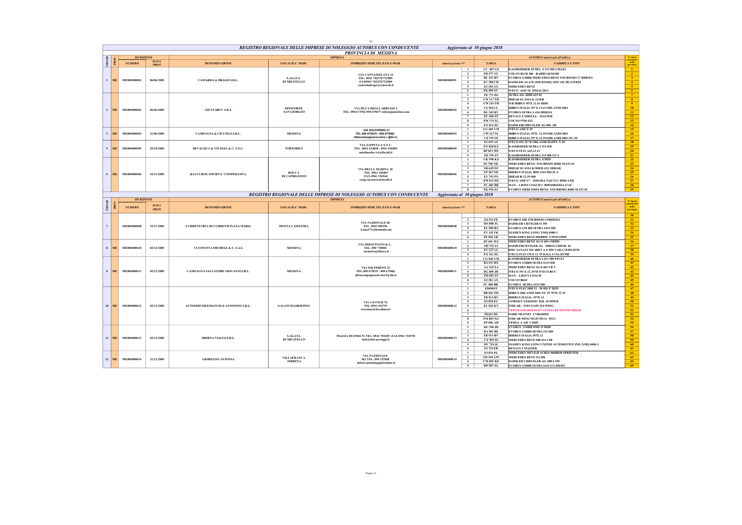AG

## REGISTRO REGIONALE DELLE IMPRESE DI NOLEGGIO AUTOBUS CON CONDUCENTE — Aggiornato al 30 giugno 2018

### PROVINCIA DI MESSINA

| PROGR. | PROV. | ISCRIZIONE NUMERO | ISCRIZIONE DATA PROT. | DENOMINAZIONE | LOCALITA' SEDE | INDIRIZZO SEDE TEL/FAX E-MAIL | Autorizzazione N° | | TARGA | FABBRICA E TIPO | N° mezzi autorizzati nella provincia |
|---|---|---|---|---|---|---|---|---|---|---|---|
| 1 | ME | ME000000001 | 06/06/2005 | CAMARDA & DRAGO S.R.L. | S.AGATA DI MILITELLO | VIA CANNAMELATA 12 TEL. 0941 702270/722809 FAX0941 702270/722809 camardadrago@ciaoweb.it | ME000000001 | 1 | CC 487 GS | KASSBOHRER SETRA S 315 HD L58AE1 | 1 |
| | | | | | | | | 2 | FD 577 ST | VOLVO B12B 380 - BARBI GENESIS | 2 |
| | | | | | | | | 3 | DL 251 RV | EVOBUS GMBH MERCEDES-BENZ TOURISMO 17 RHD/E4 | 3 |
| | | | | | | | | 4 | EC 308 CH | DAIMLER AG 670 (MB 818S82) SITCAR TR.12/FR28 | 4 |
| | | | | | | | | 5 | EJ 256 AX | MERCEDES BENZ | 5 |
| | | | | | | | | 6 | FK 899 SV | IVECO A65C18 IS56AC2DA | 6 |
| 2 | ME | ME000000002 | 06/06/2005 | GIUNTABUS S.R.L. | MONFORTE SAN GIORGIO | VIA DUCA DEGLI ABRUZZI 2 TEL. 090 673782 090 679677 info@giuntabus.com | ME000000002 | 1 | FE 771 DS | SETRA 416 HDH 625 02 | 7 |
| | | | | | | | | 3 | CW 117 TH | IRIZAR SCANIA K 124EB | 8 |
| | | | | | | | | 4 | CW 216 TH | IVB IRIBUS 397 E.12.43 HDH | 9 |
| | | | | | | | | 5 | CS 544 CL | IRIBUS ITALIA 397 E.12.43 ORLANDI 2001 | 10 |
| | | | | | | | | 6 | DL 349 RV | EVOBUS SETRA S 416 HDH/E4 | 11 |
| | | | | | | | | 7 | EC 460 ZT | RENAULT NDDYL6 – MASTER | 12 |
| | | | | | | | | 8 | EW 174 XL | VOLVO 9700 4X2 | 13 |
| | | | | | | | | 9 | EX 014 ZG | DAIMLERCHRYSLER AG 906 -JB | 14 |
| 3 | ME | ME000000003 | 21/06/2005 | CAMPAGNA & CICCOLO S.R.L. | MESSINA | VIA SOLFERINO 21 TEL.090 675035 - 090 675062 dittacampagnaciccolo.r.@tin.it. | ME000000003 | 1 | CG 405 VM | IVECO A50C/19 | 15 |
| | | | | | | | | 2 | CW 313 NL | IRIBUS ITALIA 397E. 12.35/ORLANDI 2001 | 16 |
| | | | | | | | | 3 | CZ 765 SZ | IRIBUS ITALIA 397 E.12.35/ORLANDI 2001/NC-55 | 17 |
| 5 | ME | ME000000005 | 20/10/2005 | BEVACQUA & VITANZA & C. S.N.C. | TORTORICI | VIA ZAPPULLA S.N.C. TEL. 0941 424028 - 0941 430856 autolineeservit@tiscali.it | ME000000005 | 1 | EJ 639 AX | IVECO 65C15/70 ORLANDI HAPPY T-20 | 18 |
| | | | | | | | | 2 | EN 828 KZ | KASSBOHER SETRA S 315 HD | 19 |
| | | | | | | | | 4 | BF 851 WF | IVECO FIAT A45.12.19 | 20 |
| | | | | | | | | 5 | FD 799 ST | KASSBOHRER SETRA 215 HR GT 4 | 21 |
| 6 | ME | ME000000006 | 16/11/2005 | RACCUIESE SOCIETA' COOPERATIVA | ROCCA DI CAPRILEONE | VIA DELLA MARINA 20 TEL. 0941 430487 FAX 0941 336560 coop.raccuiese@tiscali.it | ME000000006 | 1 | CK 998 KZ | KASSBOHRER SETRA 315HD | 22 |
| | | | | | | | | 2 | FF 798 ND | MERCEDES BENZ -TOURISMO RHD-M 632 02 | 23 |
| | | | | | | | | 3 | ED 629 FZ | IRIZAR SCANIA K380EB 4X2 IRIZAR | 24 |
| | | | | | | | | 4 | EP 207 ND | IRISBUS ITALIA 389E.12/43/HD 55 A | 25 |
| | | | | | | | | 5 | EV 793 PN | IRIZAR I6 12.35/400 | 26 |
| | | | | | | | | 6 | EW 013 DX | IVECO A50C17 - IS56ADA 5AICN11 H5B1AXB | 27 |
| | | | | | | | | 7 | FC 482 BR | MAN – LIONS COACH C R0920BZZZZAA7AC | 28 |
| | | | | | | | | 8 | FK 954 ZJ | EVOBUS MERCEDES BENZ-TOURISMO RHD M 632 02 | 29 |

## REGISTRO REGIONALE DELLE IMPRESE DI NOLEGGIO AUTOBUS CON CONDUCENTE — Aggiornato al 30 giugno 2018

| PROGR. | PROV. | ISCRIZIONE NUMERO | ISCRIZIONE DATA PROT. | DENOMINAZIONE | LOCALITA' SEDE | INDIRIZZO SEDE TEL/FAX E-MAIL | Autorizzazione N° | | TARGA | FABBRICA E TIPO | N° mezzi autorizzati nella provincia |
|---|---|---|---|---|---|---|---|---|---|---|---|
| | | | | | | | | | | | 30 |
| 7 | | ME000000008 | 16/11/2005 | CURRENTI BUS DI CURRENTI IVANA MARIA | MOTTA CAMASTRA | VIA NAZIONALE 48 TEL. 0942 985196 ivana173@hotmail.com | ME000000008 | 2 | EZ 532 FE | EVOBUS MB TOURISMO 15RHD/E4 | 31 |
| | | | | | | | | 3 | DN 898 TL | DAIMLER CRYSLER O 350 | 32 |
| | | | | | | | | 4 | EL 090 BA | EVOBUS GM BH SETRA S415 HD | 33 |
| | | | | | | | | 5 | EV 142 FK | XIAMEN KING LONG XMQ 6900-3 | 34 |
| | | | | | | | | 6 | FE 846 YK | MERCEDES BENZ 906BB50 UMNE1500E | 35 |
| 8 | ME | ME000000010 | 02/12/2005 | CUCINOTTA MICHELE & C. S.A.S. | MESSINA | VIA SEBASTIANO & C. TEL. 090 730004 cucinotta@libero.it | ME000000010 | 1 | EP 401 WG | MERCEDES BENZ AG O 404 15RHD | 36 |
| | | | | | | | | 2 | FD 719 ST | DAIMLERCRYSLER AG MB416 CDIF40 46 | 37 |
| | | | | | | | | 3 | EY 227 LL | BMC SANAYI TICARET A.S. 850 VAR.4 VERS.D1M | 38 |
| | | | | | | | | 4 | EX 161 ZG | IVECO FIAT 370 E 12 35 DALLA VIA DV38E | 39 |
| 9 | ME | ME000000011 | 02/12/2005 | CAMPAGNA SALVATORE GIOVANNI S.R.L. | MESSINA | VIA SOLFERINO 21 TEL.090 675035 - 090 675062 dittacampagnasalvator2@tin.it | ME000000011 | 1 | CG 046 VM | KASSBOHRER SETRA S 411 HD P45 E3 | 40 |
| | | | | | | | | 2 | BA 631 RX | EVOBUS GMBH SETRA S315 HD | 41 |
| | | | | | | | | 3 | AA 318 XA | MERCEDES BENZ AG 0 404 VB T | 42 |
| | | | | | | | | 4 | DG 009 JH | IVECO 391 E.12.35/M IVECO BUS | 43 |
| | | | | | | | | 5 | FD 602 ST | MAN – LION'S COACH | 44 |
| | | | | | | | | 6 | EJ 381 AX | VOLVO B6SC | 45 |
| | | | | | | | | 7 | FC 408 BR | EVOBUS SETRA S515 HD | 46 |
| 10 | ME | ME000000012 | 02/12/2005 | AUTOSERVIZI EMANUELE ANTONINO S.R.L. | GALATI MAMERTINO | VIA CAVOUR 70 TEL. 0941 434753 teresinae@tiscalinet.it | ME000000012 | 1 | FD098ST | IVECO FIAT 380E12 - 38 HD P TR55 | 47 |
| | | | | | | | | 2 | DB 042 MS | IRIBUS ORLANDI 2001/NC 55 397E 12.35 | 48 |
| | | | | | | | | 3 | FB 914 RV | IRISBUS ITALIA -397E.12 | 49 |
| | | | | | | | | 4 | EJ 818 EC | CITROEN YEHMMC BZL JUMPER | 50 |
| | | | | | | | | 5 | EL 834 KY | INDCAR – IVECO 65C/E4-WING | 51 |
| | | | | | | | | 6 | | VEICOLO RADIATO IN ATTESA DI SOSTITUZIONE | 52 |
| | | | | | | | | 7 | FE621 DS | FORD TRANSIT UY862DDX | 53 |
| | | | | | | | | 8 | FM 805 NG | INDCAR WING WGIVMY11 WG3 | 54 |
| | | | | | | | | 9 | FP 056 AH | TEMSA A A4F 3 MD9 | 55 |
| 11 | ME | ME000000013 | 02/12/2005 | SBERNA VIAGGI S.R.L. | S.AGATA DI MILITELLO | PIAZZA DUOMO 51 TEL. 0941 701029 -FAX 0941 702570 info@sbernaviaggi.it | ME000000013 | 1 | DG 358 JH | EVOBUS GMBH 0580 15 RHD | 56 |
| | | | | | | | | 2 | BA 981 BE | EVOBUS GMBH SETRA 315 HD | 57 |
| | | | | | | | | 3 | FB 914 RV | IRISBUS ITALIA 397E.12 | 58 |
| | | | | | | | | 4 | CY 955 SS | MERCEDES BENZ MB 416 CDI | 59 |
| | | | | | | | | 5 | DV 724 SL | XIAMEN KING LONG UNITED AUTOMOTIVE IND. XMQ 6900-3 | 60 |
| | | | | | | | | 6 | EJ 724 EB | RENAULT MASTER | 61 |
| 12 | ME | ME000000014 | 21/12/2005 | GIORDANO ANTONIA | VILLAFRANCA TIRRENA | VIA NAZIONALE 563 TEL. 090 332968 info@autonoleggigiordano.it | ME000000014 | 1 | FJ 876 PL | MERCEDES MENZ-D'AURIA 906BB50 SPRINTER | 62 |
| | | | | | | | | 2 | FD 150 GW | MERCEDES BENZ 312 DK | 63 |
| | | | | | | | | 4 | CM 065 KE | DAIMLER CHRYSLER AG MB 0 350 | 64 |
| | | | | | | | | 5 | DP 587 XL | EVOBUS GMBH SETRA S415 GT-HD/ES | 65 |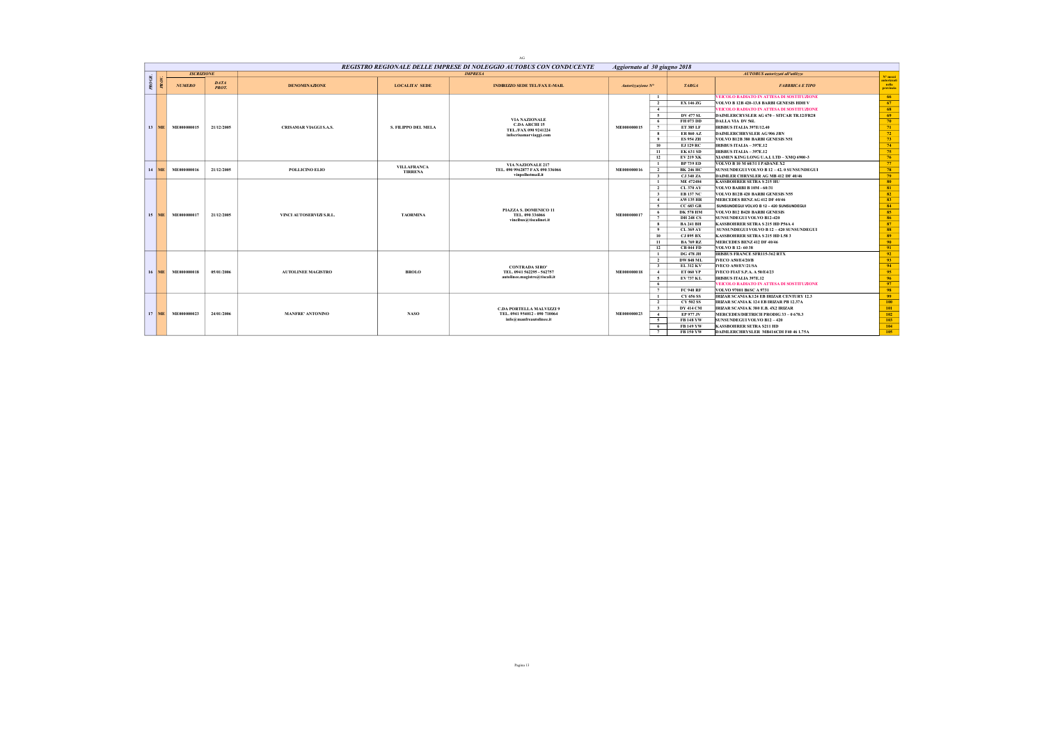# REGISTRO REGIONALE DELLE IMPRESE DI NOLEGGIO AUTOBUS CON CONDUCENTE

Aggiornato al 30 giugno 2018

| PROGR. | PROV. | ISCRIZIONE NUMERO | ISCRIZIONE DATA PROT. | DENOMINAZIONE | LOCALITA' SEDE | INDIRIZZO SEDE TEL/FAX E-MAIL | Autorizzazione N° | | TARGA | FABBRICA E TIPO | N° mezzi autorizzati nella provincia |
|---|---|---|---|---|---|---|---|---|---|---|---|
| 13 | ME | ME000000015 | 21/12/2005 | CRISAMAR VIAGGI S.A.S. | S. FILIPPO DEL MELA | VIA NAZIONALE C.DA ARCHI 15 TEL./FAX 090 9241224 info@crisamarviaggi.com | ME000000015 | 1 | | VEICOLO RADIATO IN ATTESA DI SOSTITUZIONE | 66 |
| | | | | | | | | 2 | EX 146 ZG | VOLVO B 12B 420-13.8 BARBI GENESIS HDH V | 67 |
| | | | | | | | | 4 | | VEICOLO RADIATO IN ATTESA DI SOSTITUZIONE | 68 |
| | | | | | | | | 5 | DV 477 SL | DAIMLERCHRYSLER AG 670 – SITCAR TR.12/FR28 | 69 |
| | | | | | | | | 6 | FH 073 DD | DALLA VIA DV 56L | 70 |
| | | | | | | | | 7 | ET 385 LF | IRISBUS ITALIA 397E/12.40 | 71 |
| | | | | | | | | 8 | EB 860 AZ | DAIMLERCHRYSLER AG 906 JBN | 72 |
| | | | | | | | | 9 | ES 954 ZH | VOLVO B12B 380 BARBI GENESIS N51 | 73 |
| | | | | | | | | 10 | EJ 129 RC | IRISBUS ITALIA – 397E.12 | 74 |
| | | | | | | | | 11 | EK 631 SD | IRISBUS ITALIA – 397E.12 | 75 |
| | | | | | | | | 12 | EV 219 XK | XIAMEN KING LONG U.A.I. LTD – XMQ 6900-3 | 76 |
| 14 | ME | ME000000016 | 21/12/2005 | POLLICINO ELIO | VILLAFRANCA TIRRENA | VIA NAZIONALE 217 TEL. 090 9962877 FAX 090 336066 vinpo@hotmail.it | ME000000016 | 1 | BP 739 ED | VOLVO B 10 M 60/31 I PADANE X2 | 77 |
| | | | | | | | | 2 | BK 246 HC | SUNSUNDEGUI VOLVO B 12 – 42. 0 SUNSUNDEGUI | 78 |
| | | | | | | | | 3 | CJ 340 ZA | DAIMLER CHRYSLER AG MB 412 DF 40/46 | 79 |
| 15 | ME | ME000000017 | 21/12/2005 | VINCI AUTOSERVIZI S.R.L. | TAORMINA | PIAZZA S. DOMENICO 11 TEL. 090 336066 vincibus@tiscalinet.it | ME000000017 | 1 | ME 472484 | KASSBOHRER SETRA S 215 HU | 80 |
| | | | | | | | | 2 | CL 370 AY | VOLVO BARBI B 10M - 60/31 | 81 |
| | | | | | | | | 3 | EB 137 NC | VOLVO B12B 420 BARBI GENESIS N55 | 82 |
| | | | | | | | | 4 | AW 135 HR | MERCEDES BENZ AG 412 DF 40/46 | 83 |
| | | | | | | | | 5 | CC 683 GR | SUNSUNDEGUI VOLVO B 12 – 420 SUNSUNDEGUI | 84 |
| | | | | | | | | 6 | DK 578 HM | VOLVO B12 B420 BARBI GENESIS | 85 |
| | | | | | | | | 7 | DH 248 CS | SUNSUNDEGUI VOLVO B12-420 | 86 |
| | | | | | | | | 8 | BA 241 BH | KASSBOHRER SETRA S 215 HD P56A 4 | 87 |
| | | | | | | | | 9 | CL 369 AY | SUNSUNDEGUI VOLVO B 12 – 420 SUNSUNDEGUI | 88 |
| | | | | | | | | 10 | CJ 895 BX | KASSBOHRER SETRA S 215 HD L58 3 | 89 |
| | | | | | | | | 11 | BA 769 RZ | MERCEDES BENZ 412 DF 40/46 | 90 |
| | | | | | | | | 12 | CB 044 FD | VOLVO B 12- 60 38 | 91 |
| 16 | ME | ME000000018 | 05/01/2006 | AUTOLINEE MAGISTRO | BROLO | CONTRADA SIRO' TEL. 0941 562295 - 562757 autolinee.magistro@tiscali.it | ME000000018 | 1 | DG 478 JH | IRISBUS FRANCE SFR115-362 RTX | 92 |
| | | | | | | | | 2 | DW 848 ML | IVECO A50/E4/20/B | 93 |
| | | | | | | | | 3 | EL 312 KV | IVECO A50/EV/21/SA | 94 |
| | | | | | | | | 4 | ET 060 YP | IVECO FIAT S.P.A. A 50/E4/23 | 95 |
| | | | | | | | | 5 | EV 737 KL | IRISBUS ITALIA 397E.12 | 96 |
| | | | | | | | | 6 | | VEICOLO RADIATO IN ATTESA DI SOSTITUZIONE | 97 |
| | | | | | | | | 7 | FC 940 RF | VOLVO 9700I B6SC A 9731 | 98 |
| 17 | ME | ME000000023 | 24/01/2006 | MANFRE' ANTONINO | NASO | C.DA PORTELLA MALVIZZI 9 TEL. 0941 954012 - 090 710064 info@manfreautolinee.it | ME000000023 | 1 | CY 456 SS | IRIZAR SCANIA K124 EB IRIZAR CENTURY 12.3 | 99 |
| | | | | | | | | 2 | CY 502 SS | IRIZAR SCANIA K 124 EB IRIZAR PB 12.37A | 100 |
| | | | | | | | | 3 | DY 414 CM | IRIZAR SCANIA K 380 E.B. 4X2 IRIZAR | 101 |
| | | | | | | | | 4 | EP 977 JV | MERCEDES/DIETRICH PRODIG 33 – 0 670.3 | 102 |
| | | | | | | | | 5 | FB 148 YW | SUNSUNDEGUI VOLVO B12 – 420 | 103 |
| | | | | | | | | 6 | FB 149 YW | KASSBOHRER SETRA S211 HD | 104 |
| | | | | | | | | 7 | FB 150 YW | DAIMLERCHRYSLER MB416CDI F40 46 1.75A | 105 |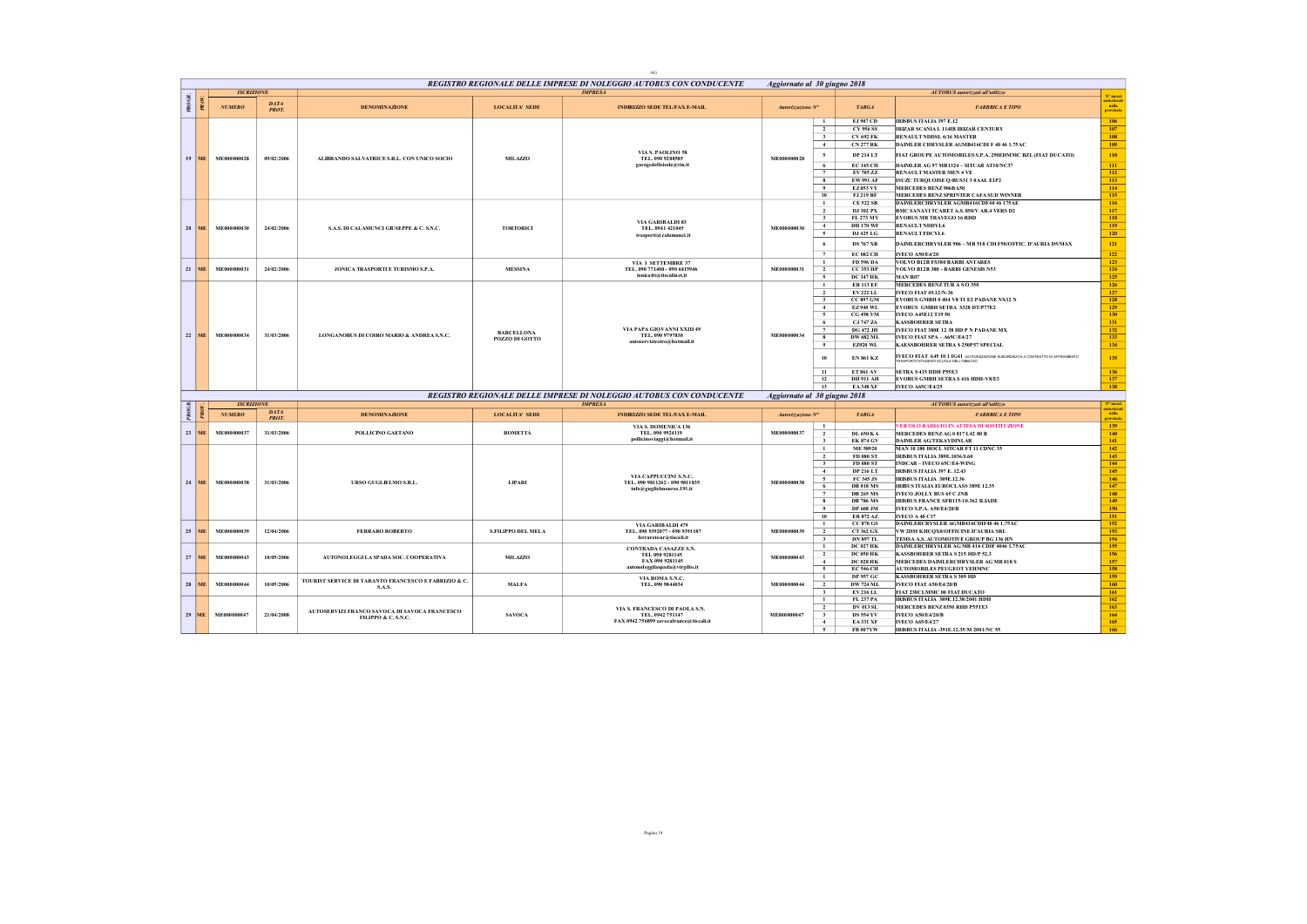AG

## REGISTRO REGIONALE DELLE IMPRESE DI NOLEGGIO AUTOBUS CON CONDUCENTE — Aggiornato al 30 giugno 2018

| PROGR. | PROV. | ISCRIZIONE NUMERO | ISCRIZIONE DATA PROT. | IMPRESA DENOMINAZIONE | LOCALITA' SEDE | INDIRIZZO SEDE TEL/FAX E-MAIL | Autorizzazione N° | | TARGA | FABBRICA E TIPO | N° mezzi autorizzati nella provincia |
|---|---|---|---|---|---|---|---|---|---|---|---|
| 19 | ME | ME000000028 | 09/02/2006 | ALIBRANDO SALVATRICE S.R.L. CON UNICO SOCIO | MILAZZO | VIA S. PAOLINO 58 TEL. 090 9248585 garagedelleisole@tin.it | ME000000028 | 1 | EJ 907 CD | IRISBUS ITALIA 397 E.12 | 106 |
| | | | | | | | | 2 | CY 956 SS | IRIZAR SCANIA L 114IB IRIZAR CENTURY | 107 |
| | | | | | | | | 3 | CV 692 FK | RENAULT NDDSL 6/16 MASTER | 108 |
| | | | | | | | | 4 | CN 277 RK | DAIMLER CHRYSLER AGMB416CDI F 40 46 1.75AC | 109 |
| | | | | | | | | 5 | DP 214 LT | FIAT GROUPE AUTOMOBILES S.P.A. 250EDMMC BZL (FIAT DUCATO) | 110 |
| | | | | | | | | 6 | EC 145 CH | DAIMLER AG 97 MB1324 – SITCAR AT10/NC37 | 111 |
| | | | | | | | | 7 | EV 705 ZZ | RENAULT MASTER MEN 4 VE | 112 |
| | | | | | | | | 8 | EW 991 AF | ISUZU TURQUOISE Q-BUS31 3 0 AAL E1P2 | 113 |
| | | | | | | | | 9 | EZ 053 VY | MERCEDES BENZ 906BA50 | 114 |
| | | | | | | | | 10 | FJ 219 BF | MERCEDES BENZ SPRINTER CAFA SUD WINNER | 115 |
| 20 | ME | ME000000030 | 24/02/2006 | S.A.S. DI CALAMUNCI GIUSEPPE & C. S.N.C. | TORTORICI | VIA GARIBALDI 83 TEL. 0941 421045 trasport@calamunci.it | ME000000030 | 1 | CE 522 SB | DAIMLERCHRYSLER AGMB416CDF40 46 175AE | 116 |
| | | | | | | | | 2 | DJ 302 PX | BMC SANAYI TCARET A.S. 850/V AR.4 VERS D2 | 117 |
| | | | | | | | | 3 | FL 273 MY | EVOBUS MB TRAVEGO 16 RHD | 118 |
| | | | | | | | | 4 | DH 170 WF | RENAULT NDDYL6 | 119 |
| | | | | | | | | 5 | DJ 425 LG | RENAULT FDCYL6 | 120 |
| | | | | | | | | 6 | DS 767 XB | DAIMLERCHRYSLER 906 – MB 518 CDI F50/OFFIC. D'AURIA DS/MAX | 121 |
| | | | | | | | | 7 | EC 082 CH | IVECO A50/E4/20 | 122 |
| 21 | ME | ME000000031 | 24/02/2006 | JONICA TRASPORTI E TURISMO S.P.A. | MESSINA | VIA I SETTEMBRE 37 TEL. 090 771400 - 090 6415946 ionica@tiscalinet.it | ME000000031 | 1 | FD 596 DA | VOLVO B12B FS380 BARBI ANTARES | 123 |
| | | | | | | | | 2 | CC 353 HP | VOLVO B12B 380 - BARBI GENESIS N53 | 124 |
| | | | | | | | | 3 | DC 347 HK | MAN R07 | 125 |
| 22 | ME | ME000000034 | 31/03/2006 | LONGANOBUS DI COIRO MARIO & ANDREA S.N.C. | BARCELLONA POZZO DI GOTTO | VIA PAPA GIOVANNI XXIII 49 TEL. 090 9797830 autoservizicoiro@hotmail.it | ME000000034 | 1 | ER 113 EF | MERCEDES BENZ TUR A S O 350 | 126 |
| | | | | | | | | 2 | EY 222 LL | IVECO FIAT 49.12/N-36 | 127 |
| | | | | | | | | 3 | CC 897 GM | EVOBUS GMBH 0 404 V8 TI E2 PADANE NX12 N | 128 |
| | | | | | | | | 4 | EZ 940 WL | EVOBUS GMBH SETRA S328 DT/P77E2 | 129 |
| | | | | | | | | 5 | CG 498 VM | IVECO A45E12 T19 50 | 130 |
| | | | | | | | | 6 | CJ 747 ZA | KASSBOHRER SETRA | 131 |
| | | | | | | | | 7 | DG 472 JH | IVECO FIAT 380E 12 38 HD P N PADANE MX | 132 |
| | | | | | | | | 8 | DW 682 ML | IVECO FIAT SPA – A65C/E4/27 | 133 |
| | | | | | | | | 9 | EZ920 WL | KAESSBOHRER SETRA S 250P57 SPECIAL | 134 |
| | | | | | | | | 10 | EN 861 KZ | IVECO FIAT A45 10 1 IG41 AUTORIZZAZIONE SUBORDINATA A CONTRATTO DI AFFIDAMENTO TRASPORTO STUDENTI SCUOLA DELL'OBBLIGO | 135 |
| | | | | | | | | 11 | ET 861 AV | SETRA S 415 HDH P55E3 | 136 |
| | | | | | | | | 12 | DH 911 AH | EVOBUS GMBH SETRA S 416 HDH-V8/E3 | 137 |
| | | | | | | | | 13 | EA 348 XF | IVECO A65C/E4/25 | 138 |

## REGISTRO REGIONALE DELLE IMPRESE DI NOLEGGIO AUTOBUS CON CONDUCENTE — Aggiornato al 30 giugno 2018

| PROGR. | PROV. | ISCRIZIONE NUMERO | ISCRIZIONE DATA PROT. | IMPRESA DENOMINAZIONE | LOCALITA' SEDE | INDIRIZZO SEDE TEL/FAX E-MAIL | Autorizzazione N° | | TARGA | FABBRICA E TIPO | N° mezzi autorizzati nella provincia |
|---|---|---|---|---|---|---|---|---|---|---|---|
| 23 | ME | ME000000037 | 31/03/2006 | POLLICINO GAETANO | ROMETTA | VIA S. DOMENICA 136 TEL. 090 9924119 pollicinoviaggi@hotmail.it | ME000000037 | 1 | | VEICOLO RADIATO IN ATTESA DI SOSTITUZIONE | 139 |
| | | | | | | | | 2 | DL 650 KA | MERCEDES BENZ AG 0 817 L42 80 B | 140 |
| | | | | | | | | 3 | EK 874 GV | DAIMLER AG7EKAYDINLAR | 141 |
| 24 | ME | ME000000038 | 31/03/2006 | URSO GUGLIELMO S.R.L. | LIPARI | VIA CAPPUCCINI S.N.C. TEL. 090 9811262 - 090 9811835 info@guglielmourso.191.it | ME000000038 | 1 | ME 589/20 | MAN 10 180 HOCL SITCAR FT 11 CDNC 35 | 142 |
| | | | | | | | | 2 | FD 080 ST | IRISBUS ITALIA 389E.1036/L60 | 143 |
| | | | | | | | | 3 | FD 080 ST | INDCAR – IVECO 65C/E4-WING | 144 |
| | | | | | | | | 4 | DP 216 LT | IRISBUS ITALIA 397 E. 12.43 | 145 |
| | | | | | | | | 5 | FC 345 JS | IRISBUS ITALIA 389E.12.36 | 146 |
| | | | | | | | | 6 | DB 018 MS | IRISBUS ITALIA EUROCLASS 389E 12.35 | 147 |
| | | | | | | | | 7 | DB 265 MS | IVECO JOLLY BUS 65 C JNB | 148 |
| | | | | | | | | 8 | DB 786 MS | IRISBUS FRANCE SFR115-10.362 ILIADE | 149 |
| | | | | | | | | 9 | DP 608 JM | IVECO S.P.A. A50/E4/20/B | 150 |
| | | | | | | | | 10 | ER 872 AZ | IVECO A 40 C17 | 151 |
| 25 | ME | ME000000039 | 12/04/2006 | FERRARO ROBERTO | S.FILIPPO DEL MELA | VIA GARIBALDI 479 TEL. 090 9392077 - 090 9391187 ferrarotour@tiscali.it | ME000000039 | 1 | CC 870 GS | DAIMLERCRYSLER AGMB416CDIF40 46 1,75AC | 152 |
| | | | | | | | | 2 | CT 362 GX | VW 2DM KHCQX0/OFFICINE D'AURIA SRL | 153 |
| | | | | | | | | 3 | DN 897 TL | TEMSA A.S. AUTOMOTIVE GROUP BG 136 HN | 154 |
| 27 | ME | ME000000043 | 10/05/2006 | AUTONOLEGGI LA SPADA SOC. COOPERATIVA | MILAZZO | CONTRADA CASAZZE S.N. TEL 090 9281145 FAX 090 9281145 autonoleggilaspada@virgilio.it | ME000000043 | 1 | DC 027 HK | DAIMLERCHRYSLER AG MB 416 CDIF 4046 1.75AC | 155 |
| | | | | | | | | 2 | DC 050 HK | KASSBOHRER SETRA S 215 HD/P 52.3 | 156 |
| | | | | | | | | 4 | DC 028 HK | MERCEDES DAIMLERCHRYSLER AG MB 818 S | 157 |
| | | | | | | | | 5 | EC 546 CH | AUTOMOBILES PEUGEOT YEHMNC | 158 |
| 28 | ME | ME000000044 | 10/05/2006 | TOURIST SERVICE DI TARANTO FRANCESCO E FABRIZIO & C. S.A.S. | MALFA | VIA ROMA S.N.C. TEL. 090 9844034 | ME000000044 | 1 | DP 957 GC | KASSBOHRER SETRA S 309 HD | 159 |
| | | | | | | | | 2 | DW 724 ML | IVECO FIAT A50/E4/20/B | 160 |
| | | | | | | | | 3 | EV 216 LL | FIAT 230CLMMC 00 FIAT DUCATO | 161 |
| 29 | ME | ME000000047 | 21/04/2008 | AUTOSERVIZI FRANCO SAVOCA DI SAVOCA FRANCESCO FILIPPO & C. S.N.C. | SAVOCA | VIA S. FRANCESCO DI PAOLA S.N. TEL. 0942 751147 FAX 0942 756899 savocafranco@tiscali.it | ME000000047 | 1 | FL 237 PA | IRISBUS ITALIA 389E.12.38/2001 HDH | 162 |
| | | | | | | | | 2 | DV 013 SL | MERCEDES BENZ 0350 RHD P55TE3 | 163 |
| | | | | | | | | 3 | DS 554 YV | IVECO A50/E4/20/B | 164 |
| | | | | | | | | 4 | EA 331 XF | IVECO A65/E4/27 | 165 |
| | | | | | | | | 5 | FB 007YW | IRISBUS ITALIA -391E.12.35/M 2001/NC 55 | 166 |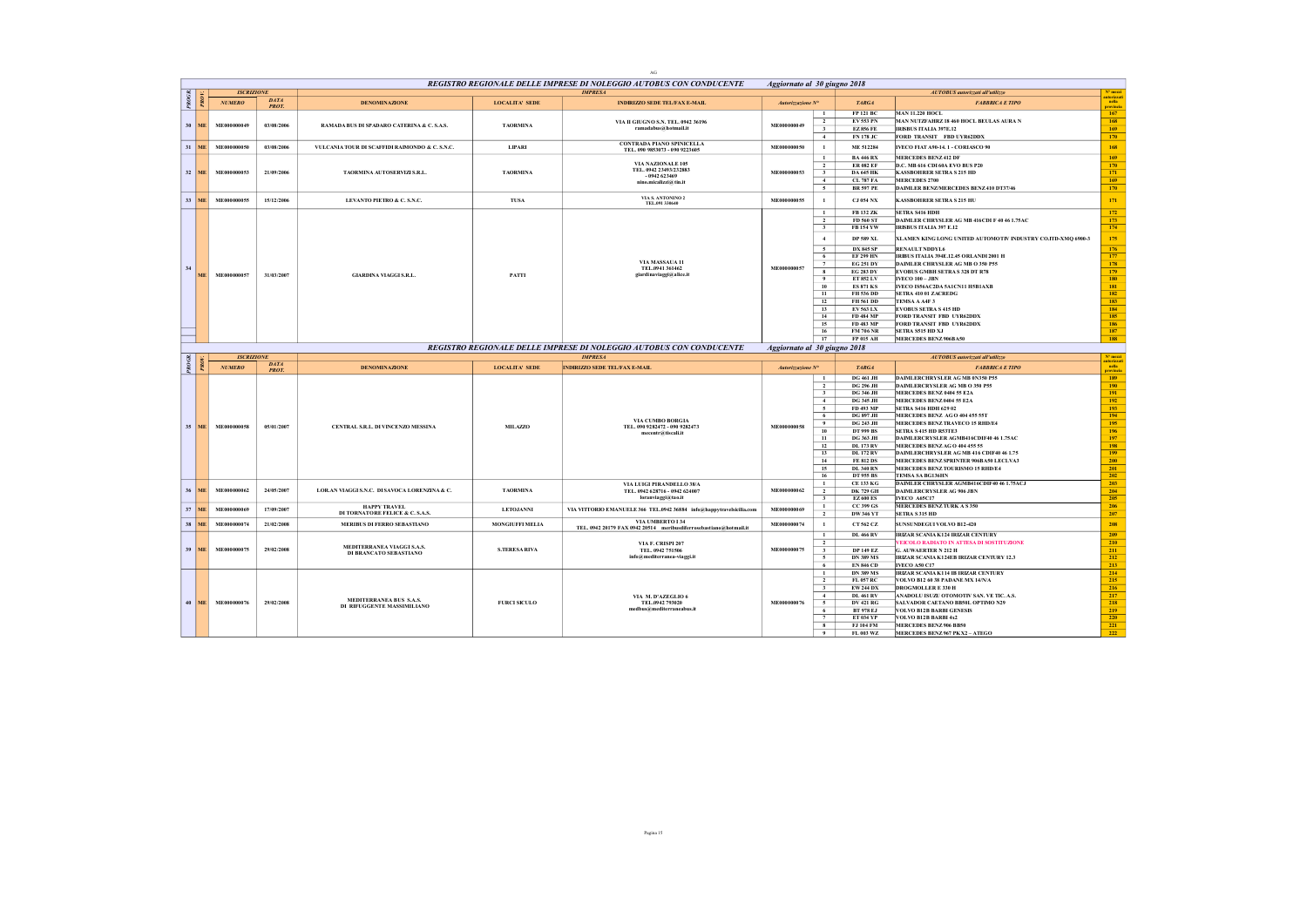AG

## REGISTRO REGIONALE DELLE IMPRESE DI NOLEGGIO AUTOBUS CON CONDUCENTE — Aggiornato al 30 giugno 2018

| PROGR. | PROV. | ISCRIZIONE NUMERO | ISCRIZIONE DATA PROT. | IMPRESA DENOMINAZIONE | LOCALITA' SEDE | INDIRIZZO SEDE TEL/FAX E-MAIL | Autorizzazione N° | | TARGA | FABBRICA E TIPO | N° mezzi autorizzati nella provincia |
|---|---|---|---|---|---|---|---|---|---|---|---|
| 30 | ME | ME000000049 | 03/08/2006 | RAMADA BUS DI SPADARO CATERINA & C. S.A.S. | TAORMINA | VIA II GIUGNO S.N. TEL. 0942 36196 ramadabus@hotmail.it | ME000000049 | 1 | FP 121 BC | MAN 11.220 HOCL | 167 |
| | | | | | | | | 2 | EV 553 FN | MAN NUTZFAHRZ 18 460 HOCL BEULAS AURA N | 168 |
| | | | | | | | | 3 | EZ 856 FE | IRISBUS ITALIA 397E.12 | 169 |
| | | | | | | | | 4 | FN 178 JC | FORD TRANSIT FBD UYR62DDX | 170 |
| 31 | ME | ME000000050 | 03/08/2006 | VULCANIA TOUR DI SCAFFIDI RAIMONDO & C. S.N.C. | LIPARI | CONTRADA PIANO SPINICELLA TEL. 090 9853073 - 090 9223605 | ME000000050 | 1 | ME 512284 | IVECO FIAT A90-14. 1 - CORIASCO 90 | 168 |
| 32 | ME | ME000000053 | 21/09/2006 | TAORMINA AUTOSERVIZI S.R.L. | TAORMINA | VIA NAZIONALE 105 TEL. 0942 23493/232883 - 0942 623469 nino.micalizzi@tin.it | ME000000053 | 1 | BA 446 RX | MERCEDES BENZ 412 DF | 169 |
| | | | | | | | | 2 | ER 082 EF | D.C. MB 616 CDI 60A EVO BUS P20 | 170 |
| | | | | | | | | 3 | DA 645 HK | KASSBOHRER SETRA S 215 HD | 171 |
| | | | | | | | | 4 | CL 787 FA | MERCEDES 2700 | 169 |
| | | | | | | | | 5 | BR 597 PE | DAIMLER BENZ/MERCEDES BENZ 410 DT37/46 | 170 |
| 33 | ME | ME000000055 | 15/12/2006 | LEVANTO PIETRO & C. S.N.C. | TUSA | VIA S. ANTONINO 2 TEL.091 336640 | ME000000055 | 1 | CJ 054 NX | KASSBOHRER SETRA S 215 HU | 171 |
| 34 | ME | ME000000057 | 31/03/2007 | GIARDINA VIAGGI S.R.L. | PATTI | VIA MASSAUA 11 TEL.0941 361462 giardinaviaggi@alice.it | ME000000057 | 1 | FB 132 ZK | SETRA S416 HDH | 172 |
| | | | | | | | | 2 | FD 560 ST | DAIMLER CHRYSLER AG MB 416CDI F 40 46 1.75AC | 173 |
| | | | | | | | | 3 | FB 154 VW | IRISBUS ITALIA 397 E.12 | 174 |
| | | | | | | | | 4 | DP 589 XL | XLAMEN KING LONG UNITED AUTOMOTIV INDUSTRY CO.lTD-XMQ 6900-3 | 175 |
| | | | | | | | | 5 | DX 845 SP | RENAULT NDDYL6 | 176 |
| | | | | | | | | 6 | EF 299 HN | IRIBUS ITALIA 394E.12.45 ORLANDI 2001 H | 177 |
| | | | | | | | | 7 | EG 251 DY | DAIMLER CHRYSLER AG MB O 350 P55 | 178 |
| | | | | | | | | 8 | EG 283 DY | EVOBUS GMBH SETRA S 328 DT R78 | 179 |
| | | | | | | | | 9 | ET 852 LV | IVECO 100 – JBN | 180 |
| | | | | | | | | 10 | ES 871 KS | IVECO IS56AC2DA 5A1CN11 H5B1AXB | 181 |
| | | | | | | | | 11 | FH 536 DD | SETRA 410 01 ZACREDG | 182 |
| | | | | | | | | 12 | FH 561 DD | TEMSA A A4F 3 | 183 |
| | | | | | | | | 13 | EV 563 LX | EVOBUS SETRA S 415 HD | 184 |
| | | | | | | | | 14 | FD 484 MP | FORD TRANSIT FBD UYR62DDX | 185 |
| | | | | | | | | 15 | FD 483 MP | FORD TRANSIT FBD UYR62DDX | 186 |
| | | | | | | | | 16 | FM 706 NR | SETRA S515 HD XJ | 187 |
| | | | | | | | | 17 | FP 015 AH | MERCEDES BENZ 906BA50 | 188 |

## REGISTRO REGIONALE DELLE IMPRESE DI NOLEGGIO AUTOBUS CON CONDUCENTE — Aggiornato al 30 giugno 2018

| PROGR. | PROV. | ISCRIZIONE NUMERO | ISCRIZIONE DATA PROT. | IMPRESA DENOMINAZIONE | LOCALITA' SEDE | INDIRIZZO SEDE TEL/FAX E-MAIL | Autorizzazione N° | | TARGA | FABBRICA E TIPO | N° mezzi autorizzati nella provincia |
|---|---|---|---|---|---|---|---|---|---|---|---|
| 35 | ME | ME000000058 | 05/01/2007 | CENTRAL S.R.L. DI VINCENZO MESSINA | MILAZZO | VIA CUMBO BORGIA TEL. 090 9282472 - 090 9282473 mecentr@tiscali.it | ME000000058 | 1 | DG 461 JH | DAIMLERCHRYSLER AG MB 0N350 P55 | 189 |
| | | | | | | | | 2 | DG 296 JH | DAIMLERCRYSLER AG MB O 350 P55 | 190 |
| | | | | | | | | 3 | DG 346 JH | MERCEDES BENZ 0404 55 E2A | 191 |
| | | | | | | | | 4 | DG 345 JH | MERCEDES BENZ 0404 55 E2A | 192 |
| | | | | | | | | 5 | FD 493 MP | SETRA S416 HDH 629 02 | 193 |
| | | | | | | | | 6 | DG 897 JH | MERCEDES BENZ AG O 404 455 55T | 194 |
| | | | | | | | | 9 | DG 243 JH | MERCEDES BENZ TRAVECO 15 RHD/E4 | 195 |
| | | | | | | | | 10 | DT 999 BS | SETRA S 415 HD R53TE3 | 196 |
| | | | | | | | | 11 | DG 363 JH | DAIMLERCRYSLER AGMB416CDIF40 46 1.75AC | 197 |
| | | | | | | | | 12 | DL 173 RV | MERCEDES BENZ AG O 404 455 55 | 198 |
| | | | | | | | | 13 | DL 172 RV | DAIMLERCHRYSLER AG MB 416 CDIF40 46 1.75 | 199 |
| | | | | | | | | 14 | FE 812 DS | MERCEDES BENZ SPRINTER 906BA50 LECLVA3 | 200 |
| | | | | | | | | 15 | DL 340 RN | MERCEDES BENZ TOURISMO 15 RHD/E4 | 201 |
| | | | | | | | | 16 | DT 955 BS | TEMSA SA BG136HN | 202 |
| 36 | ME | ME000000062 | 24/05/2007 | LORAN VIAGGI S.N.C. DI SAVOCA LORENZINA & C. | TAORMINA | VIA LUIGI PIRANDELLO 38/A TEL. 0942 628716 - 0942 624007 loranviaggi@tao.it | ME000000062 | 1 | CE 133 KG | DAIMLER CHRYSLER AGMB416CDIF40 46 1.75ACJ | 203 |
| | | | | | | | | 2 | DK 729 GH | DAIMLERCRYSLER AG 906 JBN | 204 |
| | | | | | | | | 3 | EZ 600 ES | IVECO A65C17 | 205 |
| 37 | ME | ME000000069 | 17/09/2007 | HAPPY TRAVEL DI TORNATORE FELICE & C. S.A.S. | LETOJANNI | VIA VITTORIO EMANUELE 366 TEL.0942 36884 info@happytravelsicilia.com | ME000000069 | 1 | CC 399 GS | MERCEDES BENZ TURK A S 350 | 206 |
| | | | | | | | | 2 | DW 346 YT | SETRA S 315 HD | 207 |
| 38 | ME | ME000000074 | 21/02/2008 | MERIBUS DI FERRO SEBASTIANO | MONGIUFFI MELIA | VIA UMBERTO I 34 TEL. 0942 20179 FAX 0942 20514 meribusdiferrosebastiano@hotmail.it | ME000000074 | 1 | CT 562 CZ | SUNSUNDEGUI VOLVO B12-420 | 208 |
| 39 | ME | ME000000075 | 29/02/2008 | MEDITERRANEA VIAGGI S.A.S. DI BRANCATO SEBASTIANO | S.TERESA RIVA | VIA F. CRISPI 207 TEL. 0942 751506 info@mediterranea-viaggi.it | ME000000075 | 1 | DL 466 RV | IRIZAR SCANIA K124 IRIZAR CENTURY | 209 |
| | | | | | | | | 2 | | VEICOLO RADIATO IN ATTESA DI SOSTITUZIONE | 210 |
| | | | | | | | | 3 | DP 149 EZ | G. AUWAERTER N 212 H | 211 |
| | | | | | | | | 5 | DN 389 MS | IRIZAR SCANIA K124EB IRIZAR CENTURY 12.3 | 212 |
| | | | | | | | | 6 | EN 846 CD | IVECO A50 C17 | 213 |
| 40 | ME | ME000000076 | 29/02/2008 | MEDITERRANEA BUS S.A.S. DI RIFUGGENTE MASSIMILIANO | FURCI SICULO | VIA M. D'AZEGLIO 6 TEL.0942 793020 medbus@mediterraneabus.it | ME000000076 | 1 | DN 389 MS | IRIZAR SCANIA K114 IB IRIZAR CENTURY | 214 |
| | | | | | | | | 2 | FL 057 RC | VOLVO B12 60 38 PADANE MX 14/N/A | 215 |
| | | | | | | | | 3 | EW 244 DX | DROGMOLLER E 330 H | 216 |
| | | | | | | | | 4 | DL 461 RV | ANADOLU ISUZU OTOMOTIV SAN. VE TIC. A.S. | 217 |
| | | | | | | | | 5 | DV 421 RG | SALVADOR CAETANO BB50L OPTIMO N29 | 218 |
| | | | | | | | | 6 | BT 978 EJ | VOLVO B12B BARBI GENESIS | 219 |
| | | | | | | | | 7 | ET 034 YP | VOLVO B12B BARBI 4x2 | 220 |
| | | | | | | | | 8 | FJ 104 FM | MERCEDES BENZ 906 BB50 | 221 |
| | | | | | | | | 9 | FL 003 WZ | MERCEDES BENZ 967 PKX2 – ATEGO | 222 |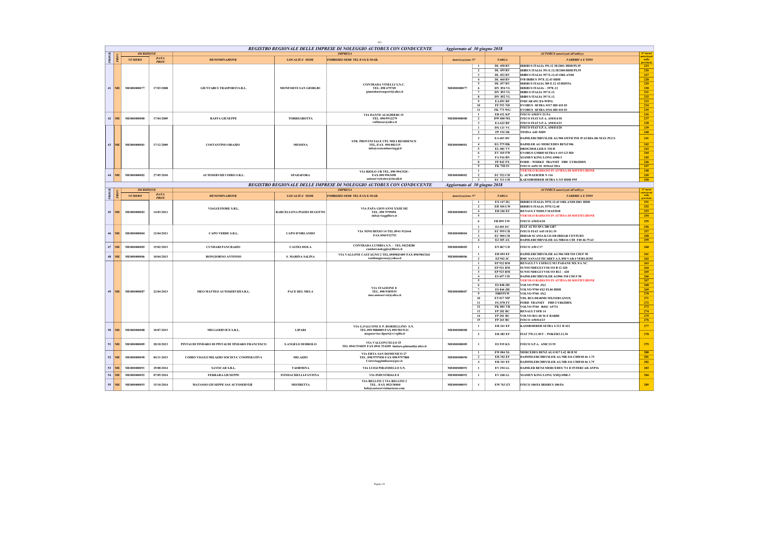## REGISTRO REGIONALE DELLE IMPRESE DI NOLEGGIO AUTOBUS CON CONDUCENTE — Aggiornato al 30 giugno 2018

| PROGR. | PROV. | ISCRIZIONE NUMERO | ISCRIZIONE DATA PROT. | DENOMINAZIONE | LOCALITA' SEDE | INDIRIZZO SEDE TEL/FAX E-MAIL | Autorizzazione N° | | TARGA | FABBRICA E TIPO | N° mezzi autorizzati nella provincia |
|---|---|---|---|---|---|---|---|---|---|---|---|
| 41 | ME | ME000000077 | 17/03/2008 | GIUNTABUS TRASPORTI S.R.L. | MONFORTE SAN GIORGIO | CONTRADA VINELLI S.N.C. TEL. 090 675749 giuntabustrasporti@alice.it | ME000000077 | 1 | DL 458 RV | IRIBUS ITALIA 391.12 38/2001 HDH/PL55 | 225 |
| | | | | | | | | 2 | DL 459 RV | IRIBUS ITALIA 391 E.12.38/2001HDH/PL55 | 226 |
| | | | | | | | | 3 | DL 452 RV | IRIBUS ITALIA 397 E.12.43 ORLANDI | 227 |
| | | | | | | | | 4 | DL 460 RV | IVB IRIBUS 397E.12.43 HDH | 228 |
| | | | | | | | | 5 | DL 457 RV | IRISBUS ITALIA 389 E.12 43/HD55A | 229 |
| | | | | | | | | 6 | DN 854 VL | IRISBUS ITALIA – 397E.12 | 230 |
| | | | | | | | | 7 | DN 853 VL | IRIBUS ITALIA 397 E.12 | 231 |
| | | | | | | | | 8 | DN 852 VL | IRIBUS ITALIA 397 E.12 | 232 |
| | | | | | | | | 9 | EA 891 BF | INDCAR 65C/E4-WING | 233 |
| | | | | | | | | 10 | FF 553 ND | EVOBUS SETRA S517 HD 410 03 | 234 |
| | | | | | | | | 11 | FK 773 WG | EVOBUS SETRA S516 HD 410 03 | 235 |
| 42 | ME | ME000000080 | 17/04/2009 | RAFFA GIUSEPPE | TORREGROTTA | VIA DANTE ALIGHIERI 15 TEL. 090/9912279 raffatour@alice.it | ME000000080 | 1 | EB 432 KP | IVECO A50/EV/21/5A | 236 |
| | | | | | | | | 2 | DW 840 ML | IVECO FIAT S.P.A. A50/E4/18 | 237 |
| | | | | | | | | 3 | EA 622 BF | IVECO FIAT S.P.A. A50/E4/23 | 238 |
| 43 | ME | ME000000081 | 17/12/2009 | COSTANTINO ORAZIO | MESSINA | STR. PROVINCIALE CPL MILI RESIDENCE TEL./FAX 090 881135 info@costantinoviaggi.it | ME000000081 | 1 | DX 121 VC | IVECO FIAT S.P.A. A50/E4/20 | 239 |
| | | | | | | | | 2 | FP 154 SR | TEMSA A4F-MD9 | 240 |
| | | | | | | | | 3 | EA 603 HC | DAIMLERCHRYSLER AG 906 OFFICINE D'AURIA-D6 MAX PLUS | 241 |
| | | | | | | | | 4 | EG 575 HK | DAIMLER AG MERCEDES BENZ 906 | 242 |
| | | | | | | | | 5 | EL 081 VV | DROGMOLLER E 330 H | 243 |
| | | | | | | | | 6 | EV 169 FW | EVOBUS GMBH SETRA S 415 GT HD | 244 |
| | | | | | | | | 7 | FA 916 BN | XIAMEN KING LONG 6900-3 | 245 |
| | | | | | | | | 8 | FF 842 FX | FORD – WERKE TRANSIT FBD UYR62DDX | 246 |
| | | | | | | | | 9 | FK 758 SV | IVECO A65C18 IS56AC2DA | 247 |
| 44 | ME | ME000000082 | 27/05/2010 | AUTOSERVIZI COIRO S.R.L. | SPADAFORA | VIA RIOLO 1/B TEL. 090 9943328 - FAX 090 9943458 autoservizicoiro@tiscali.it | ME000000082 | 1 | | VEICOLO RADIATO IN ATTESA DI SOSTITUZIONE | 248 |
| | | | | | | | | 2 | EC 522 CH | G. AUWAERTER N 116 | 249 |
| | | | | | | | | 3 | EC 311 CH | KAESSBOHRER SETRA S 315 HDH P55 | 250 |
| 45 | ME | ME000000083 | 14/03/2011 | VIAGGI FIORE S.R.L. | BARCELLONA POZZO DI GOTTO | VIA PAPA GIOVANNI XXIII 302 TEL. 090 9795054 info@viaggifiore.it | ME000000083 | 1 | EX 147 ZG | IRISBUS ITALIA 397E.12.43 ORLANDI 2001 HDH | 251 |
| | | | | | | | | 2 | EH 106 LW | IRISBUS ITALIA 397E/12.40 | 252 |
| | | | | | | | | 4 | ER 246 EF | RENAULT NDDL5 MASTER | 253 |
| | | | | | | | | 5 | | VEICOLO RADIATO IN ATTESA DI SOSTITUZIONE | 254 |
| | | | | | | | | 6 | FB 099 YW | IVECO A50/E4/20 | 255 |
| 46 | ME | ME000000084 | 12/04/2011 | CAPO VERDE S.R.L. | CAPO D'ORLANDO | VIA NINO BIXIO 14 TEL.0941 912444 FAX 0941912753 | ME000000084 | 1 | EJ 601 EC | FIAT AUTO SPA 200 GB7 | 256 |
| | | | | | | | | 2 | EC 959 CH | IVECO FIAT A45 10 IG 19 | 257 |
| | | | | | | | | 3 | EC 900 CH | IRIZAR SCANIA K124 EB IRIZAR CENTURY | 258 |
| | | | | | | | | 4 | EJ 185 AX | DAIMLERCHRYSLER AG MB416 CDI F40 46.75AC | 259 |
| 47 | ME | ME000000085 | 15/02/2013 | CUNDARI PANCRAZIO | CASTELMOLA | CONTRADA LUMBIA S.N. - TEL.94228280 cundari.noleggio@libero.it | ME000000085 | 1 | EN 867 CD | IVECO A50 C17 | 260 |
| 48 | ME | ME000000086 | 10/04/2013 | BONGIORNO ANTONIO | S. MARINA SALINA | VIA VALLONE CASTAGNO 2 TEL.0909843409 FAX 090/9843261 rentbongiorno@yahoo.it | ME000000086 | 1 | ER 054 EF | DAIMLERCHRYSLER AG 906 MB 518 CDI F 50 | 261 |
| | | | | | | | | 2 | EZ 942 JC | BMC SANAYI TICARET A.S. 850 VAR.4 VERS.D2M | 262 |
| 49 | ME | ME000000087 | 22/04/2013 | MEO MATTEO AUTOSERVIZI S.R.L. | PACE DEL MELA | VIA STAZIONE 8 TEL. 090/9385535 meo.autoservizi@alice.it | ME000000087 | 1 | EP 922 RM | RENAULT V I SFR112 M3 PADANE MX 8/A NC | 263 |
| | | | | | | | | 2 | EP 921 RM | SUNSUNDEGUI VOLVO B 12 420 | 264 |
| | | | | | | | | 3 | EP 923 RM | SUNSUNDEGUI VOLVO B12 – 420 | 265 |
| | | | | | | | | 4 | ES 657 CH | DAIMLERCHRYSLER AG906 518 CDI F 50 | 266 |
| | | | | | | | | 5 | | VEICOLO RADIATO IN ATTESA DI SOSTITUZIONE | 267 |
| | | | | | | | | 6 | ES 848 ZH | VOLVO 9700 4X2 | 268 |
| | | | | | | | | 7 | ES 846 ZH | VOLVO 9700 4X2 FL06 HDH | 269 |
| | | | | | | | | 9 | FB055YW | VOLVO 9700 4X2 | 270 |
| | | | | | | | | 10 | ET 017 MP | VDL BUS DE40MS MX352B1ANOX | 271 |
| | | | | | | | | 11 | FG 878 FT | FORD TRANSIT FBD UYR62DDX | 272 |
| | | | | | | | | 12 | FK 801 VB | VOLVO 9700 B4SC A9731 | 273 |
| | | | | | | | | 13 | FP 282 BC | RENAULT SFR 14 | 274 |
| | | | | | | | | 14 | FP 281 BC | VOLVO B12 60 36 E BARBI | 275 |
| | | | | | | | | 15 | FP 263 BC | IVECO A50/E4/23 | 276 |
| 50 | ME | ME000000088 | 10/07/2013 | MEGASERVICE S.R.L. | LIPARI | VIA G.FALCONE E P. BORSELLINO S.N. TEL.090 9880089 /FAX 090 9815121 megaservice.lipari@virgilio.it | ME000000088 | 1 | ER 241 EF | KASSBOHRER SETRA S 212 H 422 | 277 |
| | | | | | | | | 2 | ER 282 EF | FIAT 370.12.30/T – POKER3.12.30 | 278 |
| 51 | ME | ME000000089 | 28/10/2013 | PINTAUDI TINDARO DI PINTAUDI TINDARO FRANCESCO | S.ANGELO DI BROLO | VIA VALLONCELLO 25 TEL.0941/534035 FAX 0941 534289 tindaro.pintaudi@alice.it | ME000000089 | 1 | ES 919 KS | IVECO S.P.A. A50C13/19 | 279 |
| 52 | ME | ME000000090 | 04/11/2013 | COIRO VIAGGI MILAZZO SOCIETA' COOPERATIVA | MILAZZO | VIA ERTA SAN DOMENICO 27 TEL. 090/9797830 FAX 090/9797880 Coiroviaggimilazzo@pec.it | ME000000090 | 1 | EW 084 XL | MERCEDES BENZ AG O 817 L42 80 B M | 280 |
| | | | | | | | | 2 | ER 342 EF | DAIMMLERCHRYSLER AG MB 416 CDIF40 46 1.75 | 281 |
| | | | | | | | | 4 | ER 341 EF | DAIMMLERCHRYSLER AG MB 416 CDIF40 46 1.75 | 282 |
| 53 | ME | ME000000091 | 29/08/2014 | SAVOCAR S.R.L. | TAORMINA | VIA LUIGI PIRANDELLO S.N. | ME000000091 | 1 | EV 294 LL | DAIMLER BENZ MERCEDES 711 D INTERCAR ANP16 | 283 |
| 54 | ME | ME000000092 | 07/05/2014 | FERRARA GIUSEPPE | FONDACHELLI-FANTINA | VIA INDUSTRIALE 8 | ME000000092 | 1 | EV 268 LL | XIAMEN KING LONG XMQ 6900-3 | 284 |
| 55 | ME | ME000000093 | 15/10/2014 | MATASSO GIUSEPPE SAS AUTOSERVIZI | MISTRETTA | VIA BELLINI 2 VIA BELLINI 2 TEL. /FAX 092138400 Info@autoservizimatasso.com | ME000000093 | 1 | EW 763 ZT | IVECO 100/E4 IRISBUS 100/E4 | 285 |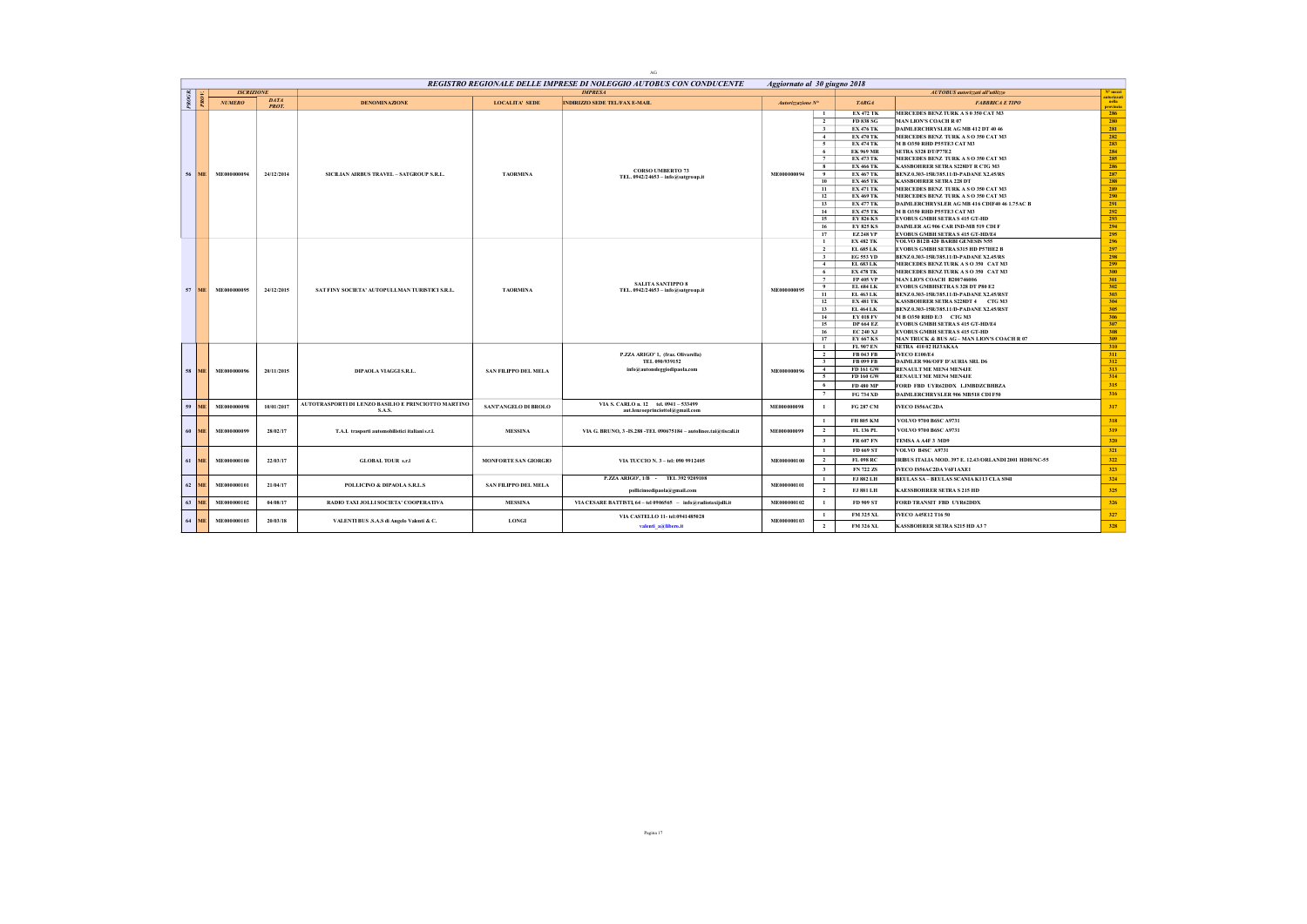AG

## REGISTRO REGIONALE DELLE IMPRESE DI NOLEGGIO AUTOBUS CON CONDUCENTE — Aggiornato al 30 giugno 2018

| PROGR. | PROV. | ISCRIZIONE NUMERO | ISCRIZIONE DATA PROT. | IMPRESA DENOMINAZIONE | LOCALITA' SEDE | INDIRIZZO SEDE TEL/FAX E-MAIL | Autorizzazione N° | AUTOBUS autorizzati all'utilizzo | TARGA | FABBRICA E TIPO | N° mezzi autorizzati nella provincia |
|---|---|---|---|---|---|---|---|---|---|---|---|
| 56 | ME | ME000000094 | 24/12/2014 | SICILIAN AIRBUS TRAVEL – SATGROUP S.R.L. | TAORMINA | CORSO UMBERTO 73 TEL. 0942/24653 – info@satgroup.it | ME000000094 | 1 | EX 472 TK | MERCEDES BENZ TURK A S O 350 CAT M3 | 286 |
| | | | | | | | | 2 | FD 838 SG | MAN LION'S COACH R 07 | 280 |
| | | | | | | | | 3 | EX 476 TK | DAIMLERCHRYSLER AG MB 412 DT 40 46 | 281 |
| | | | | | | | | 4 | EX 470 TK | MERCEDES BENZ TURK A S O 350 CAT M3 | 282 |
| | | | | | | | | 5 | EX 474 TK | M B O350 RHD P55TE3 CAT M3 | 283 |
| | | | | | | | | 6 | EK 969 MR | SETRA S328 DT/P77E2 | 284 |
| | | | | | | | | 7 | EX 473 TK | MERCEDES BENZ TURK A S O 350 CAT M3 | 285 |
| | | | | | | | | 8 | EX 466 TK | KASSBOHRER SETRA S228DT R CTG M3 | 286 |
| | | | | | | | | 9 | EX 467 TK | BENZ 0.303-15R/385.11/D-PADANE X2.45/RS | 287 |
| | | | | | | | | 10 | EX 465 TK | KASSBOHRER SETRA 228 DT | 288 |
| | | | | | | | | 11 | EX 471 TK | MERCEDES BENZ TURK A S O 350 CAT M3 | 289 |
| | | | | | | | | 12 | EX 469 TK | MERCEDES BENZ TURK A S O 350 CAT M3 | 290 |
| | | | | | | | | 13 | EX 477 TK | DAIMLERCHRYSLER AG MB 416 CDIF40 46 1.75AC B | 291 |
| | | | | | | | | 14 | EX 475 TK | M B O350 RHD P55TE3 CAT M3 | 292 |
| | | | | | | | | 15 | EY 826 KS | EVOBUS GMBH SETRA S 415 GT-HD | 293 |
| | | | | | | | | 16 | EY 825 KS | DAIMLER AG 906 CAR IND-MB 519 CDI F | 294 |
| | | | | | | | | 17 | EZ 248 VP | EVOBUS GMBH SETRA S 415 GT-HD/E4 | 295 |
| 57 | ME | ME000000095 | 24/12/2015 | SAT FINY SOCIETA' AUTOPULLMAN TURISTICI S.R.L. | TAORMINA | SALITA SANTIPPO 8 TEL. 0942/24653 – info@satgroup.it | ME000000095 | 1 | EX 482 TK | VOLVO B12B 420 BARBI GENESIS N55 | 296 |
| | | | | | | | | 2 | EL 685 LK | EVOBUS GMBH SETRA S315 HD P57HE2 B | 297 |
| | | | | | | | | 3 | EG 553 YD | BENZ 0.303-15R/385.11/D-PADANE X2.45/RS | 298 |
| | | | | | | | | 4 | EL 683 LK | MERCEDES BENZ TURK A S O 350 CAT M3 | 299 |
| | | | | | | | | 6 | EX 478 TK | MERCEDES BENZ TURK A S O 350 CAT M3 | 300 |
| | | | | | | | | 7 | FP 405 VP | MAN LIO'S COACH B200746006 | 301 |
| | | | | | | | | 9 | EL 684 LK | EVOBUS GMBHSETRA S 328 DT P80 E2 | 302 |
| | | | | | | | | 11 | EL 463 LK | BENZ 0.303-15R/385.11/D-PADANE X2.45/RST | 303 |
| | | | | | | | | 12 | EX 481 TK | KASSBOHRER SETRA S228DT 4 CTG M3 | 304 |
| | | | | | | | | 13 | EL 464 LK | BENZ 0.303-15R/385.11/D-PADANE X2.45/RST | 305 |
| | | | | | | | | 14 | EY 018 FV | M B O350 RHD E/3 CTG M3 | 306 |
| | | | | | | | | 15 | DP 664 EZ | EVOBUS GMBH SETRA S 415 GT-HD/E4 | 307 |
| | | | | | | | | 16 | EC 240 XJ | EVOBUS GMBH SETRA S 415 GT-HD | 308 |
| | | | | | | | | 17 | EY 667 KS | MAN TRUCK & BUS AG – MAN LION'S COACH R 07 | 309 |
| 58 | ME | ME000000096 | 20/11/2015 | DIPAOLA VIAGGI S.R.L. | SAN FILIPPO DEL MELA | P.ZZA ARIGO' 1, (fraz. Olivarella) TEL 090/939152 info@autonoleggiodipaola.com | ME000000096 | 1 | FL 907 EN | SETRA 410 02 HJ3AKAA | 310 |
| | | | | | | | | 2 | FB 043 FB | IVECO E100/E4 | 311 |
| | | | | | | | | 3 | FB 099 FB | DAIMLER 906/OFF D'AURIA SRL D6 | 312 |
| | | | | | | | | 4 | FD 161 GW | RENAULT ME MEN4 MEN4JE | 313 |
| | | | | | | | | 5 | FD 160 GW | RENAULT ME MEN4 MEN4JE | 314 |
| | | | | | | | | 6 | FD 480 MP | FORD FBD UYR62DDX LJMBDZCBHBZA | 315 |
| | | | | | | | | 7 | FG 734 XD | DAIMLERCHRYSLER 906 MB518 CDI F50 | 316 |
| 59 | ME | ME000000098 | 10/01/2017 | AUTOTRASPORTI DI LENZO BASILIO E PRINCIOTTO MARTINO S.A.S. | SANT'ANGELO DI BROLO | VIA S. CARLO n. 12 tel. 0941 – 533499 aut.lenzoeprinciotto@gmail.com | ME000000098 | 1 | FG 287 CM | IVECO IS56AC2DA | 317 |
| 60 | ME | ME000000099 | 28/02/17 | T.A.I. trasporti automobilistici italiani s.r.l. | MESSINA | VIA G. BRUNO, 3 -IS.288 -TEL 090675184 – autolinee.tai@fiscali.it | ME000000099 | 1 | FH 805 KM | VOLVO 9700 B6SC A9731 | 318 |
| | | | | | | | | 2 | FL 136 PL | VOLVO 9700 B6SC A9731 | 319 |
| | | | | | | | | 3 | FR 607 FN | TEMSA A A4F 3 MD9 | 320 |
| 61 | ME | ME000000100 | 22/03/17 | GLOBAL TOUR s.r.l | MONFORTE SAN GIORGIO | VIA TUCCIO N. 3 – tel: 090 9912405 | ME000000100 | 1 | FD 469 ST | VOLVO B4SC A9731 | 321 |
| | | | | | | | | 2 | FL 098 RC | IRIBUS ITALIA MOD. 397 E. 12.43/ORLANDI 2001 HDH/NC-55 | 322 |
| | | | | | | | | 3 | FN 722 ZS | IVECO IS56AC2DA V6F1AXE1 | 323 |
| 62 | ME | ME000000101 | 21/04/17 | POLLICINO & DIPAOLA S.R.L.S | SAN FILIPPO DEL MELA | P.ZZA ARIGO', 1/B - TEL. 392 9209108 pollicinoedipaola@gmail.com | ME000000101 | 1 | FJ 882 LH | BEULAS SA – BEULAS SCANIA K113 CLA S94I | 324 |
| | | | | | | | | 2 | FJ 881 LH | KAESSBOHRER SETRA S 215 HD | 325 |
| 63 | ME | ME000000102 | 04/08/17 | RADIO TAXI JOLLI SOCIETA' COOPERATIVA | MESSINA | VIA CESARE BATTISTI, 64 – tel 0906565 – info@radiotaxijolli.it | ME000000102 | 1 | FD 909 ST | FORD TRANSIT FBD UYR62DDX | 326 |
| 64 | ME | ME000000103 | 20/03/18 | VALENTI BUS .S.A.S di Angelo Valenti & C. | LONGI | VIA CASTELLO 11- tel:0941485028 valenti_a@libero.it | ME000000103 | 1 | FM 325 XL | IVECO A45E12 T16 50 | 327 |
| | | | | | | | | 2 | FM 326 XL | KASSBOHRER SETRA S215 HD A3 7 | 328 |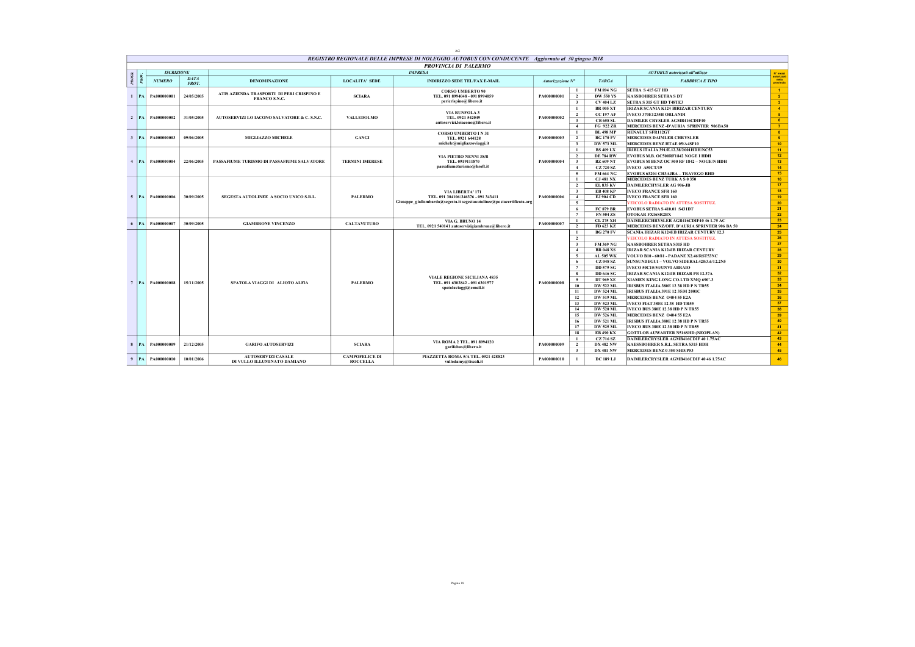AG

## REGISTRO REGIONALE DELLE IMPRESE DI NOLEGGIO AUTOBUS CON CONDUCENTE Aggiornato al 30 giugno 2018

### PROVINCIA DI PALERMO

| PROGR. | PROV. | ISCRIZIONE NUMERO | ISCRIZIONE DATA PROT. | IMPRESA DENOMINAZIONE | LOCALITA' SEDE | INDIRIZZO SEDE TEL/FAX E-MAIL | Autorizzazione N° | | AUTOBUS TARGA | AUTOBUS FABBRICA E TIPO | N° mezzi autorizzati nella provincia |
|---|---|---|---|---|---|---|---|---|---|---|---|
| 1 | PA | PA000000001 | 24/05/2005 | ATIS AZIENDA TRASPORTI DI PERI CRISPINO E FRANCO S.N.C. | SCIARA | CORSO UMBERTO 90 TEL. 091 8994048 - 091 8994059 pericrispino@libero.it | PA000000001 | 1 | FM 894 NG | SETRA S 415 GT HD | 1 |
| | | | | | | | | 2 | DW 550 YS | KASSBOHRER SETRA S DT | 2 |
| | | | | | | | | 3 | CV 404 LZ | SETRA S 315 GT HD T4ST E3 | 3 |
| 2 | PA | PA000000002 | 31/05/2005 | AUTOSERVIZI LO IACONO SALVATORE & C. S.N.C. | VALLEDOLMO | VIA RUNFOLA 3 TEL. 0921 542049 autoservizi.loiacono@libero.it | PA000000002 | 1 | BR 005 XT | IRIZAR SCANIA K124 BIRIZAR CENTURY | 4 |
| | | | | | | | | 2 | CC 197 AF | IVECO 370E1235H ORLANDI | 5 |
| | | | | | | | | 3 | CB 658 SL | DAIMLER CRYSLER AGMB416CDIF40 | 6 |
| | | | | | | | | 4 | FG 922 ZR | MERCEDES BENZ -D'AURIA SPRINTER 906BA50 | 7 |
| 3 | PA | PA000000003 | 09/06/2005 | MIGLIAZZO MICHELE | GANGI | CORSO UMBERTO I N 31 TEL. 0921 644128 michele@migliazzoviaggi.it | PA000000003 | 1 | BL 498 MP | RENAULT SFR112GT | 8 |
| | | | | | | | | 2 | BG 170 FV | MERCEDES DAIMLER CHRYSLER | 9 |
| | | | | | | | | 3 | DW 573 ML | MERCEDES BENZ HTAE 05/A4SF10 | 10 |
| 4 | PA | PA000000004 | 22/06/2005 | PASSAFIUME TURISMO DI PASSAFIUME SALVATORE | TERMINI IMERESE | VIA PIETRO NENNI 38/B TEL. 0919111870 passafiumeturismo@hsoft.it | PA000000004 | 1 | BS 409 LX | IRIBUS ITALIA 391/E.12.38/2001HDH/NC53 | 11 |
| | | | | | | | | 2 | DE 784 RW | EVOBUS M.B. OC500RF1842 NOGE I HDH | 12 |
| | | | | | | | | 3 | BZ 609 NT | EVOBUS M BENZ OC 500 RF 1842 – NOGE/N HDH | 13 |
| | | | | | | | | 4 | CZ 720 SZ | IVECO A50CT/19 | 14 |
| | | | | | | | | 5 | FM 664 NG | EVOBUS 63204 CH3AJBA – TRAVEGO RHD | 15 |
| 5 | PA | PA000000006 | 30/09/2005 | SEGESTA AUTOLINEE A SOCIO UNICO S.R.L. | PALERMO | VIA LIBERTA' 171 TEL. 091 304106/346376 - 091 343411 Giuseppe_giallombardo@segesta.it segestaautolinee@postacertificata.org | PA000000006 | 1 | CJ 481 NX | MERCEDES BENZ TURK A S 0 350 | 16 |
| | | | | | | | | 2 | EL 835 KV | DAIMLERCHYSLER AG 906-JB | 17 |
| | | | | | | | | 3 | EB 408 KP | IVECO FRANCE SFR 160 | 18 |
| | | | | | | | | 4 | EJ 904 CD | IVECO FRANCE SFR 160 | 19 |
| | | | | | | | | 5 | | VEICOLO RADIATO IN ATTESA SOSTITUZ. | 20 |
| | | | | | | | | 6 | FC 879 BR | EVOBUS SETRA S 410.01 S431DT | 21 |
| | | | | | | | | 7 | FN 504 ZS | OTOKAR FX16SR2BX | 22 |
| 6 | PA | PA000000007 | 30/09/2005 | GIAMBRONE VINCENZO | CALTAVUTURO | VIA G. BRUNO 14 TEL. 0921 540141 autoservizigiambrone@libero.it | PA000000007 | 1 | CL 275 XH | DAIMLERCHRYSLER AGB416CDIF40 46 1.75 AC | 23 |
| | | | | | | | | 2 | FD 623 KZ | MERCEDES BENZ/OFF. D'AURIA SPRINTER 906 BA 50 | 24 |
| 7 | PA | PA000000008 | 15/11/2005 | SPATOLA VIAGGI DI ALIOTO ALFIA | PALERMO | VIALE REGIONE SICILIANA 4835 TEL. 091 6302842 - 091 6301577 spatolaviaggi@email.it | PA000000008 | 1 | BG 270 FV | SCANIA IRIZAR K124EB IRIZAR CENTURY 12.3 | 25 |
| | | | | | | | | 2 | | VEICOLO RADIATO IN ATTESA SOSTITUZ. | 26 |
| | | | | | | | | 3 | FM 369 NG | KASSBOHRER SETRA S315 HD | 27 |
| | | | | | | | | 4 | BR 048 XS | IRIZAR SCANIA K124IB IRIZAR CENTURY | 28 |
| | | | | | | | | 5 | AL 505 WK | VOLVO B10 - 60/81 - PADANE X2.46/RST53NC | 29 |
| | | | | | | | | 6 | CZ 048 SZ | SUNSUNDEGUI – VOLVO SIDERAL420/3.6/12.2N5 | 30 |
| | | | | | | | | 7 | DD 579 SG | IVECO 50C15/54/UNVI ABRAIO | 31 |
| | | | | | | | | 8 | DD 646 SG | IRIZAR SCANIA K124IB IRIZAR PB 12.37A | 32 |
| | | | | | | | | 9 | DT 969 XE | XIAMEN KING LONG CO.LTD XMQ 690'-3 | 33 |
| | | | | | | | | 10 | DW 522 ML | IRISBUS ITALIA 380E 12 38 HD P N TR55 | 34 |
| | | | | | | | | 11 | DW 524 ML | IRISBUS ITALIA 391E 12 35/M 2001C | 35 |
| | | | | | | | | 12 | DW 519 ML | MERCEDES BENZ O404 55 E2A | 36 |
| | | | | | | | | 13 | DW 523 ML | IVECO FIAT 380E 12 38 HD TR55 | 37 |
| | | | | | | | | 14 | DW 520 ML | IVECO BUS 380E 12 38 HD P N TR55 | 38 |
| | | | | | | | | 15 | DW 526 ML | MERCEDES BENZ O404 55 E2A | 39 |
| | | | | | | | | 16 | DW 521 ML | IRISBUS ITALIA 380E 12 38 HD P N TR55 | 40 |
| | | | | | | | | 17 | DW 525 ML | IVECO BUS 380E 12 38 HD P N TR55 | 41 |
| | | | | | | | | 18 | EB 490 KX | GOTTLOB AUWARTER N516SHD (NEOPLAN) | 42 |
| 8 | PA | PA000000009 | 21/12/2005 | GARIFO AUTOSERVIZI | SCIARA | VIA ROMA 2 TEL. 091 8994120 garifobus@libero.it | PA000000009 | 1 | CZ 716 SZ | DAIMLERCRYSLER AGMB416CDIF 40 1.75AC | 43 |
| | | | | | | | | 2 | DX 482 NW | KAESSBOHRER S.R.L. SETRA S315 HDH | 44 |
| | | | | | | | | 3 | DX 481 NW | MERCEDES BENZ 0 350 SHD/P53 | 45 |
| 9 | PA | PA000000010 | 10/01/2006 | AUTOSERVIZI CASALE DI VULLO ILLUMINATO DAMIANO | CAMPOFELICE DI ROCCALLA | PIAZZETTA ROMA 5/A TEL. 0921 428823 vullodamy@tiscali.it | PA000000010 | 1 | DC 189 LJ | DAIMLERCRYSLER AGMB416CDIF 40 46 1.75AC | 46 |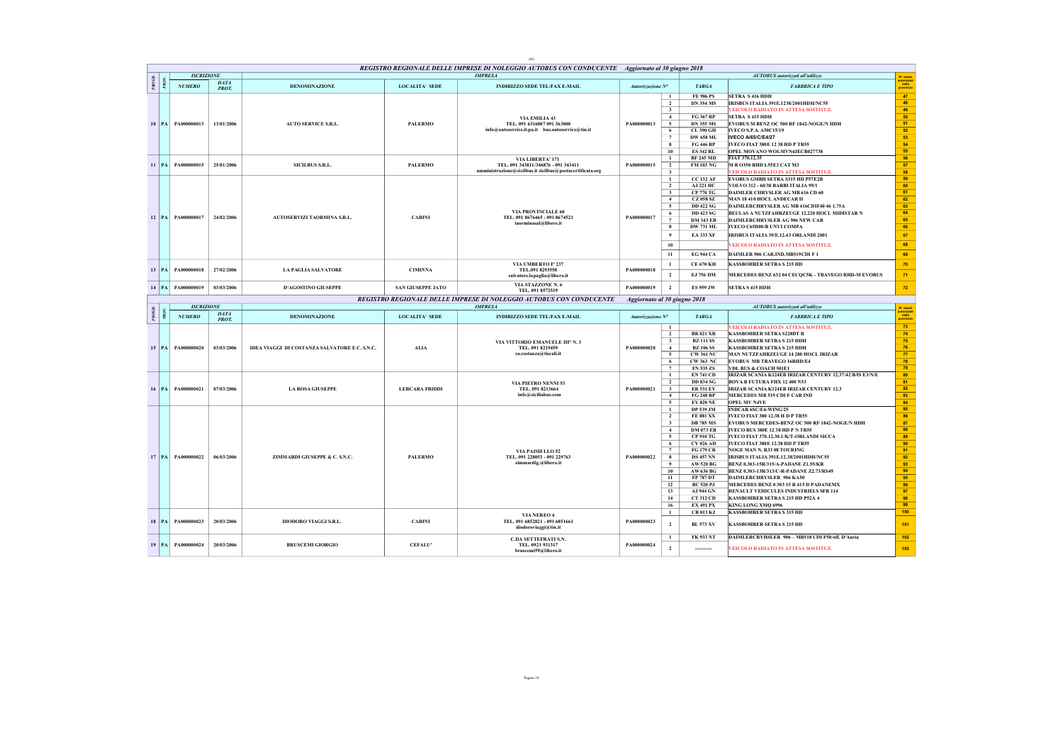AG

## REGISTRO REGIONALE DELLE IMPRESE DI NOLEGGIO AUTOBUS CON CONDUCENTE — Aggiornato al 30 giugno 2018

| PROGR. | PROV. | ISCRIZIONE NUMERO | ISCRIZIONE DATA PROT. | IMPRESA DENOMINAZIONE | LOCALITA' SEDE | INDIRIZZO SEDE TEL/FAX E-MAIL | Autorizzazione N° | | TARGA | FABBRICA E TIPO | N° mezzi autorizzati nella provincia |
|---|---|---|---|---|---|---|---|---|---|---|---|
| 10 | PA | PA000000013 | 13/01/2006 | AUTO SERVICE S.R.L. | PALERMO | VIA EMILIA 43 TEL. 091 6316007 091 363000 info@autoservice.it.pa.it bus.autoservice@tin.it | PA000000013 | 1 | FE 986 PS | SETRA S 416 HDH | 47 |
| | | | | | | | | 2 | DN 354 MS | IRISBUS ITALIA 391E.1238/2001HDH/NC55 | 48 |
| | | | | | | | | 3 | | VEICOLO RADIATO IN ATTESA SOSTITUZ. | 49 |
| | | | | | | | | 4 | FG 367 RP | SETRA S 415 HDH | 50 |
| | | | | | | | | 5 | DN 355 MS | EVOBUS M BENZ OC 500 RF 1842-NOGE/N HDH | 51 |
| | | | | | | | | 6 | CL 390 GH | IVECO S.P.A. A50C15/19 | 52 |
| | | | | | | | | 7 | DW 658 ML | IVECO A/65/C/E4/27 | 53 |
| | | | | | | | | 8 | FG 446 RP | IVECO FIAT 380E 12 38 HD P TR55 | 54 |
| | | | | | | | | 10 | ES 342 RL | OPEL MOVANO WOLMVN4JECB027738 | 55 |
| 11 | PA | PA000000015 | 25/01/2006 | SICILBUS S.R.L. | PALERMO | VIA LIBERTA' 171 TEL. 091 343811/346876 - 091 343411 amministrazione@sicilbus.it sicilbus@postacertificata.org | PA000000015 | 1 | BF 245 MD | FIAT 370.12.35 | 56 |
| | | | | | | | | 2 | FM 103 NG | M B O350 RHD L55E3 CAT M3 | 57 |
| | | | | | | | | 3 | | VEICOLO RADIATO IN ATTESA SOSTITUZ. | 58 |
| 12 | PA | PA000000017 | 24/02/2006 | AUTOSERVIZI TAORMINA S.R.L. | CARINI | VIA PROVINCIALE 60 TEL. 091 8676465 - 091 8674521 taorminasal@libero.it | PA000000017 | 1 | CC 132 AF | EVOBUS GMBH SETRA S315 HD P57E2B | 59 |
| | | | | | | | | 2 | AJ 221 HC | VOLVO 312 - 60/38 BARBI ITALIA 99/1 | 60 |
| | | | | | | | | 3 | CP 770 TG | DAIMLER CHRYSLER AG MB 616 CD 60 | 61 |
| | | | | | | | | 4 | CZ 058 SZ | MAN 18 410 HOCL ANDECAR II | 62 |
| | | | | | | | | 5 | DD 422 SG | DAIMLERCHRYSLER AG MB 416CDIF40 46 1.75A | 63 |
| | | | | | | | | 6 | DD 423 SG | BEULAS A NUTZFAHRZEUGE 12.220 HOCL MIDISTAR N | 64 |
| | | | | | | | | 7 | DM 343 EB | DAIMLERCHRYSLER AG 906 NEW CAR | 65 |
| | | | | | | | | 8 | DW 731 ML | IVECO C65D00/B UNVI COMPA | 66 |
| | | | | | | | | 9 | EA 333 XF | IRISBUS ITALIA 39/E.12.43 ORLANDI 2001 | 67 |
| | | | | | | | | 10 | | VEICOLO RADIATO IN ATTESA SOSTITUZ. | 68 |
| | | | | | | | | 11 | EG 944 CA | DAIMLER 906 CAR.IND.MB519CDI F 1 | 69 |
| 13 | PA | PA000000018 | 27/02/2006 | LA PAGLIA SALVATORE | CIMINNA | VIA UMBERTO I° 237 TEL.091 8293558 salvatore.lapaglia@libero.it | PA000000018 | 1 | CE 670 KH | KASSBOHRER SETRA S 215 HD | 70 |
| | | | | | | | | 2 | EJ 756 DM | MERCEDES BENZ 632 04 CECQC5K - TRAVEGO RHD-M EVOBUS | 71 |
| 14 | PA | PA000000019 | 03/03/2006 | D'AGOSTINO GIUSEPPE | SAN GIUSEPPE JATO | VIA STAZZONE N. 6 TEL. 091 8572519 | PA000000019 | 1 | ES 959 JW | SETRA S 415 HDH | 72 |

## REGISTRO REGIONALE DELLE IMPRESE DI NOLEGGIO AUTOBUS CON CONDUCENTE — Aggiornato al 30 giugno 2018

| PROGR. | PROV. | ISCRIZIONE NUMERO | ISCRIZIONE DATA PROT. | IMPRESA DENOMINAZIONE | LOCALITA' SEDE | INDIRIZZO SEDE TEL/FAX E-MAIL | Autorizzazione N° | | TARGA | FABBRICA E TIPO | N° mezzi autorizzati nella provincia |
|---|---|---|---|---|---|---|---|---|---|---|---|
| 15 | PA | PA000000020 | 03/03/2006 | IDEA VIAGGI DI COSTANZA SALVATORE E C. S.N.C. | ALIA | VIA VITTORIO EMANUELE III° N. 3 TEL. 091 8219459 sa.costanza@tiscali.it | PA000000020 | 1 | | VEICOLO RADIATO IN ATTESA SOSTITUZ. | 73 |
| | | | | | | | | 2 | BR 021 XR | KASSBOHRER SETRA S228DT R | 74 |
| | | | | | | | | 3 | BZ 111 SS | KASSBOHRER SETRA S 215 HDH | 75 |
| | | | | | | | | 4 | BZ 106 SS | KASSBOHRER SETRA S 215 HDH | 76 |
| | | | | | | | | 5 | CW 361 NC | MAN NUTZFAHRZEUGE 14 280 HOCL IRIZAR | 77 |
| | | | | | | | | 6 | CW 363 NC | EVOBUS MB TRAVEGO 16RHD/E4 | 78 |
| | | | | | | | | 7 | FN 535 ZS | VDL BUS & COACH 501E1 | 79 |
| 16 | PA | PA000000021 | 07/03/2006 | LA ROSA GIUSEPPE | LERCARA FRIDDI | VIA PIETRO NENNI 53 TEL. 091 8213664 info@sicilia­bus.com | PA000000021 | 1 | EN 741 CD | IRIZAR SCANIA K124EB IRIZAR CENTURY 12.37/42 B/IS E3/N/E | 80 |
| | | | | | | | | 2 | DD 834 SG | BOVA B FUTURA FHX 12 400 N53 | 81 |
| | | | | | | | | 3 | ER 531 EY | IRIZAR SCANIA K124EB IRIZAR CENTURY 12.3 | 82 |
| | | | | | | | | 4 | FG 248 RP | MERCEDES MB 519 CDI F CAR IND | 83 |
| | | | | | | | | 5 | EY 820 NE | OPEL MV N4VE | 84 |
| 17 | PA | PA000000022 | 06/03/2006 | ZIMMARDI GIUSEPPE & C. S.N.C. | PALERMO | VIA PAISIELLO 52 TEL. 091 228053 - 091 229763 zimmardig.@libero.it | PA000000022 | 1 | DP 539 JM | INDCAR 6SC/E4-WING/25 | 85 |
| | | | | | | | | 2 | FE 881 XX | IVECO FIAT 380 12.38 H D P TR55 | 86 |
| | | | | | | | | 3 | DB 785 MS | EVOBUS MERCEDES-BENZ OC 500 RF 1842-NOGE/N HDH | 87 |
| | | | | | | | | 4 | DM 073 EB | IVECO BUS 380E 12 38 HD P N TR55 | 88 |
| | | | | | | | | 5 | CP 910 TG | IVECO FIAT 370.12.30.1/K/T-ORLANDI SICCA | 89 |
| | | | | | | | | 6 | CY 026 AD | IVECO FIAT 380E 12.38 HD P TR55 | 90 |
| | | | | | | | | 7 | FG 179 CR | NOGE MAN N. R33 08 TOURING | 91 |
| | | | | | | | | 8 | DS 457 NN | IRISBUS ITALIA 391E.12.38/2001HDH/NC55 | 92 |
| | | | | | | | | 9 | AW 520 BG | BENZ 0.303-15R/315/A-PADANE Z1.55/KR | 93 |
| | | | | | | | | 10 | AW 636 BG | BENZ 0.303-13R/313/C-R-PADANE Z2.73/RS49 | 94 |
| | | | | | | | | 11 | FP 787 DT | DAIMLERCHRYSLER 906 KA50 | 95 |
| | | | | | | | | 12 | BC 520 PJ | MERCEDES BENZ 0 303 15 R 415 D PADANEMX | 96 |
| | | | | | | | | 13 | AJ 944 GN | RENAULT VEHICULES INDUSTRIELS SFR 114 | 97 |
| | | | | | | | | 14 | CT 312 CD | KASSBOHRER SETRA S 215 HD P52A 4 | 98 |
| | | | | | | | | 16 | EX 491 PX | KING LONG XMQ 6996 | 99 |
| 18 | PA | PA000000023 | 20/03/2006 | DIODORO VIAGGI S.R.L. | CARINI | VIA NEREO 4 TEL. 091 6852821 - 091 6851661 diodoroviaggi@tin.it | PA000000023 | 1 | CB 013 KJ | KASSBOHRER SETRA S 315 HD | 100 |
| | | | | | | | | 2 | BL 573 XV | KASSBOHRER SETRA S 215 HD | 101 |
| 19 | PA | PA000000024 | 20/03/2006 | BRUSCEMI GIORGIO | CEFALU' | C.DA SETTEFRATI S.N. TEL. 0921 931317 bruscemi59@libero.it | PA000000024 | 1 | FK 933 NT | DAIMLERCRYHSLER 906 – MB518 CDI F50/off. D'Auria | 102 |
| | | | | | | | | 2 | ---------- | VEICOLO RADIATO IN ATTESA SOSTITUZ. | 103 |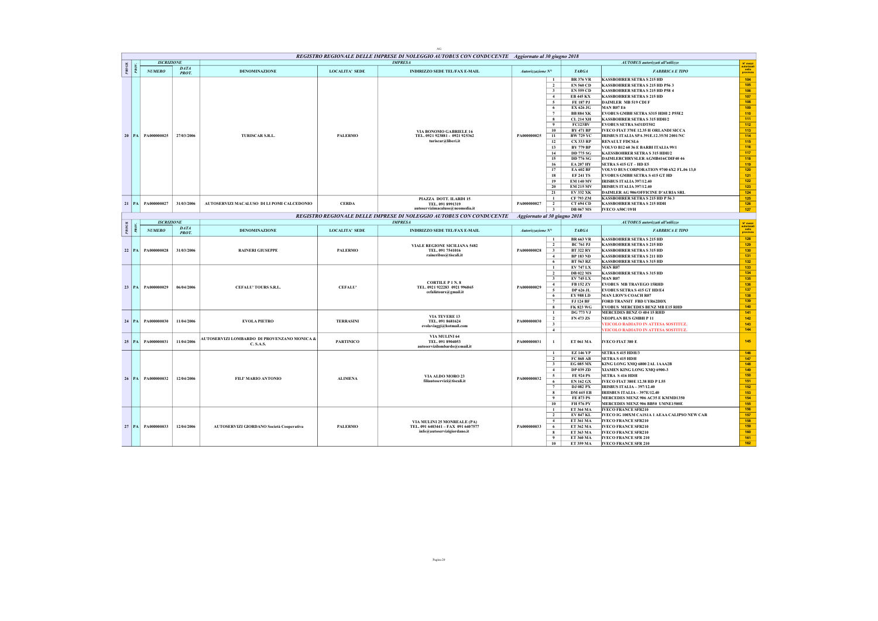## REGISTRO REGIONALE DELLE IMPRESE DI NOLEGGIO AUTOBUS CON CONDUCENTE Aggiornato al 30 giugno 2018

| PROGR. | PROV. | ISCRIZIONE NUMERO | DATA PROT. | DENOMINAZIONE | LOCALITA' SEDE | INDIRIZZO SEDE TEL/FAX E-MAIL | Autorizzazione N° | | TARGA | FABBRICA E TIPO | N° mezzi autorizzati nella provincia |
|---|---|---|---|---|---|---|---|---|---|---|---|
| 20 | PA | PA000000025 | 27/03/2006 | TURISCAR S.R.L. | PALERMO | VIA BONOMO GABRIELE 16 TEL. 0921 923881 - 0921 925362 turiscar@libero.it | PA000000025 | 1 | BR 376 VR | KASSBOHRER SETRA S 215 HD | 104 |
| | | | | | | | | 2 | EN 560 CD | KASSBOHRER SETRA S 215 HD P56 3 | 105 |
| | | | | | | | | 3 | EN 559 CD | KASSBOHRER SETRA S 215 HD P58 4 | 106 |
| | | | | | | | | 4 | EB 445 KX | KASSBOHRER SETRA S 215 HD | 107 |
| | | | | | | | | 5 | FE 187 PJ | DAIMLER MB 519 CDI F | 108 |
| | | | | | | | | 6 | EX 626 JG | MAN R07 E6 | 109 |
| | | | | | | | | 7 | BB 884 XK | EVOBUS GMBH SETRA S315 HDH 2 P55E2 | 110 |
| | | | | | | | | 8 | CL 214 XH | KASSBOHRER SETRA S 315 HDH/2 | 111 |
| | | | | | | | | 9 | FC123BV | EVOBUS SETRA S431DT502 | 112 |
| | | | | | | | | 10 | BY 471 BP | IVECO FIAT 370E 12.35 H ORLANDI SICCA | 113 |
| | | | | | | | | 11 | BW 729 YC | IRISBUS ITALIA SPA 391E.12.35/M 2001/NC | 114 |
| | | | | | | | | 12 | CX 333 RP | RENAULT FDCSL6 | 115 |
| | | | | | | | | 13 | BY 779 BP | VOLVO B12 60 36 E BARBI ITALIA 99/1 | 116 |
| | | | | | | | | 14 | DD 775 SG | KAESSBOHRER SETRA S 315 HDH/2 | 117 |
| | | | | | | | | 15 | DD 776 SG | DAIMLERCHRYSLER AGMB416CDIF40 46 | 118 |
| | | | | | | | | 16 | EA 207 HY | SETRA S 415 GT – HD E5 | 119 |
| | | | | | | | | 17 | EA 602 BF | VOLVO BUS CORPORATION 9700 6X2 FL.06 13,0 | 120 |
| | | | | | | | | 18 | EF 241 TS | EVOBUS GMBH SETRA S 415 GT HD | 121 |
| | | | | | | | | 19 | EM 140 MV | IRISBUS ITALIA 397/12.40 | 122 |
| | | | | | | | | 20 | EM 215 MV | IRISBUS ITALIA 397/12.40 | 123 |
| | | | | | | | | 21 | EV 332 XK | DAIMLER AG 906/OFFICINE D'AURIA SRL | 124 |
| 21 | PA | PA000000027 | 31/03/2006 | AUTOSERVIZI MACALUSO DI LI POMI CALCEDONIO | CERDA | PIAZZA DOTT. ILARDI 15 TEL. 091 8991319 autoservizimacaluso@neomedia.it | PA000000027 | 1 | CF 793 ZM | KASSBOHRER SETRA S 215 HD P 56 3 | 125 |
| | | | | | | | | 2 | CE 494 CD | KASSBOHRER SETRA S 215 HDH | 126 |
| | | | | | | | | 3 | DB 067 MS | IVECO A50C/19/H | 127 |

## REGISTRO REGIONALE DELLE IMPRESE DI NOLEGGIO AUTOBUS CON CONDUCENTE Aggiornato al 30 giugno 2018

| PROGR. | PROV. | ISCRIZIONE NUMERO | DATA PROT. | DENOMINAZIONE | LOCALITA' SEDE | INDIRIZZO SEDE TEL/FAX E-MAIL | Autorizzazione N° | | TARGA | FABBRICA E TIPO | N° mezzi autorizzati nella provincia |
|---|---|---|---|---|---|---|---|---|---|---|---|
| 22 | PA | PA000000028 | 31/03/2006 | RAINERI GIUSEPPE | PALERMO | VIALE REGIONE SICILIANA 5482 TEL. 091 7541016 raineribus@tiscali.it | PA000000028 | 1 | BR 663 VR | KASSBOHRER SETRA S 215 HD | 128 |
| | | | | | | | | 2 | BC 761 PJ | KASSBOHRER SETRA S 215 HD | 129 |
| | | | | | | | | 3 | BT 322 RY | KASSBOHRER SETRA S 315 HD | 130 |
| | | | | | | | | 4 | BP 183 ND | KASSBOHRER SETRA S 211 HD | 131 |
| | | | | | | | | 6 | BT 563 RZ | KASSBOHRER SETRA S 315 HD | 132 |
| 23 | PA | PA000000029 | 06/04/2006 | CEFALU' TOURS S.R.L. | CEFALU' | CORTILE P 1 N. 8 TEL. 0921 922283 0921 996865 cefalutours@gmail.it | PA000000029 | 1 | EV 747 LX | MAN R07 | 133 |
| | | | | | | | | 2 | DB 022 MS | KASSBOHRER SETRA S 315 HD | 134 |
| | | | | | | | | 3 | EV 745 LX | MAN R07 | 135 |
| | | | | | | | | 4 | FB 152 ZY | EVOBUS MB TRAVEGO 15RHD | 136 |
| | | | | | | | | 5 | DP 626 JL | EVOBUS SETRA S 415 GT HD/E4 | 137 |
| | | | | | | | | 6 | EY 988 LD | MAN LION'S COACH R07 | 138 |
| | | | | | | | | 7 | FJ 124 BF | FORD TRANSIT FBD UYR62DDX | 139 |
| | | | | | | | | 8 | FK 823 WG | EVOBUS MERCEDES BENZ MB E15 RHD | 140 |
| 24 | PA | PA000000030 | 11/04/2006 | EVOLA PIETRO | TERRASINI | VIA TEVERE 13 TEL. 091 8681624 evolaviaggi@hotmail.com | PA000000030 | 1 | DG 773 VJ | MERCEDES BENZ O 404 15 RHD | 141 |
| | | | | | | | | 2 | FN 473 ZS | NEOPLAN BUS GMBH P 11 | 142 |
| | | | | | | | | 3 | | VEICOLO RADIATO IN ATTESA SOSTITUZ. | 143 |
| | | | | | | | | 4 | | VEICOLO RADIATO IN ATTESA SOSTITUZ. | 144 |
| 25 | PA | PA000000031 | 11/04/2006 | AUTOSERVIZI LOMBARDO DI PROVENZANO MONICA & C. S.A.S. | PARTINICO | VIA MULINI 64 TEL. 091 8904053 autoservizilombardo@email.it | PA000000031 | 1 | ET 061 MA | IVECO FIAT 380 E | 145 |
| 26 | PA | PA000000032 | 12/04/2006 | FILI' MARIO ANTONIO | ALIMENA | VIA ALDO MORO 23 filiautoservizi@tiscali.it | PA000000032 | 1 | EZ 146 YP | SETRA S 415 HDH/3 | 146 |
| | | | | | | | | 2 | FC 868 AB | SETRA S 415 HDH | 147 |
| | | | | | | | | 3 | EG 085 MX | KING LONG XMQ 6800 2AL 1AAA2B | 148 |
| | | | | | | | | 4 | DP 039 ZD | XIAMEN KING LONG XMQ 6900-3 | 149 |
| | | | | | | | | 5 | FE 924 PS | SETRA S 416 HDH | 150 |
| | | | | | | | | 6 | EN 162 GX | IVECO FIAT 380E 12.38 HD P L55 | 151 |
| | | | | | | | | 7 | DJ 082 PX | IRISBUS ITALIA – 397/12.40 | 152 |
| | | | | | | | | 8 | DM 445 EB | IRIISBUS ITALIA – 397E/12.40 | 153 |
| | | | | | | | | 9 | FE 873 PS | MERCEDES MENZ 906 AC35 E KMMD1350 | 154 |
| | | | | | | | | 10 | FH 576 PY | MERCEDES MENZ 906 BB50 UMNE1500E | 155 |
| 27 | PA | PA000000033 | 12/04/2006 | AUTOSERVIZI GIORDANO Società Cooperativa | PALERMO | VIA MULINI 25 MONREALE (PA) TEL. 091 6403441 – FAX 091 6407577 info@autoservizigiordano.it | PA000000033 | 1 | ET 364 MA | IVECO FRANCE SFR210 | 156 |
| | | | | | | | | 2 | EV 847 KL | IVECO IG 100XM CA1S1A 1 AEAA CALIPSO NEW CAR | 157 |
| | | | | | | | | 4 | ET 361 MA | IVECO FRANCE SFR210 | 158 |
| | | | | | | | | 6 | ET 362 MA | IVECO FRANCE SFR210 | 159 |
| | | | | | | | | 8 | ET 363 MA | IVECO FRANCE SFR210 | 160 |
| | | | | | | | | 9 | ET 360 MA | IVECO FRANCE SFR 210 | 161 |
| | | | | | | | | 10 | ET 359 MA | IVECO FRANCE SFR 210 | 162 |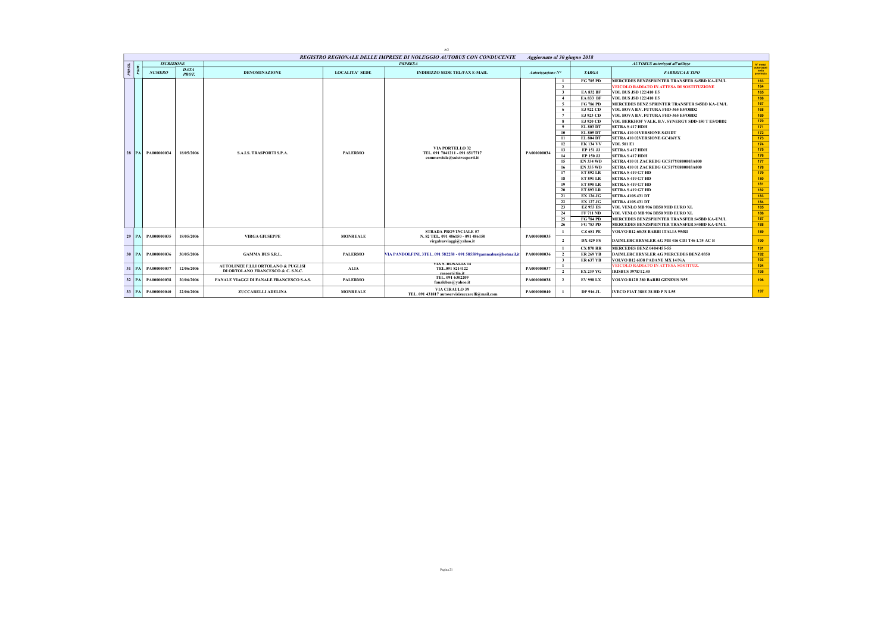AG

## REGISTRO REGIONALE DELLE IMPRESE DI NOLEGGIO AUTOBUS CON CONDUCENTE — Aggiornato al 30 giugno 2018

| PROGR. | PROV. | ISCRIZIONE NUMERO | ISCRIZIONE DATA PROT. | IMPRESA DENOMINAZIONE | LOCALITA' SEDE | INDIRIZZO SEDE TEL/FAX E-MAIL | Autorizzazione N° | | TARGA | AUTOBUS autorizzati all'utilizzo FABBRICA E TIPO | N° mezzi autorizzati nella provincia |
|---|---|---|---|---|---|---|---|---|---|---|---|
| 28 | PA | PA000000034 | 18/05/2006 | S.A.I.S. TRASPORTI S.P.A. | PALERMO | VIA PORTELLO 32 TEL. 091 7041211 - 091 6517717 commerciale@saistrasporti.it | PA000000034 | 1 | FG 785 PD | MERCEDES BENZSPRINTER TRANSFER S45BD KA-UM/L | 163 |
| | | | | | | | | 2 | | VEICOLO RADIATO IN ATTESA DI SOSTITUZIONE | 164 |
| | | | | | | | | 3 | EA 832 BF | VDL BUS JSD 122/410 E5 | 165 |
| | | | | | | | | 4 | EA 833 BF | VDL BUS JSD 122/410 E5 | 166 |
| | | | | | | | | 5 | FG 786 PD | MERCEDES BENZ SPRINTER TRANSFER S45BD KA-UM/L | 167 |
| | | | | | | | | 6 | EJ 922 CD | VDL BOVA B.V. FUTURA FHD-365 E5/OBD2 | 168 |
| | | | | | | | | 7 | EJ 923 CD | VDL BOVA B.V. FUTURA FHD-365 E5/OBD2 | 169 |
| | | | | | | | | 8 | EJ 920 CD | VDL BERKHOF VALK. B.V. SYNERGY SDD-150 T E5/OBD2 | 170 |
| | | | | | | | | 9 | EL 803 DT | SETRA S 417 HDH | 171 |
| | | | | | | | | 10 | EL 805 DT | SETRA 410 01VERSIONE S431DT | 172 |
| | | | | | | | | 11 | EL 804 DT | SETRA 410 02VERSIONE GC416YX | 173 |
| | | | | | | | | 12 | EK 134 VV | VDL 501 E1 | 174 |
| | | | | | | | | 13 | EP 151 JJ | SETRA S 417 HDH | 175 |
| | | | | | | | | 14 | EP 150 JJ | SETRA S 417 HDH | 176 |
| | | | | | | | | 15 | EN 334 WD | SETRA 410 01 ZACREDG GC517Y0800003A000 | 177 |
| | | | | | | | | 16 | EN 335 WD | SETRA 410 01 ZACREDG GC517Y0800003A000 | 178 |
| | | | | | | | | 17 | ET 892 LR | SETRA S 419 GT HD | 179 |
| | | | | | | | | 18 | ET 891 LR | SETRA S 419 GT HD | 180 |
| | | | | | | | | 19 | ET 890 LR | SETRA S 419 GT HD | 181 |
| | | | | | | | | 20 | ET 893 LR | SETRA S 419 GT HD | 182 |
| | | | | | | | | 21 | EX 126 JG | SETRA 410S 431 DT | 183 |
| | | | | | | | | 22 | EX 127 JG | SETRA 410S 431 DT | 184 |
| | | | | | | | | 23 | EZ 953 ES | VDL VENLO MB 906 BB50 MID EURO XL | 185 |
| | | | | | | | | 24 | FF 711 ND | VDL VENLO MB 906 BB50 MID EURO XL | 186 |
| | | | | | | | | 25 | FG 784 PD | MERCEDES BENZSPRINTER TRANSFER S45BD KA-UM/L | 187 |
| | | | | | | | | 26 | FG 783 PD | MERCEDES BENZSPRINTER TRANSFER S45BD KA-UM/L | 188 |
| 29 | PA | PA000000035 | 18/05/2006 | VIRGA GIUSEPPE | MONREALE | STRADA PROVINCIALE 57 N. 82 TEL. 091 486150 - 091 486150 virgabusviaggi@yahoo.it | PA000000035 | 1 | CZ 681 PE | VOLVO B12-60/38 BARBI ITALIA 99/RI | 189 |
| | | | | | | | | 2 | DX 429 FS | DAIMLERCHRYSLER AG MB 416 CDI T46 1.75 AC B | 190 |
| 30 | PA | PA000000036 | 30/05/2006 | GAMMA BUS S.R.L. | PALERMO | VIA PANDOLFINI, 3TEL. 091 582258 - 091 585589gammabus@hotmail.it | PA000000036 | 1 | CX 870 RR | MERCEDES BENZ 0404/455-55 | 191 |
| | | | | | | | | 2 | ER 269 YB | DAIMLERCHRYSLER AG MERCEDES BENZ 0350 | 192 |
| | | | | | | | | 3 | ER 637 YB | VOLVO B12 6038 PADANE MX 14/N/A | 193 |
| 31 | PA | PA000000037 | 12/06/2006 | AUTOLINEE F.LLI ORTOLANO & PUGLISI DI ORTOLANO FRANCESCO & C. S.N.C. | ALIA | VIA S. ROSALIA 14 TEL.091 8214122 rossor@tin.it | PA000000037 | 1 | | VEICOLO RADIATO IN ATTESA SOSTITUZ. | 194 |
| | | | | | | | | 2 | EX 239 YG | IRISBUS 397E/12.40 | 195 |
| 32 | PA | PA000000038 | 20/06/2006 | FANALE VIAGGI DI FANALE FRANCESCO S.A.S. | PALERMO | TEL. 091 6302209 fanalebus@yahoo.it | PA000000038 | 2 | EV 998 LX | VOLVO B12B 380 BARBI GENESIS N55 | 196 |
| 33 | PA | PA000000040 | 22/06/2006 | ZUCCARELLI ADELINA | MONREALE | VIA CIRAULO 39 TEL. 091 431817 autoservizizuccarelli@mail.com | PA000000040 | 1 | DP 916 JL | IVECO FIAT 380E 38 HD P N L55 | 197 |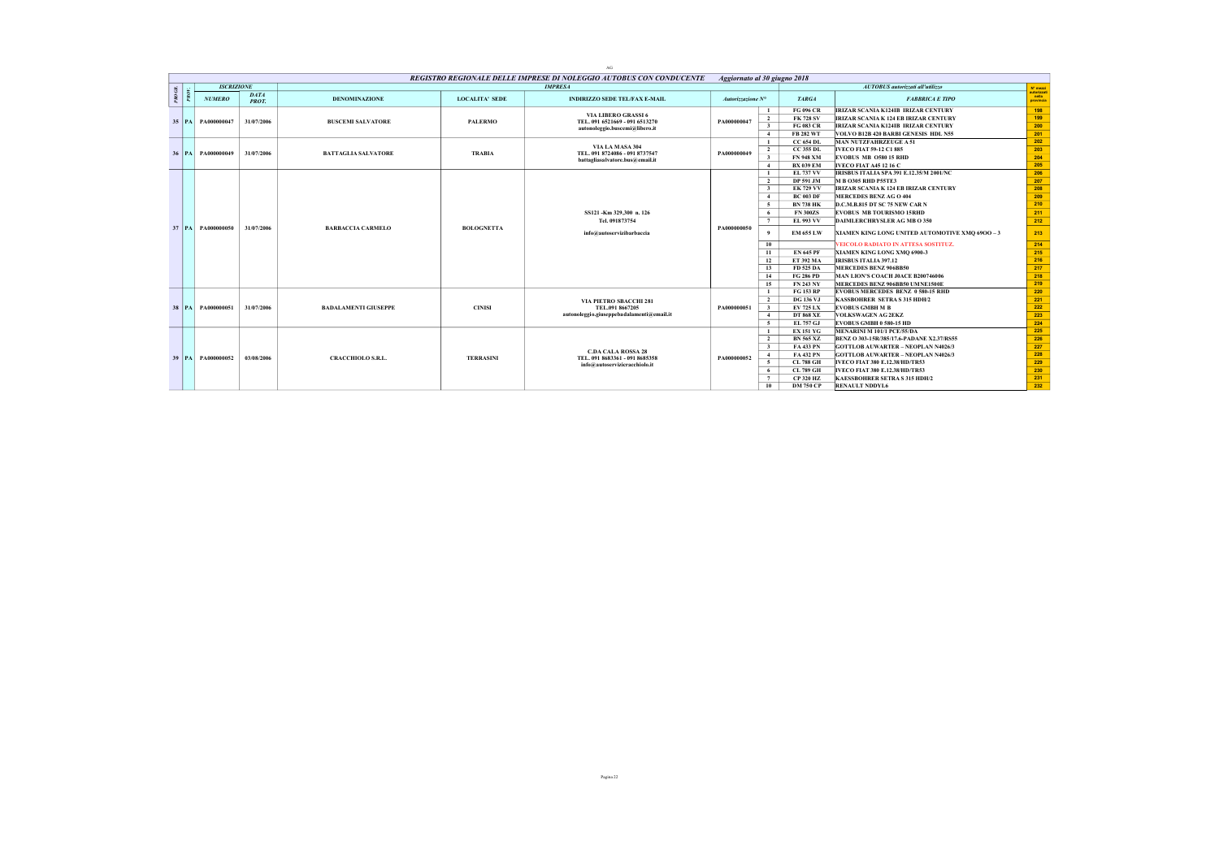AG

## REGISTRO REGIONALE DELLE IMPRESE DI NOLEGGIO AUTOBUS CON CONDUCENTE — Aggiornato al 30 giugno 2018

| PROGR. | PROV. | ISCRIZIONE NUMERO | ISCRIZIONE DATA PROT. | IMPRESA DENOMINAZIONE | LOCALITA' SEDE | INDIRIZZO SEDE TEL/FAX E-MAIL | Autorizzazione N° | | TARGA | FABBRICA E TIPO | N° mezzi autorizzati nella provincia |
|---|---|---|---|---|---|---|---|---|---|---|---|
| 35 | PA | PA000000047 | 31/07/2006 | BUSCEMI SALVATORE | PALERMO | VIA LIBERO GRASSI 6 TEL. 091 6521669 - 091 6513270 autonoleggio.buscemi@libero.it | PA000000047 | 1 | FG 096 CR | IRIZAR SCANIA K124IB IRIZAR CENTURY | 198 |
| | | | | | | | | 2 | FK 728 SV | IRIZAR SCANIA K 124 EB IRIZAR CENTURY | 199 |
| | | | | | | | | 3 | FG 083 CR | IRIZAR SCANIA K124IB IRIZAR CENTURY | 200 |
| | | | | | | | | 4 | FB 282 WT | VOLVO B12B 420 BARBI GENESIS HDL N55 | 201 |
| 36 | PA | PA000000049 | 31/07/2006 | BATTAGLIA SALVATORE | TRABIA | VIA LA MASA 304 TEL. 091 8724086 - 091 8737547 battagliasalvatore.bus@email.it | PA000000049 | 1 | CC 654 DL | MAN NUTZFAHRZEUGE A 51 | 202 |
| | | | | | | | | 2 | CC 355 DL | IVECO FIAT 59-12 C1 885 | 203 |
| | | | | | | | | 3 | FN 948 XM | EVOBUS MB O580 15 RHD | 204 |
| | | | | | | | | 4 | BX 039 EM | IVECO FIAT A45 12 16 C | 205 |
| 37 | PA | PA000000050 | 31/07/2006 | BARBACCIA CARMELO | BOLOGNETTA | SS121 -Km 329,300 n. 126 Tel. 091873754 info@autoservizibarbaccia | PA000000050 | 1 | EL 737 VV | IRISBUS ITALIA SPA 391 E.12.35/M 2001/NC | 206 |
| | | | | | | | | 2 | DP 591 JM | M B O305 RHD P55TE3 | 207 |
| | | | | | | | | 3 | EK 729 VV | IRIZAR SCANIA K 124 EB IRIZAR CENTURY | 208 |
| | | | | | | | | 4 | BC 003 DF | MERCEDES BENZ AG O 404 | 209 |
| | | | | | | | | 5 | BN 738 HK | D.C.M.B.815 DT SC 75 NEW CAR N | 210 |
| | | | | | | | | 6 | FN 300ZS | EVOBUS MB TOURISMO 15RHD | 211 |
| | | | | | | | | 7 | EL 993 VV | DAIMLERCHRYSLER AG MB O 350 | 212 |
| | | | | | | | | 9 | EM 655 LW | XIAMEN KING LONG UNITED AUTOMOTIVE XMQ 69OO – 3 | 213 |
| | | | | | | | | 10 | | VEICOLO RADIATO IN ATTESA SOSTITUZ. | 214 |
| | | | | | | | | 11 | EN 645 PF | XIAMEN KING LONG XMQ 6900-3 | 215 |
| | | | | | | | | 12 | ET 392 MA | IRISBUS ITALIA 397.12 | 216 |
| | | | | | | | | 13 | FD 525 DA | MERCEDES BENZ 906BB50 | 217 |
| | | | | | | | | 14 | FG 286 PD | MAN LION'S COACH J0ACE B200746006 | 218 |
| | | | | | | | | 15 | FN 243 NY | MERCEDES BENZ 906BB50 UMNE1500E | 219 |
| 38 | PA | PA000000051 | 31/07/2006 | BADALAMENTI GIUSEPPE | CINISI | VIA PIETRO SBACCHI 281 TEL.091 8667205 autonoleggio.giuseppebadalamenti@email.it | PA000000051 | 1 | FG 153 RP | EVOBUS MERCEDES BENZ 0 580-15 RHD | 220 |
| | | | | | | | | 2 | DG 136 VJ | KASSBOHRER SETRA S 315 HDH/2 | 221 |
| | | | | | | | | 3 | EV 725 LX | EVOBUS GMBH M B | 222 |
| | | | | | | | | 4 | DT 868 XE | VOLKSWAGEN AG 2EKZ | 223 |
| | | | | | | | | 5 | EL 757 GJ | EVOBUS GMBH 0 580-15 HD | 224 |
| 39 | PA | PA000000052 | 03/08/2006 | CRACCHIOLO S.R.L. | TERRASINI | C.DA CALA ROSSA 28 TEL. 091 8683361 - 091 8685358 info@autoservizicracchiolo.it | PA000000052 | 1 | EX 151 YG | MENARINI M 101/1 PCE/55/DA | 225 |
| | | | | | | | | 2 | BN 565 XZ | BENZ O 303-15R/385/17.6-PADANE X2.37/RS55 | 226 |
| | | | | | | | | 3 | FA 433 PN | GOTTLOB AUWARTER – NEOPLAN N4026/3 | 227 |
| | | | | | | | | 4 | FA 432 PN | GOTTLOB AUWARTER – NEOPLAN N4026/3 | 228 |
| | | | | | | | | 5 | CL 788 GH | IVECO FIAT 380 E.12.38/HD/TR53 | 229 |
| | | | | | | | | 6 | CL 789 GH | IVECO FIAT 380 E.12.38/HD/TR53 | 230 |
| | | | | | | | | 7 | CP 320 HZ | KAESSBOHRER SETRA S 315 HDH/2 | 231 |
| | | | | | | | | 10 | DM 750 CP | RENAULT NDDYL6 | 232 |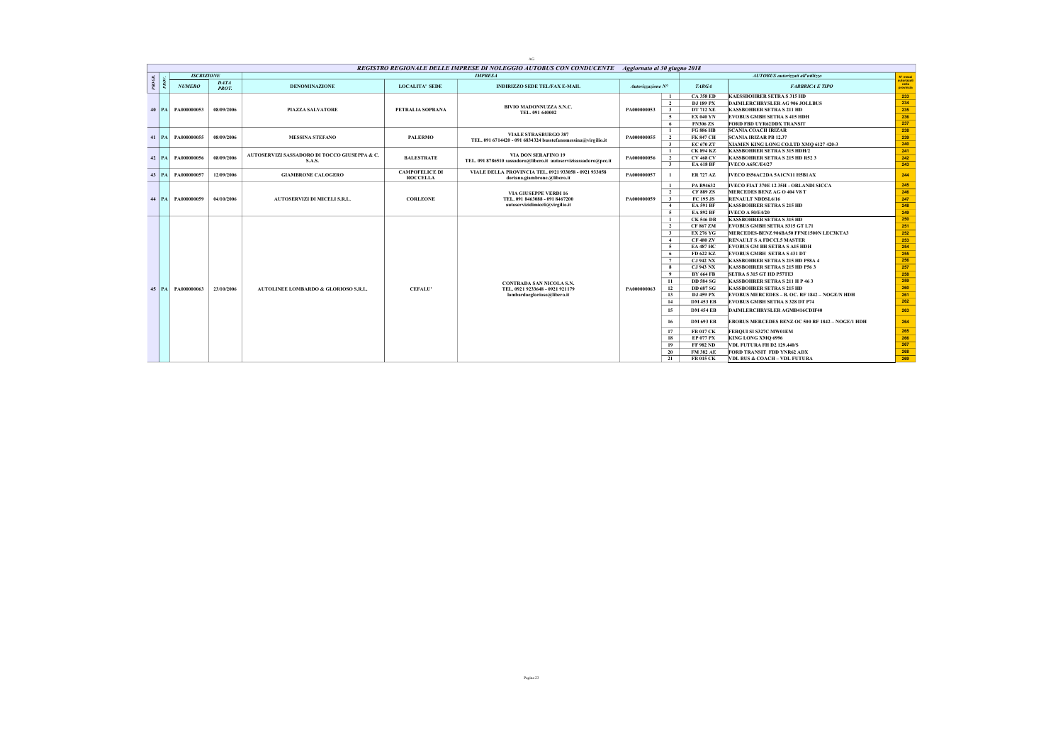## REGISTRO REGIONALE DELLE IMPRESE DI NOLEGGIO AUTOBUS CON CONDUCENTE    *Aggiornato al 30 giugno 2018*

| PROGR. | PROV. | ISCRIZIONE NUMERO | ISCRIZIONE DATA PROT. | IMPRESA DENOMINAZIONE | LOCALITA' SEDE | INDIRIZZO SEDE TEL/FAX E-MAIL | Autorizzazione N° | | TARGA | FABBRICA E TIPO | N° mezzi autorizzati nella provincia |
|---|---|---|---|---|---|---|---|---|---|---|---|
| 40 | PA | PA000000053 | 08/09/2006 | PIAZZA SALVATORE | PETRALIA SOPRANA | BIVIO MADONNUZZA S.N.C. TEL. 091 640002 | PA000000053 | 1 | CA 358 ED | KAESSBOHRER SETRA S 315 HD | 233 |
| | | | | | | | | 2 | DJ 189 PX | DAIMLERCHRYSLER AG 906 JOLLBUS | 234 |
| | | | | | | | | 3 | DT 712 XE | KASSBOHRER SETRA S 211 HD | 235 |
| | | | | | | | | 5 | EX 040 YN | EVOBUS GMBH SETRA S 415 HDH | 236 |
| | | | | | | | | 6 | FN306 ZS | FORD FBD UYR62DDX TRANSIT | 237 |
| 41 | PA | PA000000055 | 08/09/2006 | MESSINA STEFANO | PALERMO | VIALE STRASBURGO 387 TEL. 091 6714420 - 091 6834324 busstefanomessina@virgilio.it | PA000000055 | 1 | FG 886 HB | SCANIA COACH IRIZAR | 238 |
| | | | | | | | | 2 | FK 847 CH | SCANIA IRIZAR PB 12.37 | 239 |
| | | | | | | | | 3 | EC 670 ZT | XIAMEN KING LONG CO.LTD XMQ 6127 420-3 | 240 |
| 42 | PA | PA000000056 | 08/09/2006 | AUTOSERVIZI SASSADORO DI TOCCO GIUSEPPA & C. S.A.S. | BALESTRATE | VIA DON SERAFINO 19 TEL. 091 8786510 sassadoro@libero.it autoservizisassadoro@pec.it | PA000000056 | 1 | CK 894 KZ | KASSBOHRER SETRA S 315 HDH/2 | 241 |
| | | | | | | | | 2 | CV 468 CV | KASSBOHRER SETRA S 215 HD R52 3 | 242 |
| | | | | | | | | 3 | EA 618 BF | IVECO A65C/E4/27 | 243 |
| 43 | PA | PA000000057 | 12/09/2006 | GIAMBRONE CALOGERO | CAMPOFELICE DI ROCCELLA | VIALE DELLA PROVINCIA TEL. 0921 933058 - 0921 933058 doriana.giambrone.@libero.it | PA000000057 | 1 | ER 727 AZ | IVECO IS56AC2DA 5A1CN11 H5B1AX | 244 |
| 44 | PA | PA000000059 | 04/10/2006 | AUTOSERVIZI DI MICELI S.R.L. | CORLEONE | VIA GIUSEPPE VERDI 16 TEL. 091 8463088 - 091 8467200 autoservizidimiceli@virgilio.it | PA000000059 | 1 | PA B94632 | IVECO FIAT 370E 12 35H - ORLANDI SICCA | 245 |
| | | | | | | | | 2 | CF 889 ZS | MERCEDES BENZ AG O 404 V8 T | 246 |
| | | | | | | | | 3 | FC 195 JS | RENAULT NDDSL6/16 | 247 |
| | | | | | | | | 4 | EA 591 BF | KASSBOHRER SETRA S 215 HD | 248 |
| | | | | | | | | 5 | EA 892 BF | IVECO A 50/E4/20 | 249 |
| 45 | PA | PA000000063 | 23/10/2006 | AUTOLINEE LOMBARDO & GLORIOSO S.R.L. | CEFALU' | CONTRADA SAN NICOLA S.N. TEL. 0921 9233648 - 0921 921179 lombardoeglorioso@libero.it | PA000000063 | 1 | CK 546 DB | KASSBOHRER SETRA S 315 HD | 250 |
| | | | | | | | | 2 | CF 867 ZM | EVOBUS GMBH SETRA S315 GT L71 | 251 |
| | | | | | | | | 3 | EX 276 YG | MERCEDES-BENZ 906BA50 FFNE1500N LEC3KTA3 | 252 |
| | | | | | | | | 4 | CF 480 ZV | RENAULT S A FDCCL5 MASTER | 253 |
| | | | | | | | | 5 | EA 487 HC | EVOBUS GM BH SETRA S A15 HDH | 254 |
| | | | | | | | | 6 | FD 622 KZ | EVOBUS GMBH SETRA S 431 DT | 255 |
| | | | | | | | | 7 | CJ 942 NX | KASSBOHRER SETRA S 215 HD P58A 4 | 256 |
| | | | | | | | | 8 | CJ 943 NX | KASSBOHRER SETRA S 215 HD P56 3 | 257 |
| | | | | | | | | 9 | BY 664 FB | SETRA S 315 GT HD P57TE3 | 258 |
| | | | | | | | | 11 | DD 584 SG | KASSBOHRER SETRA S 211 H P 46 3 | 259 |
| | | | | | | | | 12 | DD 687 SG | KASSBOHRER SETRA S 215 HD | 260 |
| | | | | | | | | 13 | DJ 459 PX | EVOBUS MERCEDES – B. OC. RF 1842 – NOGE/N HDH | 261 |
| | | | | | | | | 14 | DM 453 EB | EVOBUS GMBH SETRA S 328 DT P74 | 262 |
| | | | | | | | | 15 | DM 454 EB | DAIMLERCHRYSLER AGMB416CDIF40 | 263 |
| | | | | | | | | 16 | DM 693 EB | EBOBUS MERCEDES BENZ OC 500 RF 1842 – NOGE/1 HDH | 264 |
| | | | | | | | | 17 | FR 017 CK | FERQUI SI S327C MW01EM | 265 |
| | | | | | | | | 18 | EP 077 PX | KING LONG XMQ 6996 | 266 |
| | | | | | | | | 19 | FF 982 ND | VDL FUTURA FH D2 129.440/S | 267 |
| | | | | | | | | 20 | FM 382 AE | FORD TRANSIT FDD YNR62 ADX | 268 |
| | | | | | | | | 21 | FR 015 CK | VDL BUS & COACH – VDL FUTURA | 269 |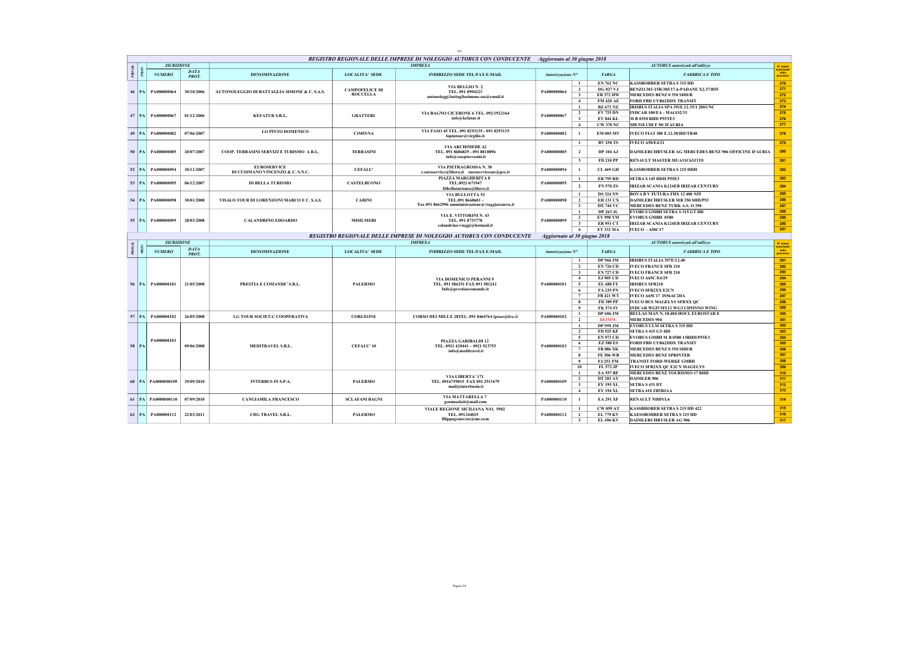AG

## REGISTRO REGIONALE DELLE IMPRESE DI NOLEGGIO AUTOBUS CON CONDUCENTE — Aggiornato al 30 giugno 2018

| PROGR. | PROV. | ISCRIZIONE NUMERO | ISCRIZIONE DATA PROT. | DENOMINAZIONE | LOCALITA' SEDE | INDIRIZZO SEDE TEL/FAX E-MAIL | Autorizzazione N° | | TARGA | FABBRICA E TIPO | N° mezzi autorizzati nella provincia |
|---|---|---|---|---|---|---|---|---|---|---|---|
| 46 | PA | PA000000064 | 30/10/2006 | AUTONOLEGGIO DI BATTAGLIA SIMONE & C. S.A.S. | CAMPOFELICE DI ROCCELLA | VIA BELGIO N. 2 TEL. 091 8994223 autonoleggi.battagliasimone.sas@email.it | PA000000064 | 1 | EN 762 NC | KASSBOHRER SETRA S 315 HD | 270 |
| | | | | | | | | 2 | DG 027 VJ | BENZO.303-15R/385/17.6-PADANE X2.37/R55 | 271 |
| | | | | | | | | 3 | ER 572 HW | MERCEDES BENZ 0 350 SHD/R | 272 |
| | | | | | | | | 4 | FM 420 AE | FORD FBD UYR62DDX TRANSIT | 273 |
| 47 | PA | PA000000067 | 01/12/2006 | KEFATUR S.R.L. | GRATTERI | VIA BAGNO CICERONE 6 TEL. 092/1922164 info@kefatur.it | PA000000067 | 1 | BZ 673 NZ | IRISBUS ITALIA SPA 391E.12.35/1 2001/NC | 274 |
| | | | | | | | | 2 | EV 725 DN | INDCAR 100/EA - MAGO2/33 | 275 |
| | | | | | | | | 3 | EY 844 KL | M B 0350 RHD P55TE3 | 276 |
| | | | | | | | | 4 | CW 370 NC | MB 518 CDI F 50/ D'AURIA | 277 |
| 49 | PA | PA000000082 | 07/06/2007 | LO PINTO DOMENICO | CIMINNA | VIA FASO 45 TEL. 091 8293135 - 091 8293135 lopintour@virgilio.it | PA000000082 | 1 | EM 005 MV | IVECO FIAT 380 E.12.38/HD/TR48 | 278 |
| 50 | PA | PA000000085 | 20/07/2007 | COOP. TERRASINI SERVIZI E TURISMO A R.L. | TERRASINI | VIA ARCHIMEDE 62 TEL. 091 8686829 - 091 8810896 info@coopterrasini.it | PA000000085 | 1 | BV 250 TS | IVECO A50/E4/21 | 279 |
| | | | | | | | | 2 | DP 104 AJ | DAIMLERCHRYSLER AG MERCEDES BENZ 906 OFFICINE D'AURIA | 280 |
| | | | | | | | | 3 | FD 210 PP | RENAULT MASTER MUA31C63J3T0 | 281 |
| 52 | PA | PA000000094 | 30/11/2007 | EUROSERVICE DI CUSIMANO VINCENZO & C. S.N.C. | CEFALU' | VIA PIETRAGROSSA N. 38 c.euroservice@libero.it euroservicesnc@pec.it | PA000000094 | 1 | CL 469 GH | KASSBOHRER SETRA S 215 HDH | 282 |
| 53 | PA | PA000000095 | 06/12/2007 | DI BELLA TURISMO | CASTELBUONO | PIAZZA MARGHERITA 8 TEL.0921/671947 Dibellaturismo@libero.it | PA000000095 | 1 | ER 795 RD | SETRA S 145 HDH P55E3 | 283 |
| | | | | | | | | 2 | FN 570 ZS | IRIZAR SCANIA K124EB IRIZAR CENTURY | 284 |
| 54 | PA | PA000000098 | 30/01/2008 | VISALO TOUR DI LORENZONI MARCO E C. S.A.S. | CARINI | VIA BULLOTTA 52 TEL.091 8668601 – Fax 091 8662996 amministrazione@viaggiazzurra.it | PA000000098 | 1 | DS 324 NN | BOVA B V FUTURA FHX 12 400 N55 | 285 |
| | | | | | | | | 2 | EH 131 CX | DAIMLERCHRYSLER MB 350 SHD/P53 | 286 |
| | | | | | | | | 3 | DX 744 VC | MERCEDES BENZ TURK A.S. O 350 | 287 |
| 55 | PA | PA000000099 | 28/03/2008 | CALANDRINO EDOARDO | MISILMERI | VIA E. VITTORINI N. 43 TEL. 091 8733778 calandrino-viaggi@hotmail.it | PA000000099 | 1 | DP 263 JL | EVOBUS GMBH SETRA S 315 GT HD | 288 |
| | | | | | | | | 2 | EY 990 YM | EVOBUS GMBH 0580 | 289 |
| | | | | | | | | 3 | ER 951 CT | IRIZAR SCANIA K124EB IRIZAR CENTURY | 290 |
| | | | | | | | | 4 | ET 332 MA | IVECO - A50C17 | 291 |

## REGISTRO REGIONALE DELLE IMPRESE DI NOLEGGIO AUTOBUS CON CONDUCENTE — Aggiornato al 30 giugno 2018

| PROGR. | PROV. | ISCRIZIONE NUMERO | ISCRIZIONE DATA PROT. | DENOMINAZIONE | LOCALITA' SEDE | INDIRIZZO SEDE TEL/FAX E-MAIL | Autorizzazione N° | | TARGA | FABBRICA E TIPO | N° mezzi autorizzati nella provincia |
|---|---|---|---|---|---|---|---|---|---|---|---|
| 56 | PA | PA000000101 | 21/05/2008 | PRESTIA E COMANDE' S.R.L. | PALERMO | VIA DOMENICO PERANNI 9 TEL. 091 586351 FAX 091 581241 Info@prestiaecomande.it | PA000000101 | 1 | DP 966 JM | IRISBUS ITALIA 397E/12.40 | 291 |
| | | | | | | | | 2 | EN 726 CD | IVECO FRANCE SFR 210 | 292 |
| | | | | | | | | 3 | EN 727 CD | IVECO FRANCE SFR 210 | 293 |
| | | | | | | | | 4 | EJ 905 CD | IVECO A65C/E4/29 | 294 |
| | | | | | | | | 5 | EL 688 FT | IRISBUS SFR210 | 295 |
| | | | | | | | | 6 | FA 235 PN | IVECO SFR2XX E2CN | 296 |
| | | | | | | | | 7 | FB 421 WT | IVECO A65C17 IS56AC2DA | 297 |
| | | | | | | | | 8 | FD 389 PP | IVECO BUS MAGELYS SFRXX QC | 298 |
| | | | | | | | | 9 | FK 574 SV | INDCAR WGIVMY11 WG3 CD5INNO WING | 299 |
| 57 | PA | PA000000102 | 26/05/2008 | LG TOUR SOCIETA' COOPERATIVA | CORLEONE | CORSO DEI MILLE 28TEL. 091 8464764 lgtour@live.it | PA000000102 | 1 | DP 606 JM | BEULAS MAN N. 18.400 HOCL EUROSTAR E | 300 |
| | | | | | | | | 2 | REIMM. | MERCEDES 906 | 301 |
| 58 | PA | PA000000103 | 09/06/2008 | MEDITRAVEL S.R.L. | CEFALU' 10 | PIAZZA GARIBALDI 12 TEL. 0921 420441 – 0921 923753 info@meditravel.it | PA000000103 | 1 | DP 959 JM | EVOBUS ULM SETRA S 315 HD | 302 |
| | | | | | | | | 2 | FD 925 KF | SETRA S 415 GT-HD | 303 |
| | | | | | | | | 5 | EN 973 CD | EVOBUS GMBH M B 0580 15RHD/P55E3 | 304 |
| | | | | | | | | 6 | EZ 580 ES | FORD FBD UYR62DDX TRANSIT | 305 |
| | | | | | | | | 7 | FB 886 XK | MERCEDES BENZ 0 350 SHD/R | 306 |
| | | | | | | | | 8 | FE 506 WB | MERCEDES BENZ SPRINTER | 307 |
| | | | | | | | | 9 | FJ 253 FM | TRANSIT FORD-WERKE GMBH | 308 |
| | | | | | | | | 10 | FL 572 JP | IVECO SFR2XX QC E2CN MAGELYS | 309 |
| 60 | PA | PA0000000109 | 29/09/2010 | INTERBUS IN S.P.A. | PALERMO | VIA LIBERTA' 171 TEL. 0916759015 FAX 091 2513679 mail@interbusin.it | PA000000109 | 1 | EA 557 BF | MERCEDES BENZ TOURISMO 17 RHD | 310 |
| | | | | | | | | 2 | DT 203 AY | DAIMLER 906 | 311 |
| | | | | | | | | 3 | EY 195 XL | SETRA S 431 DT | 312 |
| | | | | | | | | 4 | EY 194 XL | SETRA 410 ZB3BJAA | 313 |
| 61 | PA | PA0000000110 | 07/09/2010 | CANGIAMILA FRANCESCO | SCLAFANI BAGNI | VIA MATTARELLA 7 gennusolait@mail.com | PA000000110 | 1 | EA 291 XF | RENAULT NDDYL6 | 314 |
| 62 | PA | PA000000112 | 22/03/2011 | CDG TRAVEL S.R.L. | PALERMO | VIALE REGIONE SICILIANA N/O, 5902 TEL. 091244025 filippogenovese@me.com | PA000000112 | 1 | CW 059 AT | KASSBOHRER SETRA S 215 HD 422 | 315 |
| | | | | | | | | 2 | EL 779 KV | KAESSBOHRER SETRA S 215 HD | 316 |
| | | | | | | | | 3 | EL 496 KV | DAIMLERCHRYSLER AG 906 | 317 |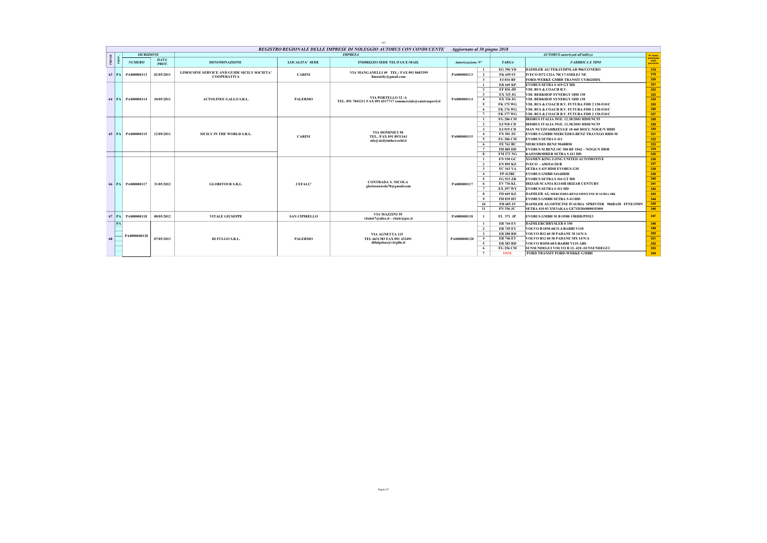AG

## REGISTRO REGIONALE DELLE IMPRESE DI NOLEGGIO AUTOBUS CON CONDUCENTE — Aggiornato al 30 giugno 2018

| PROGR. | PROV. | ISCRIZIONE NUMERO | ISCRIZIONE DATA PROT. | IMPRESA DENOMINAZIONE | LOCALITA' SEDE | INDIRIZZO SEDE TEL/FAX E-MAIL | Autorizzazione N° | | TARGA | FABBRICA E TIPO | N° mezzi autorizzati nella provincia |
|---|---|---|---|---|---|---|---|---|---|---|---|
| 63 | PA | PA000000113 | 02/05/2011 | LIMOUSINE SERVICE AND GUIDE SICILY SOCIETA' COOPERATIVA | CARINI | VIA MANGANELLI 49 TEL./ FAX 091 8683399 limosicily@gmail.com | PA000000113 | 1 | EG 396 YD | DAIMLER AG/TEKAYDINLAR 906/CONERO | 318 |
| | | | | | | | | 2 | FK 659 SV | IVECO IS72 CI2A 70C17-SMILE3 NE | 319 |
| | | | | | | | | 3 | EJ 034 BF | FORD-WERKE GMBH TRANSIT UYR62DDX | 320 |
| 64 | PA | PA000000114 | 10/05/2011 | AUTOLINEE GALLO S.R.L. | PALERMO | VIA PORTELLO 32 /A TEL. 091 7041211 FAX 091 6517717 commerciale@saistrasporti.it | PA000000114 | 1 | EB 449 KP | EVOBUS SETRA S 419 GT HD | 321 |
| | | | | | | | | 2 | EF 836 JH | VDL BUS & COACH B.V. | 322 |
| | | | | | | | | 3 | EX 325 JG | VDL BERKHOF SYNERGY SDD 130 | 323 |
| | | | | | | | | 4 | EX 326 JG | VDL BERKHOF SYNERGY SDD 130 | 324 |
| | | | | | | | | 5 | FK 175 WG | VDL BUS & COACH B.V. FUTURA FDD 2 130-510/C | 325 |
| | | | | | | | | 6 | FK 176 WG | VDL BUS & COACH B.V. FUTURA FDD 2 130-510/C | 326 |
| | | | | | | | | 7 | FK 177 WG | VDL BUS & COACH B.V. FUTURA FDD 2 130-510/C | 327 |
| 65 | PA | PA000000115 | 12/09/2011 | SICILY IN THE WORLD S.R.L. | CARINI | VIA DOMINICI 50 TEL. /FAX 091 8931161 nfo@sicilyintheworld.it | PA000000115 | 1 | FG 286 CM | IRISBUS ITALIA 391E. 12.38/2001 HDH/NC55 | 328 |
| | | | | | | | | 2 | EJ 918 CD | IRISBUS ITALIA 391E. 12.38/2001 HDH/NC55 | 329 |
| | | | | | | | | 3 | EJ 919 CD | MAN NUTZFAHRZEUGE 18 460 HOCL NOGE/N HDH | 330 |
| | | | | | | | | 4 | FN 301 ZS | EVOBUS GMBH MERCEDES-BENZ TRAVEGO RHD-M | 331 |
| | | | | | | | | 5 | FG 286 CM | EVOBUS SETRA S 411 | 332 |
| | | | | | | | | 6 | FE 761 BC | MERCEDES BENZ 906BB50 | 333 |
| | | | | | | | | 7 | FH 085 DD | EVOBUS M BENZ OC 500 RF 1842 – NOGE/N HDH | 334 |
| | | | | | | | | 8 | FM 273 NG | KAESSBOHRER SETRA S 411 HD | 335 |
| 66 | PA | PA000000117 | 31/05/2012 | GLORITOUR S.R.L. | CEFALU' | CONTRADA S. NICOLA gloriosonicola78@gmail.com | PA000000117 | 1 | EN 530 GC | XIAMEN KING LONG UNITED AUTOMOTIVE | 336 |
| | | | | | | | | 2 | EN 895 KZ | IVECO - A50/E4//20/B | 337 |
| | | | | | | | | 3 | FC 163 VA | SETRA S 415 HDH EVOBUS GM | 338 |
| | | | | | | | | 4 | FP 413BC | EVOBUS GMBH S416HDH | 339 |
| | | | | | | | | 5 | FG 933 ZR | EVOBUS SETRA S 416 GT HD | 340 |
| | | | | | | | | 6 | EV 736 KL | IRIZAR SCANIA K114IB IRIZAR CENTURY | 341 |
| | | | | | | | | 7 | EX 297 WY | EVOBUS SETRA S 411 HD | 342 |
| | | | | | | | | 8 | FD 669 KZ | DAIMLER AG MERCEDES-BENZ/OFFICINE D'AURIA SRL | 343 |
| | | | | | | | | 9 | FH 839 HT | EVOBUS GMBH SETRA S 411HD | 344 |
| | | | | | | | | 10 | FH 685 JV | DAIMLER AG/OFFICINE D'AURIA SPRINTER 906BA50 FFNE1550N | 345 |
| | | | | | | | | 11 | FN 356 JC | SETRA 410 03 XM3AKAA GE71D20480001E000 | 346 |
| 67 | PA | PA000000118 | 08/05/2012 | VITALE GIUSEPPE | SAN CIPIRELLO | VIA MAZZINI 59 vitale67@alice.it - vitale@pec.it | PA000000118 | 1 | FL 371 JP | EVOBUS GMBH M B O580 15RHD/P55E3 | 347 |
| 68 | PA | PA0000000120 | 07/05/2013 | DI FULGO S.R.L. | PALERMO | VIA AGNETTA 115 TEL 6631383 FAX 091 432491 difulgobus@virgilio.it | PA0000000120 | 1 | ER 744 EY | DAIMLERCHRYSLER 0 350 | 348 |
| | | | | | | | | 2 | ER 745 EY | VOLVO B 10M-60/31.I-BARBI V118 | 349 |
| | | | | | | | | 3 | ER 280 RD | VOLVO B12 60 38 PADANE M 14/N/A | 350 |
| | | | | | | | | 4 | ER 746 EY | VOLVO B12 60 38 PADANE MX 14/N/A | 351 |
| | | | | | | | | 5 | ER 283 RD | VOLVO B10M-60/3-BARBI V115-ABS | 352 |
| | | | | | | | | 6 | FG 256 CM | SUNSUNDEGUI VOLVO B 12- 420 -SUNSUNDEGUI | 353 |
| | | | | | | | | 7 | IMM. | FORD TRANSIT FORD-WERKE GMBH | 354 |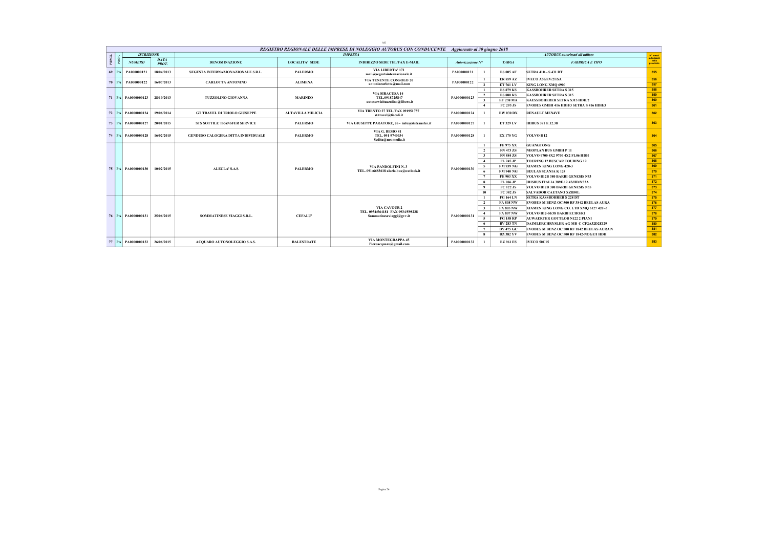AG

## REGISTRO REGIONALE DELLE IMPRESE DI NOLEGGIO AUTOBUS CON CONDUCENTE Aggiornato al 30 giugno 2018

| PROGR. | PROV. | ISCRIZIONE NUMERO | ISCRIZIONE DATA PROT. | IMPRESA DENOMINAZIONE | LOCALITA' SEDE | INDIRIZZO SEDE TEL/FAX E-MAIL | Autorizzazione N° | | TARGA | FABBRICA E TIPO | N° mezzi autorizzati nella provincia |
|---|---|---|---|---|---|---|---|---|---|---|---|
| 69 | PA | PA000000121 | 18/04/2013 | SEGESTA INTERNAZIONALE S.R.L. | PALERMO | VIA LIBERTA' 171 mail@segestainternazionale.it | PA000000121 | 1 | ES 005 AF | SETRA 410 – S 431 DT | 355 |
| 70 | PA | PA000000122 | 16/07/2013 | CARLOTTA ANTONINO | ALIMENA | VIA TENENTE CONSOLO 20 antoniocarlotta@mail.com | PA000000122 | 1 | ER 859 AZ | IVECO A50/EV/21/SA | 356 |
| | | | | | | | | 2 | ET 761 LV | KING LONG XMQ 6900 | 357 |
| 71 | PA | PA0000000123 | 28/10/2013 | TUZZOLINO GIOVANNA | MARINEO | VIA SIRACUSA 14 TEL.0918725847 autoservizituzzolino@libero.it | PA0000000123 | 1 | ES 879 KS | KASSBOHRER SETRA S 315 | 358 |
| | | | | | | | | 2 | ES 880 KS | KASSBOHRER SETRA S 315 | 359 |
| | | | | | | | | 3 | ET 238 MA | KAESSBOHERER SETRA S315 HDH/2 | 360 |
| | | | | | | | | 4 | FC 293 JS | EVOBUS GMBH 416 HDH/3 SETRA S 416 HDH/3 | 361 |
| 72 | PA | PA0000000124 | 19/06/2014 | GT TRAVEL DI TRIOLO GIUSEPPE | ALTAVILLA MILICIA | VIA TRENTO 27 TEL/FAX 091951757 st.travel@tiscali.it | PA0000000124 | 1 | EW 030 DX | RENAULT MEN4VE | 362 |
| 73 | PA | PA0000000127 | 20/01/2015 | STS SOTTILE TRANSFER SERVICE | PALERMO | VIA GIUSEPPE PARATORE, 26 - info@ststransfer.it | PA0000000127 | 1 | ET 329 LV | IRIBUS 391 E.12.38 | 363 |
| 74 | PA | PA0000000128 | 16/02/2015 | GENDUSO CALOGERA DITTA INDIVIDUALE | PALERMO | VIA G. BESIO 81 TEL. 091 9740034 Sedita@nosmedia.it | PA0000000128 | 1 | EX 170 YG | VOLVO B 12 | 364 |
| 75 | PA | PA0000000130 | 10/02/2015 | ALECLA' S.A.S. | PALERMO | VIA PANDOLFINI N. 3 TEL. 091/6683618 alecla.bus@outlook.it | PA0000000130 | 1 | FE 975 XX | GUANGTONG | 365 |
| | | | | | | | | 2 | FN 473 ZS | NEOPLAN BUS GMBH P 11 | 366 |
| | | | | | | | | 3 | FN 884 ZS | VOLVO 9700 4X2 9700 4X2 FL06 HDH | 367 |
| | | | | | | | | 4 | FL 245 JP | TOURING 12 BUSCAR TOURING 12 | 368 |
| | | | | | | | | 5 | FM 939 NG | XIAMEN KING LONG 420-3 | 369 |
| | | | | | | | | 6 | FM 940 NG | BEULAS SCANIA K 124 | 370 |
| | | | | | | | | 7 | FE 903 XX | VOLVO B12B 380 BARBI GENESIS N53 | 371 |
| | | | | | | | | 8 | FL 086 JP | IRISBUS ITALIA 389E.12.43/HD/N53A | 372 |
| | | | | | | | | 9 | FC 122 JS | VOLVO B12B 380 BARBI GENESIS N55 | 373 |
| | | | | | | | | 10 | FC 382 JS | SALVADOR CAETANO XZB50L | 374 |
| 76 | PA | PA0000000131 | 25/06/2015 | SOMMATINESE VIAGGI S.R.L. | CEFALU' | VIA CAVOUR 2 TEL. 0934/564181 FAX 0934/598238 Sommatineseviaggi@gvv.it | PA0000000131 | 1 | FG 164 LN | SETRA KASSBOHRER S 228 DT | 375 |
| | | | | | | | | 2 | FA 808 NW | EVOBUS M BENZ OC 500 RF 3842 BEULAS AURA | 376 |
| | | | | | | | | 3 | FA 805 NW | XIAMEN KING LONG CO. LTD XMQ 6127 420 -3 | 377 |
| | | | | | | | | 4 | FA 807 NW | VOLVO B12-60/38 BARBI ECHO/R1 | 378 |
| | | | | | | | | 5 | FG 158 RP | AUWAERTER GOTTLOB N122 2 PIANI | 379 |
| | | | | | | | | 6 | BY 283 TN | DAIMLERCHRYSLER AG MB C CF2A32D2EI29 | 380 |
| | | | | | | | | 7 | DY 475 GC | EVOBUS M BENZ OC 500 RF 1842 BEULAS AURA N | 381 |
| | | | | | | | | 8 | DZ 382 YV | EVOBUS M BENZ OC 500 RF 1842-NOGE/I HDH | 382 |
| 77 | PA | PA0000000132 | 26/06/2015 | ACQUARO AUTONOLEGGIO S.A.S. | BALESTRATE | VIA MONTEGRAPPA 45 Pieroacquaro@gmail.com | PA0000000132 | 1 | EZ 961 ES | IVECO 50C15 | 383 |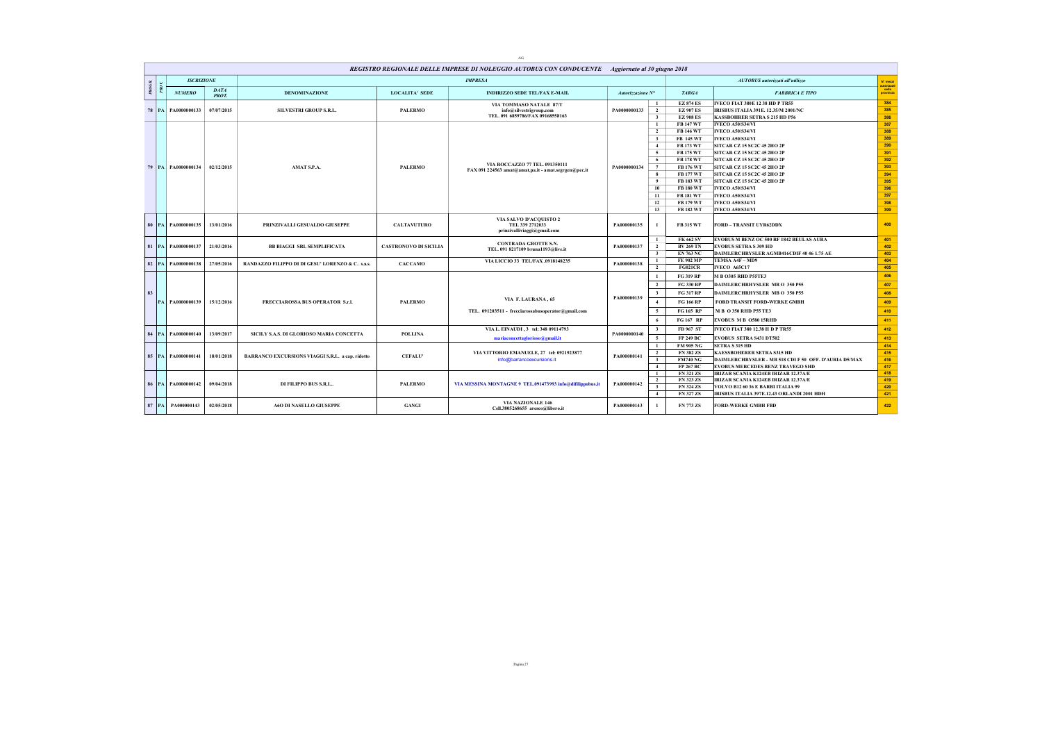## REGISTRO REGIONALE DELLE IMPRESE DI NOLEGGIO AUTOBUS CON CONDUCENTE    Aggiornato al 30 giugno 2018

| PROGR. | PROV. | ISCRIZIONE | | IMPRESA | | | | | AUTOBUS autorizzati all'utilizzo | | N° mezzi autorizzati nella provincia |
|---|---|---|---|---|---|---|---|---|---|---|---|
| | | NUMERO | DATA PROT. | DENOMINAZIONE | LOCALITA' SEDE | INDIRIZZO SEDE TEL/FAX E-MAIL | Autorizzazione N° | | TARGA | FABBRICA E TIPO | |
| 78 | PA | PA0000000133 | 07/07/2015 | SILVESTRI GROUP S.R.L. | PALERMO | VIA TOMMASO NATALE 87/T info@silvestrigroup.com TEL. 091 6859786/FAX 09168558163 | PA0000000133 | 1 | EZ 874 ES | IVECO FIAT 380E 12 38 HD P TR55 | 384 |
| | | | | | | | | 2 | EZ 907 ES | IRISBUS ITALIA 391E. 12.35/M 2001/NC | 385 |
| | | | | | | | | 3 | EZ 908 ES | KASSBOHRER SETRA S 215 HD P56 | 386 |
| 79 | PA | PA0000000134 | 02/12/2015 | AMAT S.P.A. | PALERMO | VIA ROCCAZZO 77 TEL. 091350111 FAX 091 224563 amat@amat.pa.it - amat.segrgen@pec.it | PA0000000134 | 1 | FB 147 WT | IVECO A50/S34/VI | 387 |
| | | | | | | | | 2 | FB 146 WT | IVECO A50/S34/VI | 388 |
| | | | | | | | | 3 | FB 145 WT | IVECO A50/S34/VI | 389 |
| | | | | | | | | 4 | FB 173 WT | SITCAR CZ 15 SC2C 45 2HO 2P | 390 |
| | | | | | | | | 5 | FB 175 WT | SITCAR CZ 15 SC2C 45 2HO 2P | 391 |
| | | | | | | | | 6 | FB 178 WT | SITCAR CZ 15 SC2C 45 2HO 2P | 392 |
| | | | | | | | | 7 | FB 176 WT | SITCAR CZ 15 SC2C 45 2HO 2P | 393 |
| | | | | | | | | 8 | FB 177 WT | SITCAR CZ 15 SC2C 45 2HO 2P | 394 |
| | | | | | | | | 9 | FB 183 WT | SITCAR CZ 15 SC2C 45 2HO 2P | 395 |
| | | | | | | | | 10 | FB 180 WT | IVECO A50/S34/VI | 396 |
| | | | | | | | | 11 | FB 181 WT | IVECO A50/S34/VI | 397 |
| | | | | | | | | 12 | FB 179 WT | IVECO A50/S34/VI | 398 |
| | | | | | | | | 13 | FB 182 WT | IVECO A50/S34/VI | 399 |
| 80 | PA | PA0000000135 | 13/01/2016 | PRINZIVALLI GESUALDO GIUSEPPE | CALTAVUTURO | VIA SALVO D'ACQUISTO 2 TEL 339 2712033 prinzivalliviaggi@gmail.com | PA000000135 | 1 | FB 315 WT | FORD – TRANSIT UYR62DDX | 400 |
| 81 | PA | PA0000000137 | 21/03/2016 | BB BIAGGI SRL SEMPLIFICATA | CASTRONOVO DI SICILIA | CONTRADA GROTTE S.N. TEL. 091 8217109 bruna1193@live.it | PA000000137 | 1 | FK 662 SV | EVOBUS M BENZ OC 500 RF 1842 BEULAS AURA | 401 |
| | | | | | | | | 2 | BV 269 TN | EVOBUS SETRA S 309 HD | 402 |
| | | | | | | | | 3 | EN 763 NC | DAIMLERCHRYSLER AGMB416CDIF 40 46 1.75 AE | 403 |
| 82 | PA | PA0000000138 | 27/05/2016 | RANDAZZO FILIPPO DI DI GESU' LORENZO & C. s.a.s. | CACCAMO | VIA LICCIO 33 TEL/FAX .0918148235 | PA000000138 | 1 | FE 902 MP | TEMSA A4F – MD9 | 404 |
| | | | | | | | | 2 | FG021CR | IVECO A65C17 | 405 |
| 83 | PA | PA0000000139 | 15/12/2016 | FRECCIAROSSA BUS OPERATOR S.r.l. | PALERMO | VIA F. LAURANA , 65 TEL. 091203511 - frecciarossabusoperator@gmail.com | PA000000139 | 1 | FG 319 RP | M B O305 RHD P55TE3 | 406 |
| | | | | | | | | 2 | FG 330 RP | DAIMLERCHRHYSLER MB O 350 P55 | 407 |
| | | | | | | | | 3 | FG 317 RP | DAIMLERCHRHYSLER MB O 350 P55 | 408 |
| | | | | | | | | 4 | FG 166 RP | FORD TRANSIT FORD-WERKE GMBH | 409 |
| | | | | | | | | 5 | FG 165 RP | M B O 350 RHD P55 TE3 | 410 |
| | | | | | | | | 6 | FG 167 RP | EVOBUS M B O580 15RHD | 411 |
| 84 | PA | PA0000000140 | 13/09/2017 | SICILY S.A.S. DI GLORIOSO MARIA CONCETTA | POLLINA | VIA L. EINAUDI , 3 tel: 348 09114793 mariaconcettaglorioso@gmail.it | PA0000000140 | 3 | FD 967 ST | IVECO FIAT 380 12.38 H D P TR55 | 412 |
| | | | | | | | | 5 | FP 249 BC | EVOBUS SETRA S431 DT502 | 413 |
| 85 | PA | PA0000000141 | 18/01/2018 | BARRANCO EXCURSIONS VIAGGI S.R.L. a cap. ridotto | CEFALU' | VIA VITTORIO EMANUELE, 27 tel: 0921923877 info@barrancoexcursions.it | PA000000141 | 1 | FM 905 NG | SETRA S 315 HD | 414 |
| | | | | | | | | 2 | FN 382 ZS | KAESSBOHERER SETRA S315 HD | 415 |
| | | | | | | | | 3 | FM740 NG | DAIMLERCHRYSLER - MB 518 CDI F 50 OFF. D'AURIA DS/MAX | 416 |
| | | | | | | | | 4 | FP 267 BC | EVOBUS MERCEDES BENZ TRAVEGO SHD | 417 |
| 86 | PA | PA0000000142 | 09/04/2018 | DI FILIPPO BUS S.R.L.. | PALERMO | VIA MESSINA MONTAGNE 9 TEL.091473993 info@difilippobus.it | PA000000142 | 1 | FN 321 ZS | IRIZAR SCANIA K124EB IRIZAR 12.37A/E | 418 |
| | | | | | | | | 2 | FN 323 ZS | IRIZAR SCANIA K124EB IRIZAR 12.37A/E | 419 |
| | | | | | | | | 3 | FN 324 ZS | VOLVO B12 60 36 E BARBI ITALIA 99 | 420 |
| | | | | | | | | 4 | FN 327 ZS | IRISBUS ITALIA 397E.12.43 ORLANDI 2001 HDH | 421 |
| 87 | PA | PA000000143 | 02/05/2018 | A6O DI NASELLO GIUSEPPE | GANGI | VIA NAZIONALE 146 Cell.3805268655 arsseo@libero.it | PA000000143 | 1 | FN 773 ZS | FORD-WERKE GMBH FBD | 422 |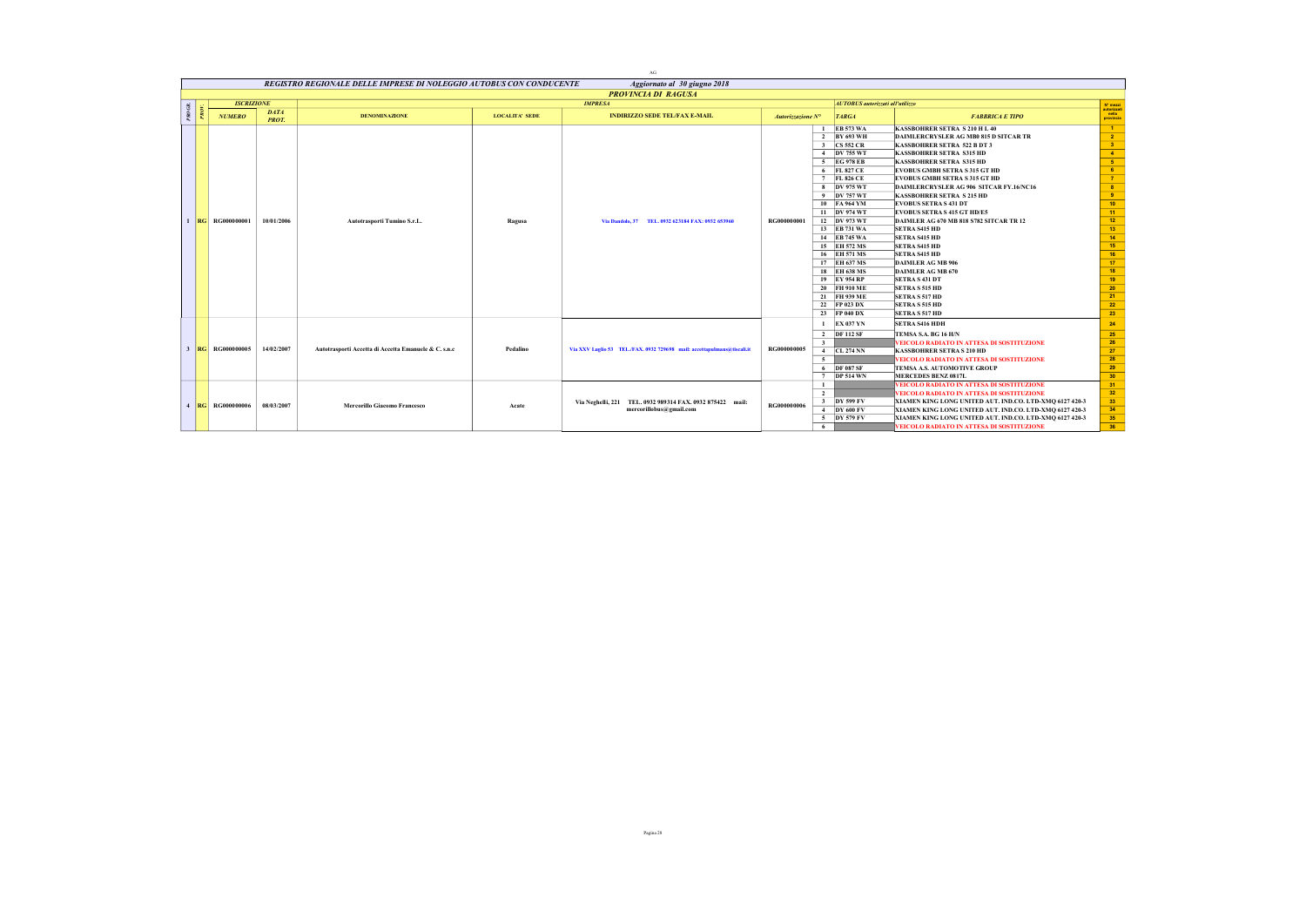AG

## REGISTRO REGIONALE DELLE IMPRESE DI NOLEGGIO AUTOBUS CON CONDUCENTE — Aggiornato al 30 giugno 2018

### PROVINCIA DI RAGUSA

| PROGR. | PROV. | ISCRIZIONE NUMERO | ISCRIZIONE DATA PROT. | IMPRESA DENOMINAZIONE | LOCALITA' SEDE | INDIRIZZO SEDE TEL/FAX E-MAIL | Autorizzazione N° | AUTOBUS autorizzati all'utilizzo | TARGA | FABBRICA E TIPO | N° mezzi autorizzati nella provincia |
|---|---|---|---|---|---|---|---|---|---|---|---|
| 1 | RG | RG000000001 | 10/01/2006 | Autotrasporti Tumino S.r.L. | Ragusa | Via Dandolo, 37 TEL. 0932 623184 FAX: 0932 653960 | RG000000001 | 1 | EB 573 WA | KASSBOHRER SETRA S 210 H L 40 | 1 |
| | | | | | | | | 2 | BY 693 WH | DAIMLERCRYSLER AG MB0 815 D SITCAR TR | 2 |
| | | | | | | | | 3 | CS 552 CR | KASSBOHRER SETRA 522 B DT 3 | 3 |
| | | | | | | | | 4 | DV 755 WT | KASSBOHRER SETRA S315 HD | 4 |
| | | | | | | | | 5 | EG 978 EB | KASSBOHRER SETRA S315 HD | 5 |
| | | | | | | | | 6 | FL 827 CE | EVOBUS GMBH SETRA S 315 GT HD | 6 |
| | | | | | | | | 7 | FL 826 CE | EVOBUS GMBH SETRA S 315 GT HD | 7 |
| | | | | | | | | 8 | DV 975 WT | DAIMLERCRYSLER AG 906 SITCAR FY.16/NC16 | 8 |
| | | | | | | | | 9 | DV 757 WT | KASSBOHRER SETRA S 215 HD | 9 |
| | | | | | | | | 10 | FA 964 VM | EVOBUS SETRA S 431 DT | 10 |
| | | | | | | | | 11 | DV 974 WT | EVOBUS SETRA S 415 GT HD/E5 | 11 |
| | | | | | | | | 12 | DV 973 WT | DAIMLER AG 670 MB 818 S782 SITCAR TR 12 | 12 |
| | | | | | | | | 13 | EB 731 WA | SETRA S415 HD | 13 |
| | | | | | | | | 14 | EB 745 WA | SETRA S415 HD | 14 |
| | | | | | | | | 15 | EH 572 MS | SETRA S415 HD | 15 |
| | | | | | | | | 16 | EH 571 MS | SETRA S415 HD | 16 |
| | | | | | | | | 17 | EH 637 MS | DAIMLER AG MB 906 | 17 |
| | | | | | | | | 18 | EH 638 MS | DAIMLER AG MB 670 | 18 |
| | | | | | | | | 19 | EY 954 RP | SETRA S 431 DT | 19 |
| | | | | | | | | 20 | FH 910 ME | SETRA S 515 HD | 20 |
| | | | | | | | | 21 | FH 939 ME | SETRA S 517 HD | 21 |
| | | | | | | | | 22 | FP 023 DX | SETRA S 515 HD | 22 |
| | | | | | | | | 23 | FP 040 DX | SETRA S 517 HD | 23 |
| 3 | RG | RG000000005 | 14/02/2007 | Autotrasporti Accetta di Accetta Emanuele & C. s.n.c | Pedalino | Via XXV Luglio 53 TEL./FAX. 0932 729698 mail: accettapulmans@tiscali.it | RG000000005 | 1 | EX 037 YN | SETRA S416 HDH | 24 |
| | | | | | | | | 2 | DF 112 SF | TEMSA S.A. BG 16 H/N | 25 |
| | | | | | | | | 3 | | VEICOLO RADIATO IN ATTESA DI SOSTITUZIONE | 26 |
| | | | | | | | | 4 | CL 274 NN | KASSBOHRER SETRA S 210 HD | 27 |
| | | | | | | | | 5 | | VEICOLO RADIATO IN ATTESA DI SOSTITUZIONE | 28 |
| | | | | | | | | 6 | DF 087 SF | TEMSA A.S. AUTOMOTIVE GROUP | 29 |
| | | | | | | | | 7 | DP 514 WN | MERCEDES BENZ 0817L | 30 |
| 4 | RG | RG000000006 | 08/03/2007 | Mercorillo Giacomo Francesco | Acate | Via Neghelli, 221 TEL. 0932 989314 FAX. 0932 875422 mail: mercorillobus@gmail.com | RG000000006 | 1 | | VEICOLO RADIATO IN ATTESA DI SOSTITUZIONE | 31 |
| | | | | | | | | 2 | | VEICOLO RADIATO IN ATTESA DI SOSTITUZIONE | 32 |
| | | | | | | | | 3 | DY 599 FV | XIAMEN KING LONG UNITED AUT. IND.CO. LTD-XMQ 6127 420-3 | 33 |
| | | | | | | | | 4 | DY 600 FV | XIAMEN KING LONG UNITED AUT. IND.CO. LTD-XMQ 6127 420-3 | 34 |
| | | | | | | | | 5 | DY 579 FV | XIAMEN KING LONG UNITED AUT. IND.CO. LTD-XMQ 6127 420-3 | 35 |
| | | | | | | | | 6 | | VEICOLO RADIATO IN ATTESA DI SOSTITUZIONE | 36 |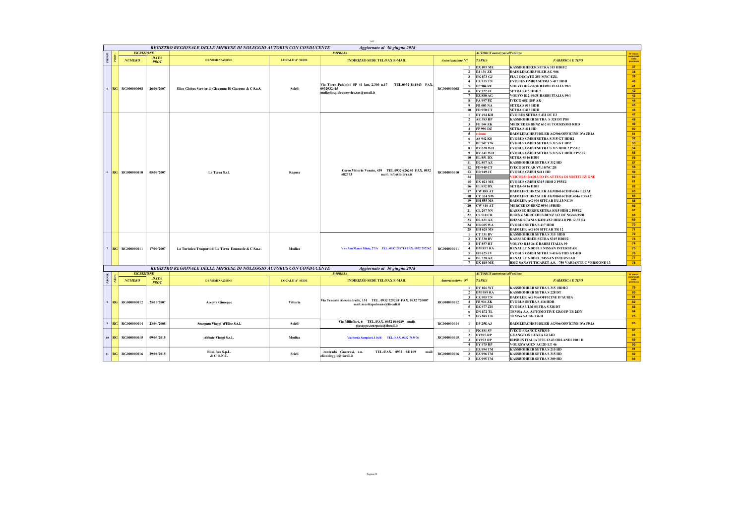## REGISTRO REGIONALE DELLE IMPRESE DI NOLEGGIO AUTOBUS CON CONDUCENTE — Aggiornato al 30 giugno 2018

| PROGR. | PROV. | ISCRIZIONE NUMERO | DATA PROT. | DENOMINAZIONE | LOCALITA' SEDE | INDIRIZZO SEDE TEL/FAX E-MAIL | Autorizzazione N° | | TARGA | FABBRICA E TIPO | N° mezzi autorizzati nella provincia |
|---|---|---|---|---|---|---|---|---|---|---|---|
| 5 | RG | RG000000008 | 26/06/2007 | Elios Globus Service di Giovanna Di Giacomo & C S.a.S. | Scicli | Via Torre Palombo SP 41 km. 2,300 n.17 TEL.0932 841843 FAX. 0932932415 mail:eliosglobusservice.sas@email.it | RG000000008 | 1 | DX 095 ME | KASSBOHERER SETRA 315 HDH/2 | 37 |
| | | | | | | | | 2 | DJ 130 ZE | DAIMLERCHRYSLER AG 906 | 38 |
| | | | | | | | | 3 | EK 873 GJ | FIAT DUCATO 250 MNC EZL | 39 |
| | | | | | | | | 4 | CZ 935 TN | EVO BUS GMBH SETRA S 417 HDH | 40 |
| | | | | | | | | 5 | EP 984 RF | VOLVO B12-60/38 BARBI ITALIA 99/1 | 41 |
| | | | | | | | | 6 | EY 922 JE | SETRA S315 HDH/3 | 42 |
| | | | | | | | | 7 | EZ 880 AG | VOLVO B12-60/38 BARBI ITALIA 99/1 | 43 |
| | | | | | | | | 8 | FA 997 PZ | IVECO 65C18/P AK | 44 |
| | | | | | | | | 9 | FB 003 NA | SETRA S 516 HDH | 45 |
| | | | | | | | | 10 | FD 950 CT | SETRA S 416 HDH | 46 |
| 6 | RG | RG000000010 | 05/09/2007 | La Terra S.r.l. | Ragusa | Corso Vittorio Veneto, 439 TEL.0932 626240 FAX. 0932 682373 mail: info@laterra.it | RG000000010 | 1 | EY 494 KH | EVO BUS SETRA S 431 DT E3 | 47 |
| | | | | | | | | 2 | AE 383 RP | KASSBOHRER SETRA S 328 DT P80 | 48 |
| | | | | | | | | 3 | FE 144 ZK | MERCEDES BENZ 632 01 TOURISMO RHD | 49 |
| | | | | | | | | 4 | FP 990 DZ | SETRA S 411 HD | 50 |
| | | | | | | | | 5 | reimm | DAIMLERCHRYHSLER AG906/OFFICINE D'AURIA | 51 |
| | | | | | | | | 6 | AS 942 KS | EVOBUS GMBH SETRA S 315 GT HDH2 | 52 |
| | | | | | | | | 7 | BF 747 YW | EVOBUS GMBH SETRA S 315 GT HD2 | 53 |
| | | | | | | | | 8 | BY 620 WH | EVOBUS GMBH SETRA S 315 HDH 2 P55E2 | 54 |
| | | | | | | | | 9 | BY 241 WH | EVOBUS GMBH SETRA S 315 GT HDH 2 P55E2 | 55 |
| | | | | | | | | 10 | EL 851 DX | SETRA-S416 HDH | 56 |
| | | | | | | | | 11 | DL 807 AZ | KASSBOHRER SETRA S 312 HD | 57 |
| | | | | | | | | 12 | FD 945 CT | IVECO SITCAR VY.10/NC 2B | 58 |
| | | | | | | | | 13 | ER 949 JC | EVOBUS GMBH S411 HD | 59 |
| | | | | | | | | 14 | | VEICOLO RADIATO IN ATTESA DI SOSTITUZIONE | 60 |
| | | | | | | | | 15 | DX 021 ME | EVOBUS GMBH S315 HDH 2 P55E2 | 61 |
| | | | | | | | | 16 | EL 852 DX | SETRA-S416 HDH | 62 |
| | | | | | | | | 17 | CW 888 AT | DAIMLERCHRYSLER AGMB416CDIF4046 1.75AC | 63 |
| | | | | | | | | 18 | CY 324 NW | DAIMLERCHRYSLER AGMB416CDIF 4046 1.75AC | 64 |
| | | | | | | | | 19 | EH 555 MS | DAIMLER AG 906 SITCAR EU.13/NC19 | 65 |
| | | | | | | | | 20 | CW 410 AT | MERCEDES BENZ 0590 15RHD | 66 |
| | | | | | | | | 21 | CL 297 NN | KAESSBOHERER SETRA S315 HDH 2 P55E2 | 67 |
| | | | | | | | | 22 | CS 510 CR | D.BENZ MERCEDES BENZ 312 DF NG/40/35/B | 68 |
| | | | | | | | | 23 | DL 621 AZ | IRIZAR SCANIA K420 4X2 IRIZAR PB 12.37 E4 | 69 |
| | | | | | | | | 24 | EB 605 WA | EVOBUS SETRA S 417 HDH | 70 |
| | | | | | | | | 25 | EH 628 MS | DAIMLER AG 670 SITCAR TR 12 | 71 |
| 7 | RG | RG000000011 | 17/09/2007 | La Turistica Trasporti di La Terra Emanuele & C S.n.c. | Modica | Vico San Marco Mista, 27/A TEL: 0932 251713 FAX. 0932 257262 | RG000000011 | 1 | CT 331 BV | KASSBOHRER SETRA S 315 HDD | 72 |
| | | | | | | | | 2 | CT 330 BV | KAESSBOHRER SETRA S315 HDH/2 | 73 |
| | | | | | | | | 3 | DT 857 HT | VOLVO B 12 36 E BARBI ITALIA 99 | 74 |
| | | | | | | | | 4 | DM 857 RA | RENAULT NDDUL5 NISSAN INTERSTAR | 75 |
| | | | | | | | | 5 | FH 625 JV | EVOBUS GMBH SETRA S 416 GTHD GT-HD | 76 |
| | | | | | | | | 6 | DL 728 AZ | RENAULT NDDUL NISSAN INTERSTAR | 77 |
| | | | | | | | | 7 | DX 818 ME | BMC SANAYI TICARET A.S. - 750 VARIANTE C VERSIONE 13 | 78 |

## REGISTRO REGIONALE DELLE IMPRESE DI NOLEGGIO AUTOBUS CON CONDUCENTE — Aggiornato al 30 giugno 2018

| PROGR. | PROV. | ISCRIZIONE NUMERO | DATA PROT. | DENOMINAZIONE | LOCALITA' SEDE | INDIRIZZO SEDE TEL/FAX E-MAIL | Autorizzazione N° | | TARGA | FABBRICA E TIPO | N° mezzi autorizzati nella provincia |
|---|---|---|---|---|---|---|---|---|---|---|---|
| 8 | RG | RG000000012 | 25/10/2007 | Accetta Giuseppe | Vittoria | Via Tenente Alessandrello, 151 TEL. 0932 729298 FAX. 0932 720007 mail:accettapulmans@tiscali.it | RG000000012 | 1 | DV 026 WT | KASSBOHRER SETRA S 315 HDH/2 | 79 |
| | | | | | | | | 2 | DM 989 RA | KASSBOHRER SETRA S 228 DT | 80 |
| | | | | | | | | 3 | CZ 905 TN | DAIMLER AG 906/OFFICINE D'AURIA | 81 |
| | | | | | | | | 4 | FB 934 ZK | EVOBUS SETRA S 416 HDH | 82 |
| | | | | | | | | 5 | DZ 977 ZH | EVOBUS ULM SETRA S 328 DT | 83 |
| | | | | | | | | 6 | DN 872 TL | TEMSA A.S. AUTOMOTIVE GROUP TB 283N | 84 |
| | | | | | | | | 7 | EG 949 EB | TEMSA SA BG 136 H | 85 |
| 9 | RG | RG000000014 | 23/04/2008 | Scarpata Viaggi d'Elite S.r.l. | Scicli | Via Millefiori, 6 - TEL./FAX. 0932 066089 mail: giuseppe.scarpata@tiscali.it | RG000000014 | 1 | DP 258 AJ | DAIMLERCHRYSLER AG906/OFFICINE D'AURIA | 86 |
| 10 | RG | RG000000015 | 09/03/2015 | Abbate Viaggi S.r.L. | Modica | Via Sorda Sampieri, 116/B TEL./FAX. 0932 763976 | RG000000015 | 1 | FK 881 SV | IVECO FRANCE SFR310 | 87 |
| | | | | | | | | 2 | EY965 RP | GUANGTON LEXEA G124D | 88 |
| | | | | | | | | 3 | EY973 RP | IRISBUS ITALIA 397E.12.43 ORLANDI 2001 H | 89 |
| | | | | | | | | 4 | EY 975 RP | VOLKSWAGEN AG 2D LT 46 | 90 |
| 11 | RG | RG000000016 | 29/06/2015 | Elios Bus S.p.L. & C. S.N.C. | Scicli | contrada Guarrasi, s.n. TEL./FAX. 0932 841109 mail: eliosnoleggio@tiscali.it | RG000000016 | 1 | EZ 994 TM | KASSBOHRER SETRA S 215 HD | 91 |
| | | | | | | | | 2 | EZ 996 TM | KASSBOHRER SETRA S 315 HD | 92 |
| | | | | | | | | 3 | EZ 995 TM | KASSBOHRER SETRA S 309 HD | 93 |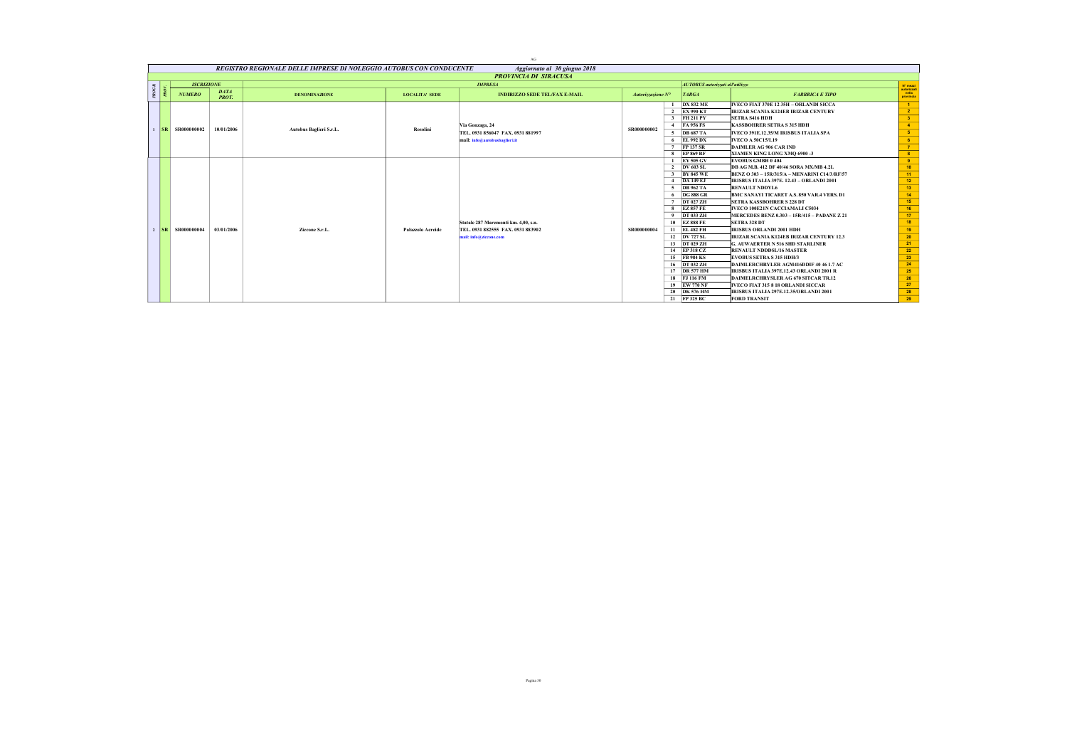# REGISTRO REGIONALE DELLE IMPRESE DI NOLEGGIO AUTOBUS CON CONDUCENTE

*Aggiornato al 30 giugno 2018*

## PROVINCIA DI SIRACUSA

| PROGR. | PROV. | ISCRIZIONE | | IMPRESA | | | | AUTOBUS autorizzati all'utilizzo | | | N° mezzi autorizzati nella provincia |
|---|---|---|---|---|---|---|---|---|---|---|---|
| | | NUMERO | DATA PROT. | DENOMINAZIONE | LOCALITA' SEDE | INDIRIZZO SEDE TEL/FAX E-MAIL | Autorizzazione N° | | TARGA | FABBRICA E TIPO | |
| 1 | SR | SR000000002 | 10/01/2006 | Autobus Baglieri S.r.L. | Rosolini | Via Gonzaga, 24 TEL. 0931 856047 FAX. 0931 881997 mail: info@autobusbaglieri.it | SR000000002 | 1 | DX 832 ME | IVECO FIAT 370E 12 35H – ORLANDI SICCA | 1 |
| | | | | | | | | 2 | EX 990 KT | IRIZAR SCANIA K124EB IRIZAR CENTURY | 2 |
| | | | | | | | | 3 | FH 211 PY | SETRA S416 HDH | 3 |
| | | | | | | | | 4 | FA 956 FS | KASSBOHRER SETRA S 315 HDH | 4 |
| | | | | | | | | 5 | DB 687 TA | IVECO 391E.12.35/M IRISBUS ITALIA SPA | 5 |
| | | | | | | | | 6 | EL 992 DX | IVECO A 50C15/L19 | 6 |
| | | | | | | | | 7 | FP 137 SR | DAIMLER AG 906 CAR IND | 7 |
| | | | | | | | | 8 | EP 869 RF | XIAMEN KING LONG XMQ 6900 -3 | 8 |
| 2 | SR | SR000000004 | 03/01/2006 | Ziccone S.r.L. | Palazzolo Acreide | Statale 287 Maremonti km. 4,00, s.n. TEL. 0931 882555 FAX. 0931 883902 mail: info@ziccone.com | SR000000004 | 1 | EY 505 GV | EVOBUS GMBH 0 404 | 9 |
| | | | | | | | | 2 | DV 603 SL | DB AG M.B. 412 DF 40/46 SORA MX/MB 4.2L | 10 |
| | | | | | | | | 3 | BY 845 WE | BENZ O 303 – 15R/315/A – MENARINI C14/3/RF/57 | 11 |
| | | | | | | | | 4 | DA 149 EJ | IRISBUS ITALIA 397E. 12.43 – ORLANDI 2001 | 12 |
| | | | | | | | | 5 | DB 962 TA | RENAULT NDDYL6 | 13 |
| | | | | | | | | 6 | DG 888 GR | BMC SANAYI TICARET A.S. 850 VAR.4 VERS. D1 | 14 |
| | | | | | | | | 7 | DT 027 ZH | SETRA KASSBOHRER S 228 DT | 15 |
| | | | | | | | | 8 | EZ 857 FE | IVECO 100E21N CACCIAMALI C5034 | 16 |
| | | | | | | | | 9 | DT 033 ZH | MERCEDES BENZ 0.303 – 15R/415 – PADANE Z 21 | 17 |
| | | | | | | | | 10 | EZ 888 FE | SETRA 328 DT | 18 |
| | | | | | | | | 11 | EL 482 FH | IRISBUS ORLANDI 2001 HDH | 19 |
| | | | | | | | | 12 | DV 727 SL | IRIZAR SCANIA K124EB IRIZAR CENTURY 12.3 | 20 |
| | | | | | | | | 13 | DT 029 ZH | G. AUWAERTER N 516 SHD STARLINER | 21 |
| | | | | | | | | 14 | EP 318 CZ | RENAULT NDDDSL/16 MASTER | 22 |
| | | | | | | | | 15 | FB 984 KS | EVOBUS SETRA S 315 HDH/3 | 23 |
| | | | | | | | | 16 | DT 032 ZH | DAIMLERCHRYLER AGM416DDIF 40 46 1.7 AC | 24 |
| | | | | | | | | 17 | DR 577 HM | IRISBUS ITALIA 397E.12.43 ORLANDI 2001 R | 25 |
| | | | | | | | | 18 | FJ 116 FM | DAIMELRCHRYSLER AG 670 SITCAR TR.12 | 26 |
| | | | | | | | | 19 | EW 770 NF | IVECO FIAT 315 8 18 ORLANDI SICCAR | 27 |
| | | | | | | | | 20 | DK 576 HM | IRISBUS ITALIA 297E.12.35/ORLANDI 2001 | 28 |
| | | | | | | | | 21 | FP 325 BC | FORD TRANSIT | 29 |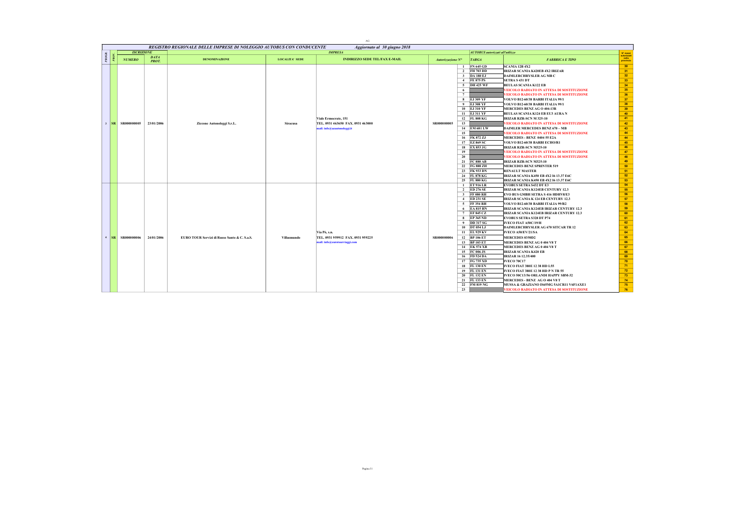AG

## REGISTRO REGIONALE DELLE IMPRESE DI NOLEGGIO AUTOBUS CON CONDUCENTE — Aggiornato al 30 giugno 2018

| PROGR. | PROV. | ISCRIZIONE NUMERO | ISCRIZIONE DATA PROT. | IMPRESA DENOMINAZIONE | LOCALITA' SEDE | INDIRIZZO SEDE TEL/FAX E-MAIL | Autorizzazione N° | | AUTOBUS autorizzati all'utilizzo TARGA | FABBRICA E TIPO | N° mezzi autorizzati nella provincia |
|---|---|---|---|---|---|---|---|---|---|---|---|
| 3 | SR | SR000000005 | 23/01/2006 | Ziccone Autonoleggi S.r.l. | Siracusa | Viale Ermocrate, 151 TEL. 0931 463650 FAX. 0931 463000 mail: info@zautonoleggi.it | SR000000005 | 1 | FN 645 GD | SCANIA 12B 4X2 | 30 |
| | | | | | | | | 2 | FH 703 DD | IRIZAR SCANIA K420EB 4X2 IRIZAR | 31 |
| | | | | | | | | 3 | DA 180 EJ | DAIMLERCHRYSLER AG MB C | 32 |
| | | | | | | | | 4 | FE 875 PS | SETRA S 431 DT | 33 |
| | | | | | | | | 5 | DH 425 WF | BEULAS SCANIA K122 EB | 34 |
| | | | | | | | | 6 | | VEICOLO RADIATO IN ATTESA DI SOSTITUZIONE | 35 |
| | | | | | | | | 7 | | VEICOLO RADIATO IN ATTESA DI SOSTITUZIONE | 36 |
| | | | | | | | | 8 | EJ 309 YF | VOLVO B12-60/38 BARBI ITALIA 99/1 | 37 |
| | | | | | | | | 9 | EJ 308 YF | VOLVO B12-60/38 BARBI ITALIA 99/1 | 38 |
| | | | | | | | | 10 | EJ 310 YF | MERCEDES BENZ AG O 404-13R | 39 |
| | | | | | | | | 11 | EJ 311 YF | BEULAS SCANIA K124 EB EU3 AURA N | 40 |
| | | | | | | | | 12 | FL 808 KG | IRIZAR RZR-SCN M 325-10 | 41 |
| | | | | | | | | 13 | | VEICOLO RADIATO IN ATTESA DI SOSTITUZIONE | 42 |
| | | | | | | | | 14 | EM 681 LW | DAIMLER MERCEDES BENZ 670 – MB | 43 |
| | | | | | | | | 15 | | VEICOLO RADIATO IN ATTESA DI SOSTITUZIONE | 44 |
| | | | | | | | | 16 | FK 872 ZJ | MERCEDES - BENZ 0404 55 E2A | 44 |
| | | | | | | | | 17 | EZ 869 SC | VOLVO B12-60/38 BARBI ECHO/R1 | 45 |
| | | | | | | | | 18 | EX 853 JG | IRIZAR RZR-SCN M325-10 | 46 |
| | | | | | | | | 19 | | VEICOLO RADIATO IN ATTESA DI SOSTITUZIONE | 47 |
| | | | | | | | | 20 | | VEICOLO RADIATO IN ATTESA DI SOSTITUZIONE | 48 |
| | | | | | | | | 21 | FC 880 AB | IRIZAR RZR-SCN M325-10 | 49 |
| | | | | | | | | 22 | FG 888 ZH | MERCEDES BENZ SPRINTER 519 | 50 |
| | | | | | | | | 23 | FK 933 DN | RENAULT MASTER | 51 |
| | | | | | | | | 24 | FL 878 KG | IRIZAR SCANIA K450 EB 4X2 16 13.37 E6C | 52 |
| | | | | | | | | 25 | FL 880 KG | IRIZAR SCANIA K450 EB 4X2 16 13.37 E6C | 53 |
| 4 | SR | SR000000006 | 24/01/2006 | EURO TOUR Servizi di Russo Santo & C. S.a.S. | Villasmundo | Via Pò, s.n. TEL. 0931 959912 FAX. 0931 959225 mail: info@eurotourviaggi.com | SR000000006 | 1 | ET 916 LR | EVOBUS SETRA S432 DT E3 | 54 |
| | | | | | | | | 2 | ED 276 SE | IRIZAR SCANIA K124EB CENTURY 12.3 | 55 |
| | | | | | | | | 3 | FF 080 RH | EVO BUS GMBH SETRA S 416 HDHV8/E3 | 56 |
| | | | | | | | | 4 | ED 231 SE | IRIZAR SCANIA K 124 EB CENTURY 12.3 | 57 |
| | | | | | | | | 5 | FF 354 RH | VOLVO B12-60/38 BARBI ITALIA 99/R2 | 58 |
| | | | | | | | | 6 | EA 815 HN | IRIZAR SCANIA K124EB IRIZAR CENTURY 12.3 | 59 |
| | | | | | | | | 7 | EF 845 CZ | IRIZAR SCANIA K124EB IRIZAR CENTURY 12.3 | 60 |
| | | | | | | | | 8 | EP 365 ND | EVOBUS SETRA S328 DT P74 | 61 |
| | | | | | | | | 9 | DD 317 SG | IVECO FIAT A50C/19/H | 62 |
| | | | | | | | | 10 | DT 054 LJ | DAIMLERCHRYSLER AG 670 SITCAR TR 12 | 63 |
| | | | | | | | | 11 | EL 929 KV | IVECO A50/EV/21/SA | 64 |
| | | | | | | | | 12 | BP 106 ET | MERCEDES 0350D2 | 65 |
| | | | | | | | | 13 | BP 103 ET | MERCEDES BENZ AG 0 404 V8 T | 66 |
| | | | | | | | | 14 | EK 574 XB | MERCEDES BENZ AG 0 404 V8 T | 67 |
| | | | | | | | | 15 | FC 006 JS | IRIZAR SCANIA K420 EB | 68 |
| | | | | | | | | 16 | FD 524 DA | IRIZAR 16 12.35/400 | 69 |
| | | | | | | | | 17 | FG 735 XD | IVECO 70C17 | 70 |
| | | | | | | | | 18 | FL 130 EN | IVECO FIAT 380E 12 38 HD L55 | 71 |
| | | | | | | | | 19 | FL 131 EN | IVECO FIAT 380E 12 38 HD P N TR 55 | 72 |
| | | | | | | | | 20 | FL 132 EN | IVECO 50C13/56 ORLANDI HAPPY SBM-32 | 73 |
| | | | | | | | | 21 | FL 133 EN | MERCEDES - BENZ AG O 404 V8 T | 74 |
| | | | | | | | | 22 | FM 819 NG | MUSSA & GRAZIANO IS65MG SA1CR11 V6F1AXE1 | 75 |
| | | | | | | | | 23 | | VEICOLO RADIATO IN ATTESA DI SOSTITUZIONE | 76 |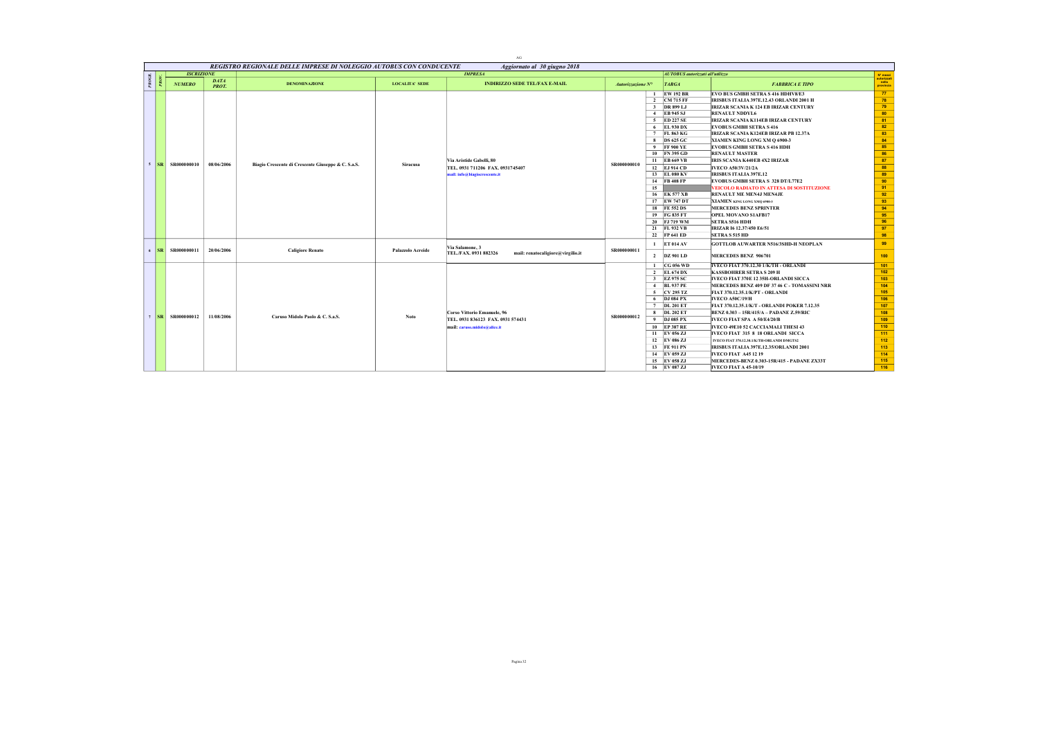## REGISTRO REGIONALE DELLE IMPRESE DI NOLEGGIO AUTOBUS CON CONDUCENTE — Aggiornato al 30 giugno 2018

| PROGR. | PROV. | ISCRIZIONE NUMERO | DATA PROT. | DENOMINAZIONE | LOCALITA' SEDE | INDIRIZZO SEDE TEL/FAX E-MAIL | Autorizzazione N° | | TARGA | FABBRICA E TIPO | N° mezzi autorizzati nella provincia |
|---|---|---|---|---|---|---|---|---|---|---|---|
| 5 | SR | SR000000010 | 08/06/2006 | Biagio Crescente di Crescente Giuseppe & C. S.a.S. | Siracusa | Via Aristide Gabelli, 80 TEL. 0931 711206 FAX. 0931745407 mail: info@biagiocrescente.it | SR000000010 | 1 | EW 192 BR | EVO BUS GMBH SETRA S 416 HDHV8/E3 | 77 |
| | | | | | | | | 2 | CM 715 FF | IRISBUS ITALIA 397E.12.43 ORLANDI 2001 H | 78 |
| | | | | | | | | 3 | DR 899 LJ | IRIZAR SCANIA K 124 EB IRIZAR CENTURY | 79 |
| | | | | | | | | 4 | EB 945 SJ | RENAULT NDDYL6 | 80 |
| | | | | | | | | 5 | ED 227 SE | IRIZAR SCANIA K114EB IRIZAR CENTURY | 81 |
| | | | | | | | | 6 | EL 930 DX | EVOBUS GMBH SETRA S 416 | 82 |
| | | | | | | | | 7 | FL 863 KG | IRIZAR SCANIA K124EB IRIZAR PB 12.37A | 83 |
| | | | | | | | | 8 | DS 625 GC | XIAMEN KING LONG XM Q 6900-3 | 84 |
| | | | | | | | | 9 | FF 900 YE | EVOBUS GMBH SETRA S 416 HDH | 85 |
| | | | | | | | | 10 | FN 395 GD | RENAULT MASTER | 86 |
| | | | | | | | | 11 | EB 669 VB | IRIS SCANIA K440EB 4X2 IRIZAR | 87 |
| | | | | | | | | 12 | EJ 914 CD | IVECO A50/3V/21/2A | 88 |
| | | | | | | | | 13 | EL 080 KV | IRISBUS ITALIA 397E.12 | 89 |
| | | | | | | | | 14 | FB 408 FP | EVOBUS GMBH SETRA S 328 DT/L77E2 | 90 |
| | | | | | | | | 15 | | VEICOLO RADIATO IN ATTESA DI SOSTITUZIONE | 91 |
| | | | | | | | | 16 | EK 577 XB | RENAULT ME MEN4J MEN4JE | 92 |
| | | | | | | | | 17 | EW 747 DT | XIAMEN KING LONG XMQ 6900-3 | 93 |
| | | | | | | | | 18 | FE 552 DS | MERCEDES BENZ SPRINTER | 94 |
| | | | | | | | | 19 | FG 835 FT | OPEL MOVANO S1AFB17 | 95 |
| | | | | | | | | 20 | FJ 719 WM | SETRA S516 HDH | 96 |
| | | | | | | | | 21 | FL 932 VB | IRIZAR I6 12.37/450 E6/51 | 97 |
| | | | | | | | | 22 | FP 641 ED | SETRA S 515 HD | 98 |
| 6 | SR | SR000000011 | 20/06/2006 | Caligiore Renato | Palazzolo Acreide | Via Salamone, 3 TEL./FAX. 0931 882326 mail: renatocaligiore@virgilio.it | SR000000011 | 1 | ET 014 AV | GOTTLOB AUWARTER N516/3SHD-H NEOPLAN | 99 |
| | | | | | | | | 2 | DZ 901 LD | MERCEDES BENZ 906701 | 100 |
| 7 | SR | SR000000012 | 11/08/2006 | Caruso Midolo Paolo & C. S.a.S. | Noto | Corso Vittorio Emanuele, 96 TEL. 0931 836123 FAX. 0931 574431 mail: caruso.midolo@alice.it | SR000000012 | 1 | CG 056 WD | IVECO FIAT 370.12.30 1/K/TH - ORLANDI | 101 |
| | | | | | | | | 2 | EL 674 DX | KASSBOHRER SETRA S 209 H | 102 |
| | | | | | | | | 3 | EZ 975 SC | IVECO FIAT 370E 12 35H-ORLANDI SICCA | 103 |
| | | | | | | | | 4 | BL 937 PE | MERCEDES BENZ 409 DF 37 46 C - TOMASSINI NRR | 104 |
| | | | | | | | | 5 | CY 295 TZ | FIAT 370.12.35.1/K/PT - ORLANDI | 105 |
| | | | | | | | | 6 | DJ 084 PX | IVECO A50C/19/H | 106 |
| | | | | | | | | 7 | DL 201 ET | FIAT 370.12.35.1/K/T - ORLANDI POKER 7.12.35 | 107 |
| | | | | | | | | 8 | DL 202 ET | BENZ 0.303 – 15R/415/A – PADANE Z.59/RIC | 108 |
| | | | | | | | | 9 | DJ 085 PX | IVECO FIAT SPA A 50/E4/20/B | 109 |
| | | | | | | | | 10 | EP 387 RE | IVECO 49E10 52 CACCIAMALI THESI 43 | 110 |
| | | | | | | | | 11 | EV 056 ZJ | IVECO FIAT 315 8 18 ORLANDI SICCA | 111 |
| | | | | | | | | 12 | EV 086 ZJ | IVECO FIAT 370.12.38.1/K/TH-ORLANDI DMGTS2 | 112 |
| | | | | | | | | 13 | FE 911 PN | IRISBUS ITALIA 397E.12.35/ORLANDI 2001 | 113 |
| | | | | | | | | 14 | EV 059 ZJ | IVECO FIAT A45 12 19 | 114 |
| | | | | | | | | 15 | EV 058 ZJ | MERCEDES-BENZ 0.303-15R/415 - PADANE ZX33T | 115 |
| | | | | | | | | 16 | EV 087 ZJ | IVECO FIAT A 45-10/19 | 116 |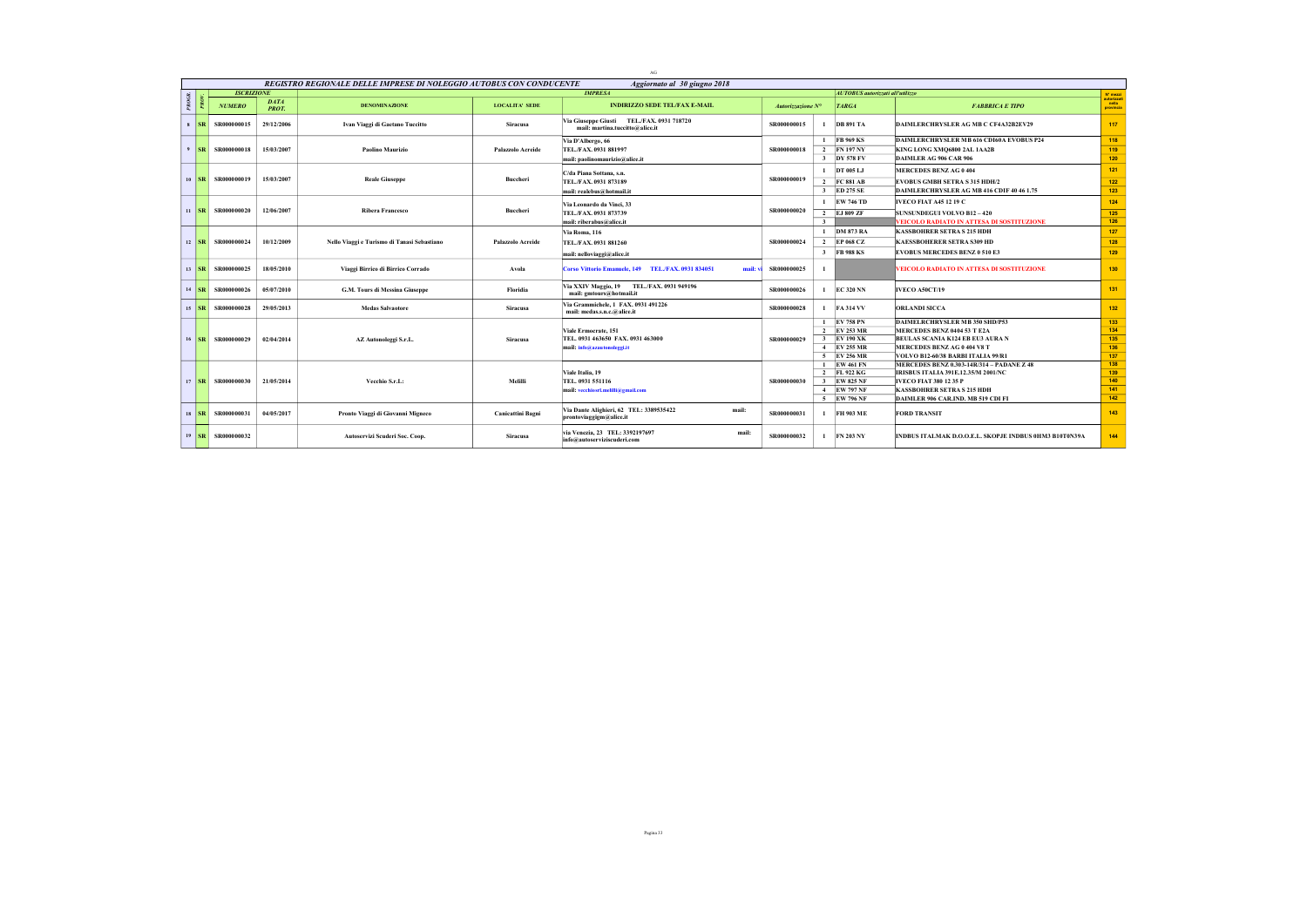AG

# REGISTRO REGIONALE DELLE IMPRESE DI NOLEGGIO AUTOBUS CON CONDUCENTE — Aggiornato al 30 giugno 2018

| PROGR. | PROV. | ISCRIZIONE NUMERO | ISCRIZIONE DATA PROT. | IMPRESA DENOMINAZIONE | LOCALITA' SEDE | INDIRIZZO SEDE TEL/FAX E-MAIL | Autorizzazione N° | | AUTOBUS autorizzati all'utilizzo TARGA | FABBRICA E TIPO | N° mezzi autorizzati nella provincia |
|---|---|---|---|---|---|---|---|---|---|---|---|
| 8 | SR | SR000000015 | 29/12/2006 | Ivan Viaggi di Gaetano Tuccitto | Siracusa | Via Giuseppe Giusti TEL./FAX. 0931 718720 mail: martina.tuccitto@alice.it | SR000000015 | 1 | DB 891 TA | DAIMLERCHRYSLER AG MB C CF4A32B2EV29 | 117 |
| 9 | SR | SR000000018 | 15/03/2007 | Paolino Maurizio | Palazzolo Acreide | Via D'Albergo, 66 TEL./FAX. 0931 881997 mail: paolinomaurizio@alice.it | SR000000018 | 1 | FB 969 KS | DAIMLERCHRYSLER MB 616 CDI60A EVOBUS P24 | 118 |
| | | | | | | | | 2 | FN 197 NY | KING LONG XMQ6800 2AL 1AA2B | 119 |
| | | | | | | | | 3 | DY 578 FV | DAIMLER AG 906 CAR 906 | 120 |
| 10 | SR | SR000000019 | 15/03/2007 | Reale Giuseppe | Buccheri | C/da Piana Sottana, s.n. TEL./FAX. 0931 873189 mail: realebus@hotmail.it | SR000000019 | 1 | DT 005 LJ | MERCEDES BENZ AG 0 404 | 121 |
| | | | | | | | | 2 | FC 881 AB | EVOBUS GMBH SETRA S 315 HDH/2 | 122 |
| | | | | | | | | 3 | ED 275 SE | DAIMLERCHRYSLER AG MB 416 CDIF 40 46 1.75 | 123 |
| 11 | SR | SR000000020 | 12/06/2007 | Ribera Francesco | Buccheri | Via Leonardo da Vinci, 33 TEL./FAX. 0931 873739 mail: riberabus@alice.it | SR000000020 | 1 | EW 746 TD | IVECO FIAT A45 12 19 C | 124 |
| | | | | | | | | 2 | EJ 809 ZF | SUNSUNDEGUI VOLVO B12 – 420 | 125 |
| | | | | | | | | 3 | | VEICOLO RADIATO IN ATTESA DI SOSTITUZIONE | 126 |
| 12 | SR | SR000000024 | 10/12/2009 | Nello Viaggi e Turismo di Tanasi Sebastiano | Palazzolo Acreide | Via Roma, 116 TEL./FAX. 0931 881260 mail: nelloviaggi@alice.it | SR000000024 | 1 | DM 873 RA | KASSBOHRER SETRA S 215 HDH | 127 |
| | | | | | | | | 2 | EP 068 CZ | KAESSBOHERER SETRA S309 HD | 128 |
| | | | | | | | | 3 | FB 988 KS | EVOBUS MERCEDES BENZ 0 510 E3 | 129 |
| 13 | SR | SR000000025 | 18/05/2010 | Viaggi Birrico di Birrico Corrado | Avola | Corso Vittorio Emanuele, 149 TEL./FAX. 0931 834051 mail: vi | SR000000025 | 1 | | VEICOLO RADIATO IN ATTESA DI SOSTITUZIONE | 130 |
| 14 | SR | SR000000026 | 05/07/2010 | G.M. Tours di Messina Giuseppe | Floridia | Via XXIV Maggio, 19 TEL./FAX. 0931 949196 mail: gmtours@hotmail.it | SR000000026 | 1 | EC 320 NN | IVECO A50CT/19 | 131 |
| 15 | SR | SR000000028 | 29/05/2013 | Medas Salvaotore | Siracusa | Via Grammichele, 1 FAX. 0931 491226 mail: medas.s.n.c.@alice.it | SR000000028 | 1 | FA 314 VV | ORLANDI SICCA | 132 |
| 16 | SR | SR000000029 | 02/04/2014 | AZ Autonoleggi S.r.L. | Siracusa | Viale Ermocrate, 151 TEL. 0931 463650 FAX. 0931 463000 mail: info@azautonoleggi.it | SR000000029 | 1 | EV 758 PN | DAIMELRCHRYSLER MB 350 SHD/P53 | 133 |
| | | | | | | | | 2 | EV 253 MR | MERCEDES BENZ 0404 53 T E2A | 134 |
| | | | | | | | | 3 | EV 190 XK | BEULAS SCANIA K124 EB EU3 AURA N | 135 |
| | | | | | | | | 4 | EV 255 MR | MERCEDES BENZ AG 0 404 V8 T | 136 |
| | | | | | | | | 5 | EV 256 MR | VOLVO B12-60/38 BARBI ITALIA 99/R1 | 137 |
| 17 | SR | SR000000030 | 21/05/2014 | Vecchio S.r.L: | Melilli | Viale Italia, 19 TEL. 0931 551116 mail: vecchiosrl.melilli@gmail.com | SR000000030 | 1 | EW 461 FN | MERCEDES BENZ 0.303-14R/314 – PADANE Z 48 | 138 |
| | | | | | | | | 2 | FL 922 KG | IRISBUS ITALIA 391E.12.35/M 2001/NC | 139 |
| | | | | | | | | 3 | EW 825 NF | IVECO FIAT 380 12 35 P | 140 |
| | | | | | | | | 4 | EW 797 NF | KASSBOHRER SETRA S 215 HDH | 141 |
| | | | | | | | | 5 | EW 796 NF | DAIMLER 906 CAR.IND. MB 519 CDI FI | 142 |
| 18 | SR | SR000000031 | 04/05/2017 | Pronto Viaggi di Giovanni Migneco | Canicattini Bagni | Via Dante Alighieri, 62 TEL: 3389535422 mail: prontoviaggigm@alice.it | SR000000031 | 1 | FH 903 ME | FORD TRANSIT | 143 |
| 19 | SR | SR000000032 | | Autoservizi Scuderi Soc. Coop. | Siracusa | via Venezia, 23 TEL: 3392197697 mail: info@autoserviziscuderi.com | SR000000032 | 1 | FN 203 NY | INDBUS ITALMAK D.O.O.E.L. SKOPJE INDBUS 0HM3 B10T0N39A | 144 |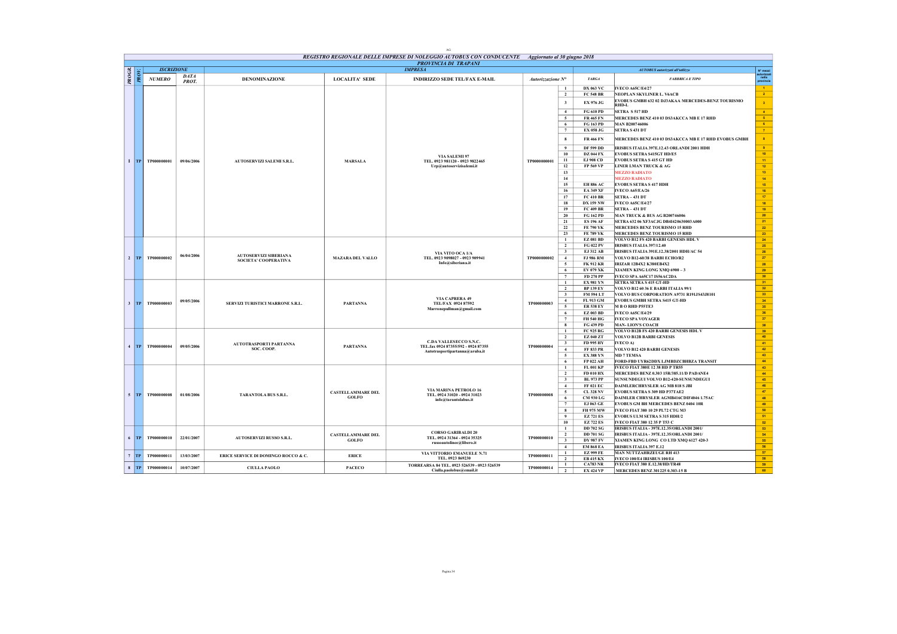AG

## REGISTRO REGIONALE DELLE IMPRESE DI NOLEGGIO AUTOBUS CON CONDUCENTE Aggiornato al 30 giugno 2018

### PROVINCIA DI TRAPANI

| PROGR. | PROV. | ISCRIZIONE NUMERO | ISCRIZIONE DATA PROT. | DENOMINAZIONE | LOCALITA' SEDE | INDIRIZZO SEDE TEL/FAX E-MAIL | Autorizzazione N° | | TARGA | FABBRICA E TIPO | N° mezzi autorizzati nella provincia |
|---|---|---|---|---|---|---|---|---|---|---|---|
| 1 | TP | TP000000001 | 09/06/2006 | AUTOSERVIZI SALEMI S.R.L. | MARSALA | VIA SALEMI 97 TEL. 0923 981120 - 0923 9822465 Urp@autoservizisalemi.it | TP0000000001 | 1 | DX 063 VC | IVECO A65C/E4/27 | 1 |
| | | | | | | | | 2 | FC 548 BR | NEOPLAN SKYLINER L. V6ACB | 2 |
| | | | | | | | | 3 | EX 976 JG | EVOBUS GMBH 632 02 DJ3AKAA MERCEDES-BENZ TOURISMO RHD-L | 3 |
| | | | | | | | | 4 | FG 610 PD | SETRA S 517 HD | 4 |
| | | | | | | | | 5 | FR 465 FN | MERCEDES BENZ 410 03 DS3AKCCA MB E 17 RHD | 5 |
| | | | | | | | | 6 | FG 163 PD | MAN B200746006 | 6 |
| | | | | | | | | 7 | EX 058 JG | SETRA S 431 DT | 7 |
| | | | | | | | | 8 | FR 466 FN | MERCEDES BENZ 410 03 DS3AKCCA MB E 17 RHD EVOBUS GMBH | 8 |
| | | | | | | | | 9 | DF 599 DD | IRISBUS ITALIA 397E.12.43 ORLANDI 2001 HDH | 9 |
| | | | | | | | | 10 | DZ 044 FX | EVOBUS SETRA S415GT HD/E5 | 10 |
| | | | | | | | | 11 | EJ 908 CD | EVOBUS SETRA S 415 GT HD | 11 |
| | | | | | | | | 12 | FP 569 VP | LINER LMAN TRUCK & AG | 12 |
| | | | | | | | | 13 | | MEZZO RADIATO | 13 |
| | | | | | | | | 14 | | MEZZO RADIATO | 14 |
| | | | | | | | | 15 | EH 886 AC | EVOBUS SETRA S 417 HDH | 15 |
| | | | | | | | | 16 | EA 349 XF | IVECO A65/EA/26 | 16 |
| | | | | | | | | 17 | FC 410 BR | SETRA – 431 DT | 17 |
| | | | | | | | | 18 | DX 159 NW | IVECO A65C/E4/27 | 18 |
| | | | | | | | | 19 | FC 409 BR | SETRA – 431 DT | 19 |
| | | | | | | | | 20 | FG 162 PD | MAN TRUCK & BUS AG B200746006 | 20 |
| | | | | | | | | 21 | ES 196 AF | SETRA 632 06 XF3ACJG DB4I420630003A000 | 21 |
| | | | | | | | | 22 | FE 790 YK | MERCEDES BENZ TOURISMO 15 RHD | 22 |
| | | | | | | | | 23 | FE 789 YK | MERCEDES BENZ TOURISMO 15 RHD | 23 |
| 2 | TP | TP000000002 | 06/04/2006 | AUTOSERVIZI SIBERIANA SOCIETA' COOPERATIVA | MAZARA DEL VALLO | VIA VITO OCA 1/A TEL. 0923 9098027 - 0923 909941 Info@siberiana.it | TP0000000002 | 1 | EZ 081 BD | VOLVO B12 FS 420 BARBI GENESIS HDL V | 24 |
| | | | | | | | | 2 | FG 022 PV | IRISBUS ITALIA 397/12.40 | 25 |
| | | | | | | | | 3 | EJ 312 AB | IRISBUS ITALIA 391E.12.38/2001 HDH/AC 54 | 26 |
| | | | | | | | | 4 | FJ 986 RM | VOLVO B12-60/38 BARBI ECHO/R2 | 27 |
| | | | | | | | | 5 | FK 912 KR | IRIZAR 12B4X2 K380EB4X2 | 28 |
| | | | | | | | | 6 | EV 079 XK | XIAMEN KING LONG XMQ 6900 – 3 | 29 |
| | | | | | | | | 7 | FD 270 PP | IVECO SPA A65C17 IS56AC2DA | 30 |
| 3 | TP | TP000000003 | 09/05/2006 | SERVIZI TURISTICI MARRONE S.R.L. | PARTANNA | VIA CAPRERA 49 TEL/FAX 0924 87592 Marronepullman@gmail.com | TP000000003 | 1 | EX 981 YN | SETRA SETRA S 415 GT-HD | 31 |
| | | | | | | | | 2 | BP 139 EY | VOLVO B12 60 36 E BARBI ITALIA 99/1 | 32 |
| | | | | | | | | 3 | FM 594 LT | VOLVO BUS CORPORATION A9731 R191JS43J8101 | 33 |
| | | | | | | | | 4 | FL 913 GM | EVOBUS GMBH SETRA S415 GT-HD | 34 |
| | | | | | | | | 5 | ER 538 EY | M B O RHD P55TE3 | 35 |
| | | | | | | | | 6 | EZ 003 BD | IVECO A65C/E4/29 | 36 |
| | | | | | | | | 7 | FH 540 HG | IVECO SPA VOYAGER | 37 |
| | | | | | | | | 8 | FG 439 PD | MAN- LION'S COACH | 38 |
| 4 | TP | TP000000004 | 09/05/2006 | AUTOTRASPORTI PARTANNA SOC. COOP. | PARTANNA | C.DA VALLESECCO S.N.C. TEL.fax 0924 87355/592 - 0924 87355 Autotrasportipartanna@aruba.it | TP000000004 | 1 | FC 925 RG | VOLVO B12B FS 420 BARBI GENESIS HDL V | 39 |
| | | | | | | | | 2 | EZ 040 ZT | VOLVO B12B BARBI GENESIS | 40 |
| | | | | | | | | 3 | FD 995 HY | IVECO A) | 41 |
| | | | | | | | | 4 | FF 833 PR | VOLVO B12 420 BARBI GENESIS | 42 |
| | | | | | | | | 5 | EX 388 YN | MD 7 TEMSA | 43 |
| | | | | | | | | 6 | FP 022 AH | FORD-FBD UYR62DDX LJMBDZCBHBZA TRANSIT | 44 |
| 5 | TP | TP000000008 | 01/08/2006 | TARANTOLA BUS S.R.L. | CASTELLAMMARE DEL GOLFO | VIA MARINA PETROLO 16 TEL. 0924 31020 - 0924 31023 info@tarantolabus.it | TP000000008 | 1 | FL 001 KP | IVECO FIAT 380E 12 38 HD P TR55 | 43 |
| | | | | | | | | 2 | FD 010 HX | MERCEDES BENZ 0.303 15R/385.11/D PADANE4 | 44 |
| | | | | | | | | 3 | BL 973 PP | SUNSUNDEGUI VOLVO B12-420-SUNSUNDEGUI | 45 |
| | | | | | | | | 4 | FF 021 EC | DAIMLERCHRYSLER AG MB 818 S JBI | 46 |
| | | | | | | | | 5 | CL 328 NV | EVOBUS SETRA S 309 HD P37TAE2 | 47 |
| | | | | | | | | 6 | CM 930 LG | DAIMLER CHRYSLER AGMB416CDIF4046 1.75AC | 48 |
| | | | | | | | | 7 | EJ 063 GE | EVOBUS GM BH MERCEDES BENZ 0404 10R | 49 |
| | | | | | | | | 8 | FH 975 MW | IVECO FIAT 380 10 29 PL72 CTG M3 | 50 |
| | | | | | | | | 9 | EZ 721 ES | EVOBUS ULM SETRA S 315 HDH/2 | 51 |
| | | | | | | | | 10 | EZ 722 ES | IVECO FIAT 380 12 35 P T53 C | 52 |
| 6 | TP | TP000000010 | 22/01/2007 | AUTOSERVIZI RUSSO S.R.L. | CASTELLAMMARE DEL GOLFO | CORSO GARIBALDI 20 TEL. 0924 31364 - 0924 35325 russoautolinee@libero.it | TP000000010 | 1 | DD 702 SG | IRISBUS ITALIA - 397E.12.35/ORLANDI 2001/ | 53 |
| | | | | | | | | 2 | DD 701 SG | IRISBUS ITALIA - 397E.12.35/ORLANDI 2001/ | 54 |
| | | | | | | | | 3 | DY 987 FV | XIAMEN KING LONG CO LTD XMQ 6127 420-3 | 55 |
| | | | | | | | | 4 | EM 868 EA | IRISBUS ITALIA 397 E.12 | 56 |
| 7 | TP | TP000000011 | 13/03/2007 | ERICE SERVICE DI DOMINGO ROCCO & C. | ERICE | VIA VITTORIO EMANUELE N.71 TEL. 0923 869230 | TP000000011 | 1 | EZ 999 FE | MAN NUTTZAHRZEUGE RH 413 | 57 |
| | | | | | | | | 2 | EB 415 KX | IVECO 100/E4 IRISBUS 100/E4 | 58 |
| 8 | TP | TP000000014 | 10/07/2007 | CIULLA PAOLO | PACECO | TORREARSA 84 TEL. 0923 526539 - 0923 526539 Ciulla.paolobus@email.it | TP000000014 | 1 | CA783 NR | IVECO FIAT 380 E.12.38/HD/TR48 | 59 |
| | | | | | | | | 2 | EX 424 VP | MERCEDES BENZ 301225 0.303-15 B | 60 |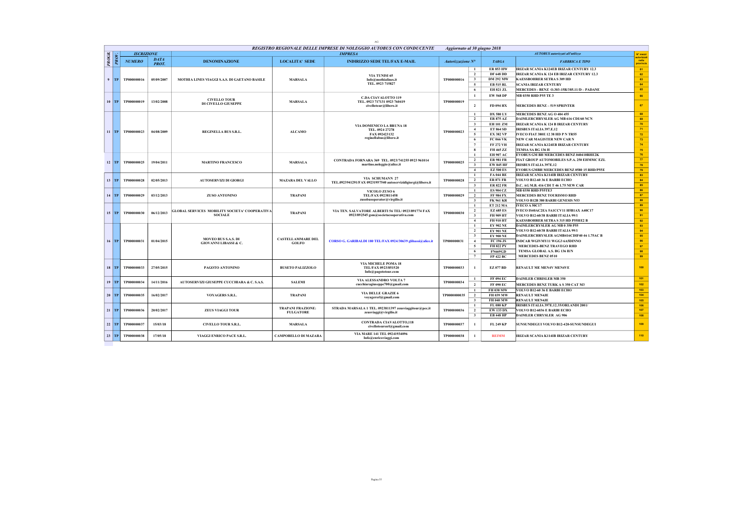AG

| | | | | | | | | | | | | |
|---|---|---|---|---|---|---|---|---|---|---|---|---|
| | | **REGISTRO REGIONALE DELLE IMPRESE DI NOLEGGIO AUTOBUS CON CONDUCENTE** | | | | | | **Aggiornato al 30 giugno 2018** | | | | |
| **PROGR.** | **PROV.** | **ISCRIZIONE** | | **IMPRESA** | | | | **AUTOBUS autorizzati all'utilizzo** | | | | **N° mezzi autorizzati nella provincia** |
| | | **NUMERO** | **DATA PROT.** | **DENOMINAZIONE** | **LOCALITA' SEDE** | **INDIRIZZO SEDE TEL/FAX E-MAIL** | **Autorizzazione N°** | | **TARGA** | **FABBRICA E TIPO** | | |
| 9 | TP | TP000000016 | 05/09/2007 | MOTHIA LINES VIAGGI S.A.S. DI GAETANO BASILE | MARSALA | VIA TUNISI 65 Info@mothialines.it TEL. 0923 715827 | TP000000016 | 1 | ER 853 HW | IRIZAR SCANIA K124EB IRIZAR CENTURY 12.3 | | 61 |
| | | | | | | | | 2 | DF 648 DD | IRIZAR SCANIA K 124 EB IRIZAR CENTURY 12.3 | | 62 |
| | | | | | | | | 3 | DM 292 MW | KAESSBOHRER SETRA S 309 HD | | 63 |
| | | | | | | | | 5 | EB 515 RL | SCANIA IRIZAR CENTURY | | 64 |
| | | | | | | | | 6 | EH 821 ZL | MERCEDES - BENZ O.303-15R/385.11/D – PADANE | | 65 |
| 10 | TP | TP000000019 | 13/02/2008 | CIVELLO TOUR DI CIVELLO GIUSEPPE | MARSALA | C.DA CIAVALOTTO 119 TEL. 0923 717131 0923 760419 civellotour@libero.it | TP000000019 | 1 | EW 568 DP | MB 0350 RHD P55 TE 3 | | 66 |
| | | | | | | | | 2 | FD 094 HX | MERCEDES BENZ – 519 SPRINTER | | 67 |
| 11 | TP | TP000000023 | 04/08/2009 | REGINELLA BUS S.R.L. | ALCAMO | VIA DOMENICO LA BRUNA 18 TEL. 0924 27278 FAX 092423132 reginellabus@libero.it | TP000000023 | 1 | DX 580 LY | MERCEDES BENZ AG O 404 455 | | 68 |
| | | | | | | | | 2 | ER 875 AZ | DAIMLERCHRYSLER AG MB 616 CDI/60 NCN | | 69 |
| | | | | | | | | 3 | EH 101 ZM | IRIZAR SCANIA K 124 B IRIZAR CENTURY | | 70 |
| | | | | | | | | 4 | ET 864 SD | IRISBUS ITALIA 397.E.12 | | 71 |
| | | | | | | | | 5 | EX 382 VP | IVECO FIAT 380E 12 38 HD P N TR55 | | 72 |
| | | | | | | | | 6 | FC 066 VK | NEW CAR MAGISTER NEW CAR N | | 73 |
| | | | | | | | | 7 | FF 272 VH | IRIZAR SCANIA K124EB IRIZAR CENTURY | | 74 |
| | | | | | | | | 8 | FH 465 ZZ | TEMSA SA BG 136 H | | 75 |
| 12 | TP | TP000000025 | 19/04/2011 | MARTINO FRANCESCO | MARSALA | CONTRADA FORNARA 369 TEL. 0923/741255 0923 961014 martino.noleggio@alice.it | TP000000025 | 1 | EH 907 AC | EVOBUS GM BH MERCEDES BENZ 040410RHE2K | | 76 |
| | | | | | | | | 2 | ER 981 FR | FIAT GROUP AUTOMOBILES S.P.A. 250 EHMMC EZL | | 77 |
| | | | | | | | | 3 | EW 845 HF | IRISBUS ITALIA 397E.12 | | 78 |
| | | | | | | | | 4 | EZ 500 ES | EVOBUS GMBH MERCEDES BENZ 0580 15 RHD/P55E | | 79 |
| 13 | TP | TP000000028 | 02/05/2013 | AUTOSERVIZI DI GIORGI | MAZARA DEL VALLO | VIA SCHUMANN 27 TEL.0923941291/FAX 09231957540 autoservizidigiorgi@libero.it | TP000000028 | 1 | FA 044 RE | IRIZAR SCANIA K114IB IRIZAR CENTURY | | 83 |
| | | | | | | | | 2 | ER 871 FR | VOLVO B12-60 36 E BARBI ECHO | | 84 |
| | | | | | | | | 3 | ER 822 FR | D.C. AG M.B. 416 CDI T 46 1.75 NEW CAR | | 85 |
| 14 | TP | TP000000029 | 03/12/2013 | ZUSO ANTONINO | TRAPANI | VICOLO ZUSO 6 TEL/FAX 0923811458 zusobusoperator@virgilio.it | TP000000029 | 1 | ES 904 CZ | MB 0350 RHD P55TE3 | | 86 |
| | | | | | | | | 2 | FF 984 FX | MERCEDES BENZ TOURISMO RHD | | 87 |
| | | | | | | | | 3 | FK 961 KR | VOLVO B12B 380 BARBI GENESIS N53 | | 88 |
| 15 | TP | TP000000030 | 06/12/2013 | GLOBAL SERVICES MOBILITY SOCIETA' COOPERATIVA SOCIALE | TRAPANI | VIA TEN. SALVATORE ALBERTI 56 TEL/ 0923/891774 FAX 0923/892545 gsm@societacooperativa.com | TP000000030 | 1 | ET 212 MA | IVECO A 50C17 | | 89 |
| | | | | | | | | 2 | EZ 685 ES | IVECO IS40AC2EA 5A1CCV11 H5B1AX A40C17 | | 90 |
| | | | | | | | | 3 | FH 909 HT | VOLVO B12-60/38 BARBI ITALIA 99/1 | | 91 |
| | | | | | | | | 4 | FH 910 HT | KAESSBOHRER SETRA S 315 HD P55HE2 B | | 92 |
| 16 | TP | TP000000031 | 01/04/2015 | MOVEO BUS S.A.S. DI GIOVANNI LIBASSI & C. | CASTELLAMMARE DEL GOLFO | CORSO G. GARIBALDI 180 TEL/FAX 0924/30639 glibassi@alice.it | TP000000031 | 1 | EY 902 NE | DAIMLERCRYSLER AG MB 0 350 P55 | | 93 |
| | | | | | | | | 2 | EY 901 NE | VOLVO B12-60/38 BARBI ITALIA 99/1 | | 94 |
| | | | | | | | | 3 | EY 900 NE | DAIMLERCHRYSLER AGMB416CDIF40 46 1.75AC B | | 95 |
| | | | | | | | | 4 | FC 196 JS | INDCAR WGIVMY11 WGG3 6A5DINNO | | 96 |
| | | | | | | | | 5 | FH 822 PY | MERCEDES-BENZ TRAVEGO RHD | | 97 |
| | | | | | | | | 6 | FN669GD | TEMSA GLOBAL A.S. BG 136 H/N | | 98 |
| | | | | | | | | 7 | FP 422 BC | MERCEDES BENZ 0510 | | 99 |
| 18 | TP | TP000000033 | 27/05/2015 | PAGOTO ANTONINO | BUSETO PALIZZOLO | VIA MICHELE POMA 18 TEL/FAX 0923/851520 Info@pagototour.com | TP000000033 | 1 | EZ 077 BD | RENAULT ME MEN4V MEN4VE | | 100 |
| 19 | TP | TP000000034 | 14/11/2016 | AUTOSERVIZI GIUSEPPE CUCCHIARA & C. S.A.S. | SALEMI | VIA ALESSANDRO VOLTA 7 cucchiaragiuseppe700@gmail.com | TP000000034 | 1 | FF 094 EC | DAIMLER CHRISLER MB 350 | | 101 |
| | | | | | | | | 2 | FF 090 EC | MERCEDES BENZ TURK A S 350 CAT M3 | | 102 |
| 20 | TP | TP000000035 | 16/02/2017 | VOYAGERS S.R.L. | TRAPANI | VIA DELLE GRAZIE 6 voyagersrl@gmail.com | TP0000000035 | 1 | FH 038 MW | VOLVO B12-60 36 E BARBI ECHO | | 103 |
| | | | | | | | | 2 | FH 039 MW | RENAULT MEN4JE | | 104 |
| | | | | | | | | 3 | FH 040 MW | RENAULT MEN4JE | | 105 |
| 21 | TP | TP000000036 | 20/02/2017 | ZEUS VIAGGI TOUR | TRAPANI FRAZIONE: FULGATORE | STRADA MARSALA 1 TEL. 0923811397 zeusviaggitour@pec.it zeusviaggi@virgilio.it | TP000000036 | 1 | FL 080 KP | IRISBUS ITALIA 397E.12.35/ORLANDI 2001/ | | 106 |
| | | | | | | | | 2 | EW 133 DX | VOLVO B12-6036 E BARBI ECHO | | 107 |
| | | | | | | | | 3 | EB 448 HP | DAIMLER CHRYSLER AG 906 | | 108 |
| 22 | TP | TP000000037 | 15/03/18 | CIVELLO TOUR S.R.L. | MARSALA | CONTRADA CIAVALOTTO,118 civellotoursrl@gmail.com | TP000000037 | 1 | FL 249 KP | SUNSUNDEGUI VOLVO B12-420-SUNSUNDEGUI | | 109 |
| 23 | TP | TP000000038 | 17/05/18 | VIAGGI ENRICO PACE S.R.L. | CAMPOBELLO DI MAZARA | VIA MARE 141 TEL 09241934096 Info@enricoviaggi.com | TP000000038 | 1 | REIMM | IRIZAR SCANIA K114IB IRIZAR CENTURY | | 110 |